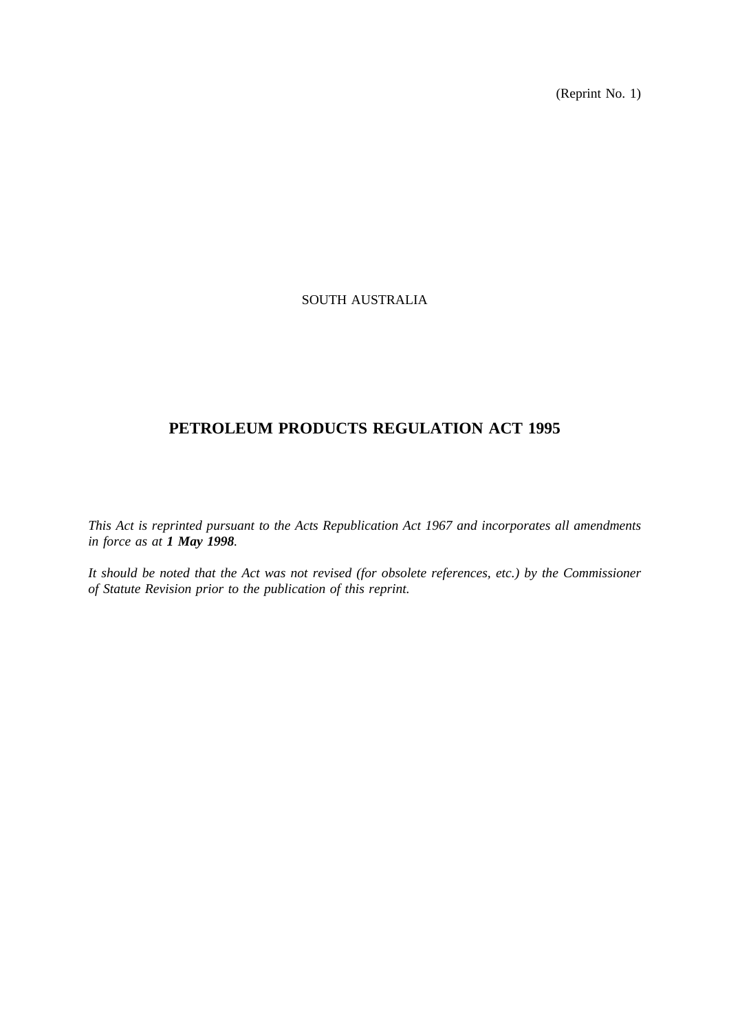(Reprint No. 1)

SOUTH AUSTRALIA

# PETROLEUM PRODUCTS REGULATION ACT 1995

*This Act is reprinted pursuant to the Acts Republication Act 1967 and incorporates all amendments in force as at **1 May 1998**.*

*It should be noted that the Act was not revised (for obsolete references, etc.) by the Commissioner of Statute Revision prior to the publication of this reprint.*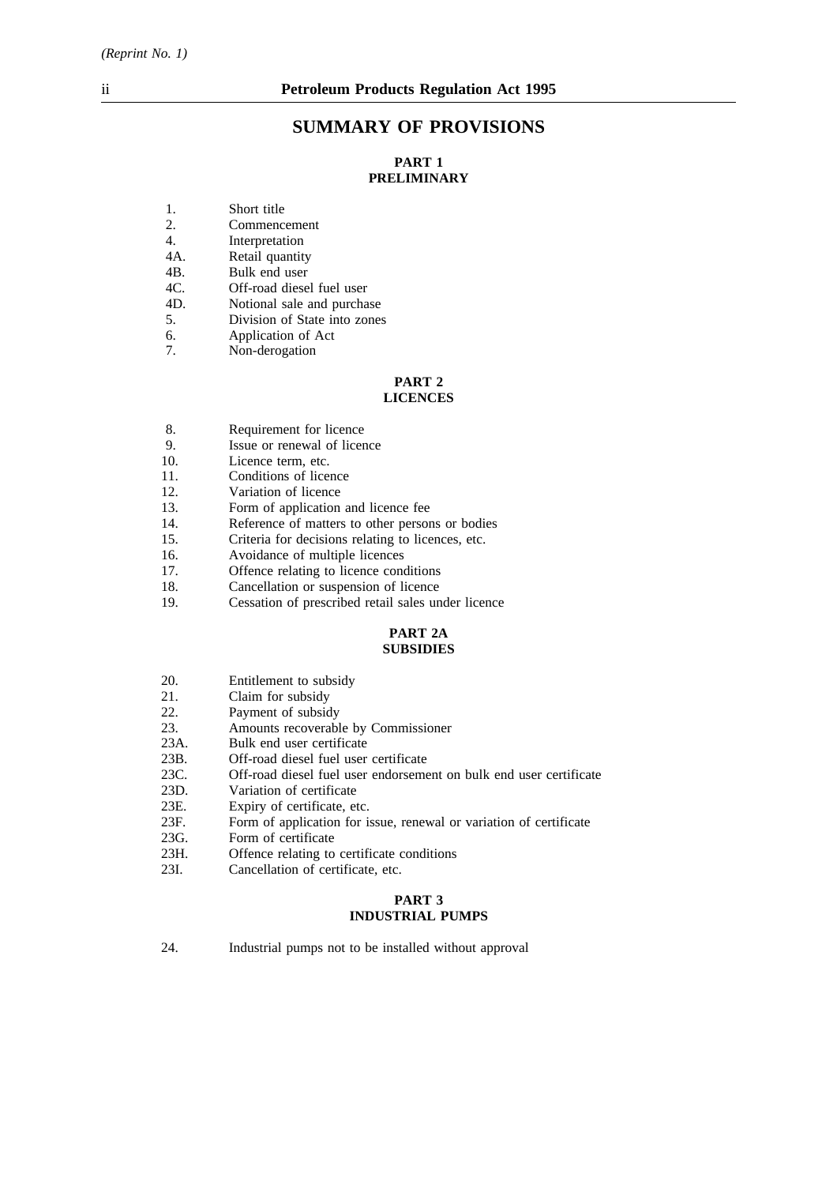## SUMMARY OF PROVISIONS

### PART 1
### PRELIMINARY

1. Short title
2. Commencement
4. Interpretation
4A. Retail quantity
4B. Bulk end user
4C. Off-road diesel fuel user
4D. Notional sale and purchase
5. Division of State into zones
6. Application of Act
7. Non-derogation

### PART 2
### LICENCES

8. Requirement for licence
9. Issue or renewal of licence
10. Licence term, etc.
11. Conditions of licence
12. Variation of licence
13. Form of application and licence fee
14. Reference of matters to other persons or bodies
15. Criteria for decisions relating to licences, etc.
16. Avoidance of multiple licences
17. Offence relating to licence conditions
18. Cancellation or suspension of licence
19. Cessation of prescribed retail sales under licence

### PART 2A
### SUBSIDIES

20. Entitlement to subsidy
21. Claim for subsidy
22. Payment of subsidy
23. Amounts recoverable by Commissioner
23A. Bulk end user certificate
23B. Off-road diesel fuel user certificate
23C. Off-road diesel fuel user endorsement on bulk end user certificate
23D. Variation of certificate
23E. Expiry of certificate, etc.
23F. Form of application for issue, renewal or variation of certificate
23G. Form of certificate
23H. Offence relating to certificate conditions
23I. Cancellation of certificate, etc.

### PART 3
### INDUSTRIAL PUMPS

24. Industrial pumps not to be installed without approval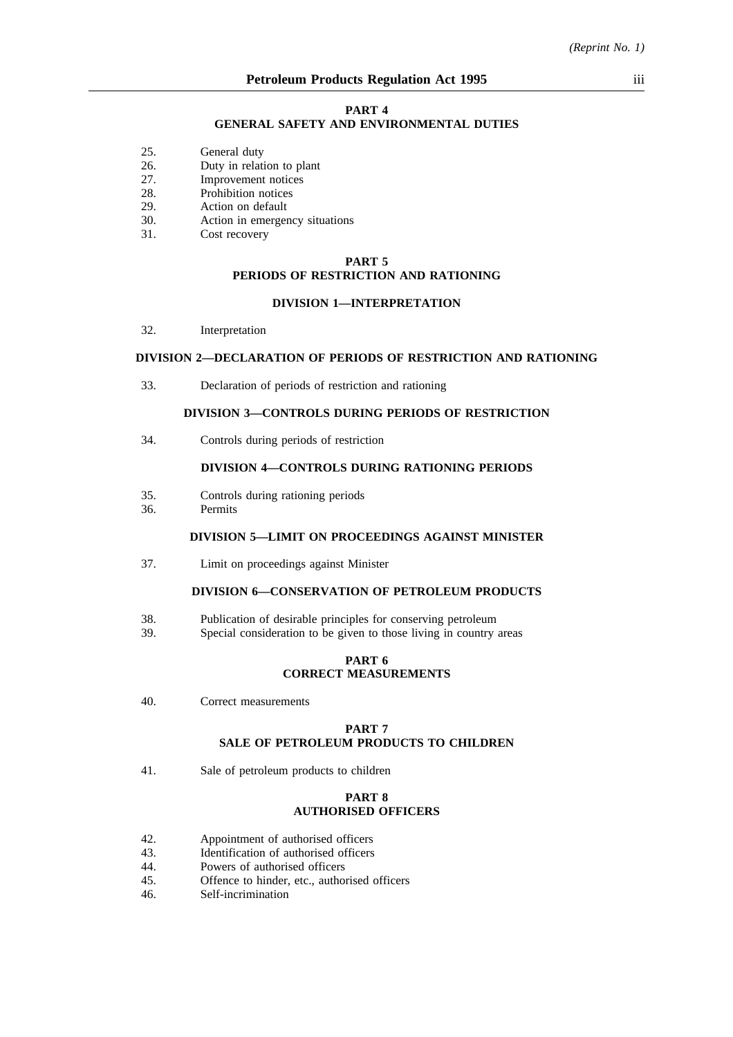## PART 4
## GENERAL SAFETY AND ENVIRONMENTAL DUTIES

25. General duty
26. Duty in relation to plant
27. Improvement notices
28. Prohibition notices
29. Action on default
30. Action in emergency situations
31. Cost recovery

## PART 5
## PERIODS OF RESTRICTION AND RATIONING

### DIVISION 1—INTERPRETATION

32. Interpretation

### DIVISION 2—DECLARATION OF PERIODS OF RESTRICTION AND RATIONING

33. Declaration of periods of restriction and rationing

### DIVISION 3—CONTROLS DURING PERIODS OF RESTRICTION

34. Controls during periods of restriction

### DIVISION 4—CONTROLS DURING RATIONING PERIODS

35. Controls during rationing periods
36. Permits

### DIVISION 5—LIMIT ON PROCEEDINGS AGAINST MINISTER

37. Limit on proceedings against Minister

### DIVISION 6—CONSERVATION OF PETROLEUM PRODUCTS

38. Publication of desirable principles for conserving petroleum
39. Special consideration to be given to those living in country areas

## PART 6
## CORRECT MEASUREMENTS

40. Correct measurements

## PART 7
## SALE OF PETROLEUM PRODUCTS TO CHILDREN

41. Sale of petroleum products to children

## PART 8
## AUTHORISED OFFICERS

42. Appointment of authorised officers
43. Identification of authorised officers
44. Powers of authorised officers
45. Offence to hinder, etc., authorised officers
46. Self-incrimination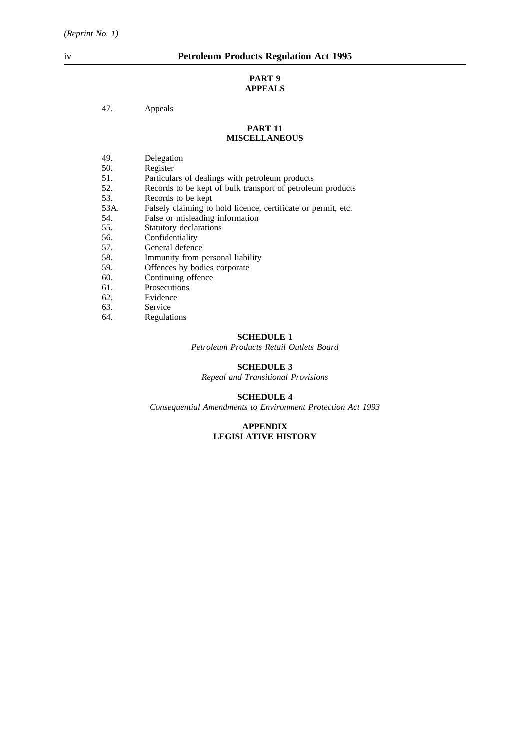**PART 9**
**APPEALS**

47. Appeals

**PART 11**
**MISCELLANEOUS**

49. Delegation
50. Register
51. Particulars of dealings with petroleum products
52. Records to be kept of bulk transport of petroleum products
53. Records to be kept
53A. Falsely claiming to hold licence, certificate or permit, etc.
54. False or misleading information
55. Statutory declarations
56. Confidentiality
57. General defence
58. Immunity from personal liability
59. Offences by bodies corporate
60. Continuing offence
61. Prosecutions
62. Evidence
63. Service
64. Regulations

**SCHEDULE 1**
*Petroleum Products Retail Outlets Board*

**SCHEDULE 3**
*Repeal and Transitional Provisions*

**SCHEDULE 4**
*Consequential Amendments to Environment Protection Act 1993*

**APPENDIX**
**LEGISLATIVE HISTORY**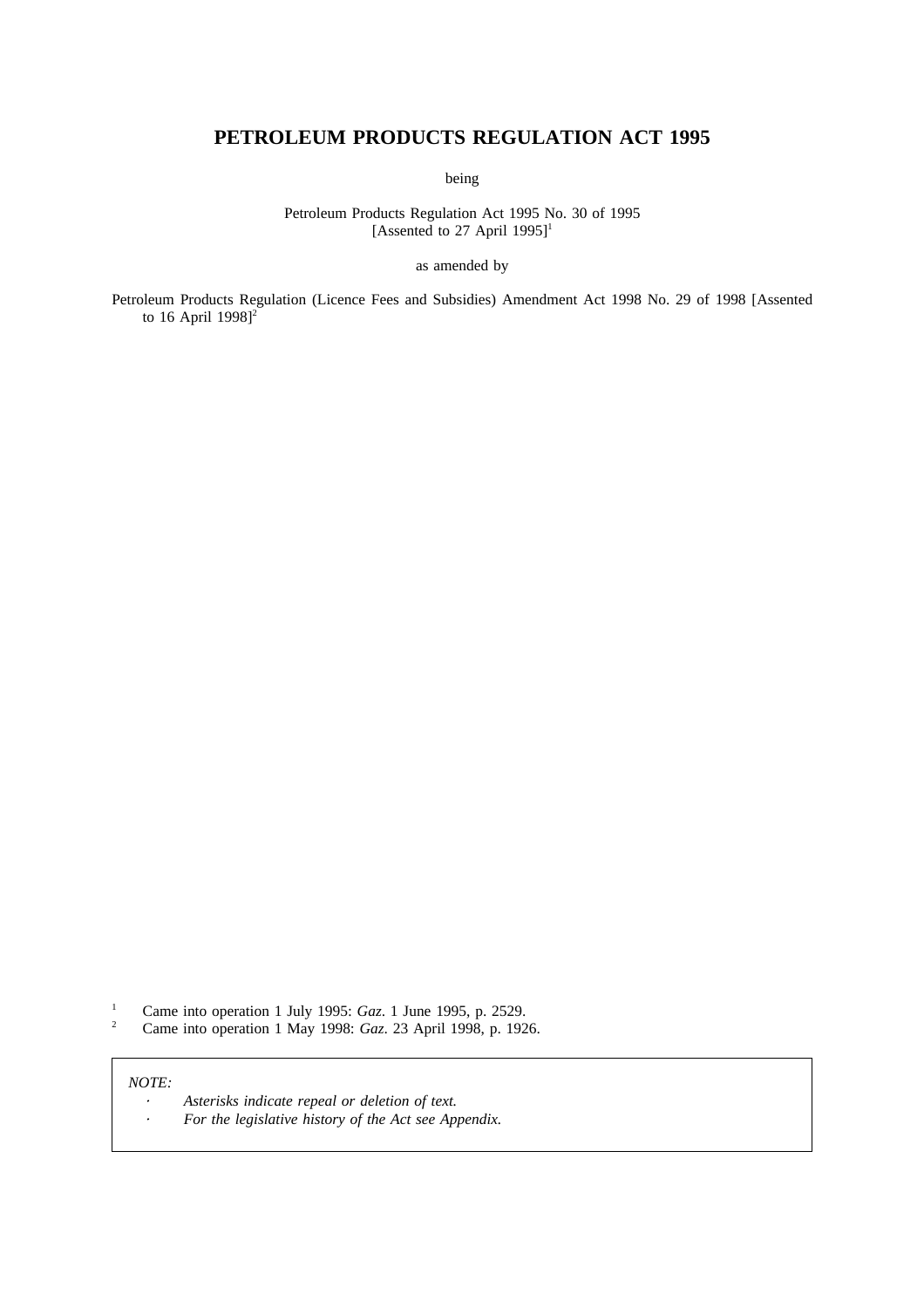# PETROLEUM PRODUCTS REGULATION ACT 1995

being

Petroleum Products Regulation Act 1995 No. 30 of 1995
[Assented to 27 April 1995][1]

as amended by

Petroleum Products Regulation (Licence Fees and Subsidies) Amendment Act 1998 No. 29 of 1998 [Assented to 16 April 1998][2]

[1] Came into operation 1 July 1995: *Gaz.* 1 June 1995, p. 2529.

[2] Came into operation 1 May 1998: *Gaz.* 23 April 1998, p. 1926.

*NOTE:*

- *Asterisks indicate repeal or deletion of text.*
- *For the legislative history of the Act see Appendix.*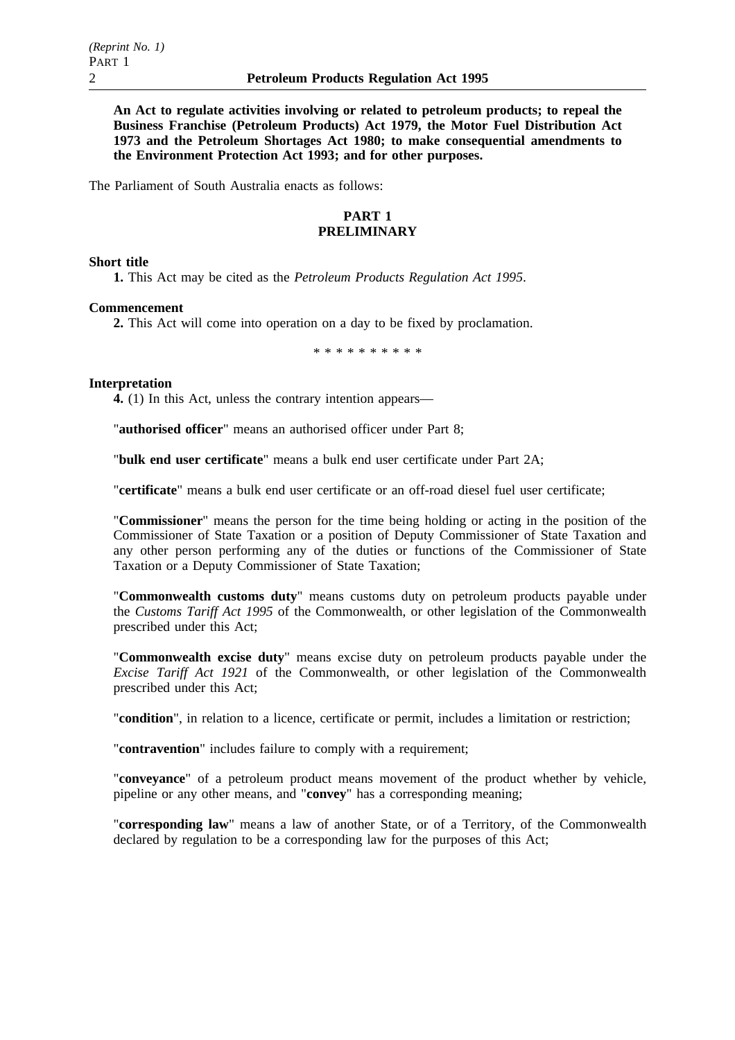**An Act to regulate activities involving or related to petroleum products; to repeal the Business Franchise (Petroleum Products) Act 1979, the Motor Fuel Distribution Act 1973 and the Petroleum Shortages Act 1980; to make consequential amendments to the Environment Protection Act 1993; and for other purposes.**

The Parliament of South Australia enacts as follows:

## PART 1
## PRELIMINARY

**Short title**

**1.** This Act may be cited as the *Petroleum Products Regulation Act 1995*.

**Commencement**

**2.** This Act will come into operation on a day to be fixed by proclamation.

\* \* \* \* \* \* \* \* \* \*

**Interpretation**

**4.** (1) In this Act, unless the contrary intention appears—

"**authorised officer**" means an authorised officer under Part 8;

"**bulk end user certificate**" means a bulk end user certificate under Part 2A;

"**certificate**" means a bulk end user certificate or an off-road diesel fuel user certificate;

"**Commissioner**" means the person for the time being holding or acting in the position of the Commissioner of State Taxation or a position of Deputy Commissioner of State Taxation and any other person performing any of the duties or functions of the Commissioner of State Taxation or a Deputy Commissioner of State Taxation;

"**Commonwealth customs duty**" means customs duty on petroleum products payable under the *Customs Tariff Act 1995* of the Commonwealth, or other legislation of the Commonwealth prescribed under this Act;

"**Commonwealth excise duty**" means excise duty on petroleum products payable under the *Excise Tariff Act 1921* of the Commonwealth, or other legislation of the Commonwealth prescribed under this Act;

"**condition**", in relation to a licence, certificate or permit, includes a limitation or restriction;

"**contravention**" includes failure to comply with a requirement;

"**conveyance**" of a petroleum product means movement of the product whether by vehicle, pipeline or any other means, and "**convey**" has a corresponding meaning;

"**corresponding law**" means a law of another State, or of a Territory, of the Commonwealth declared by regulation to be a corresponding law for the purposes of this Act;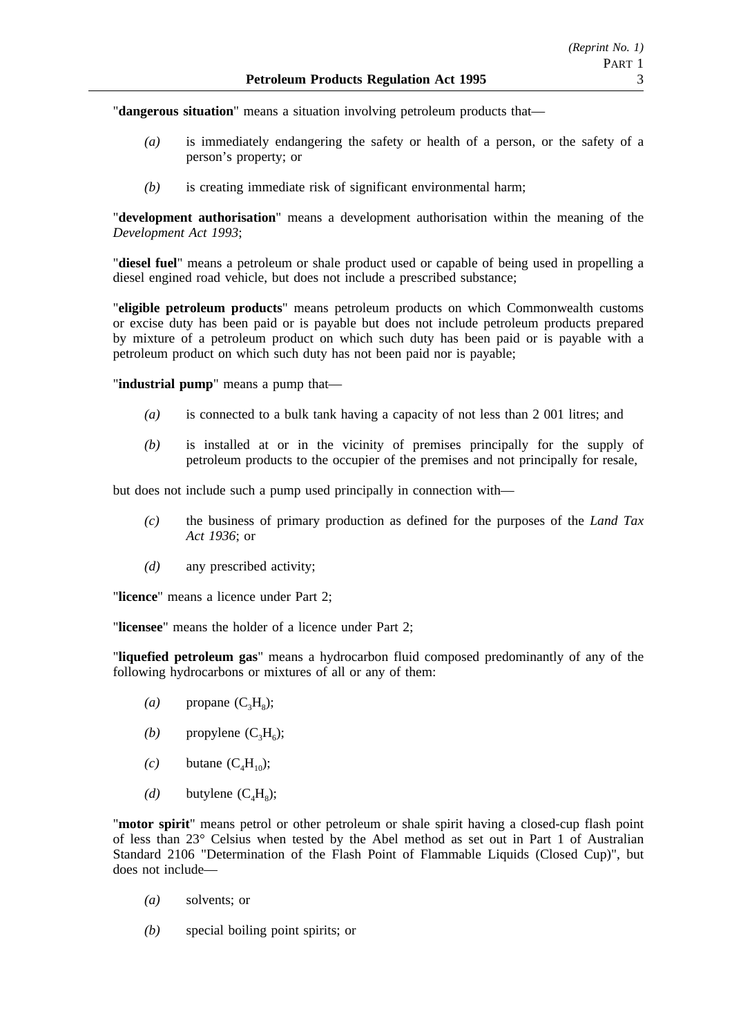"**dangerous situation**" means a situation involving petroleum products that—

*(a)* is immediately endangering the safety or health of a person, or the safety of a person's property; or

*(b)* is creating immediate risk of significant environmental harm;

"**development authorisation**" means a development authorisation within the meaning of the *Development Act 1993*;

"**diesel fuel**" means a petroleum or shale product used or capable of being used in propelling a diesel engined road vehicle, but does not include a prescribed substance;

"**eligible petroleum products**" means petroleum products on which Commonwealth customs or excise duty has been paid or is payable but does not include petroleum products prepared by mixture of a petroleum product on which such duty has been paid or is payable with a petroleum product on which such duty has not been paid nor is payable;

"**industrial pump**" means a pump that—

*(a)* is connected to a bulk tank having a capacity of not less than 2 001 litres; and

*(b)* is installed at or in the vicinity of premises principally for the supply of petroleum products to the occupier of the premises and not principally for resale,

but does not include such a pump used principally in connection with—

*(c)* the business of primary production as defined for the purposes of the *Land Tax Act 1936*; or

*(d)* any prescribed activity;

"**licence**" means a licence under Part 2;

"**licensee**" means the holder of a licence under Part 2;

"**liquefied petroleum gas**" means a hydrocarbon fluid composed predominantly of any of the following hydrocarbons or mixtures of all or any of them:

*(a)* propane ($C_3H_8$);

*(b)* propylene ($C_3H_6$);

*(c)* butane ($C_4H_{10}$);

*(d)* butylene ($C_4H_8$);

"**motor spirit**" means petrol or other petroleum or shale spirit having a closed-cup flash point of less than 23° Celsius when tested by the Abel method as set out in Part 1 of Australian Standard 2106 "Determination of the Flash Point of Flammable Liquids (Closed Cup)", but does not include—

*(a)* solvents; or

*(b)* special boiling point spirits; or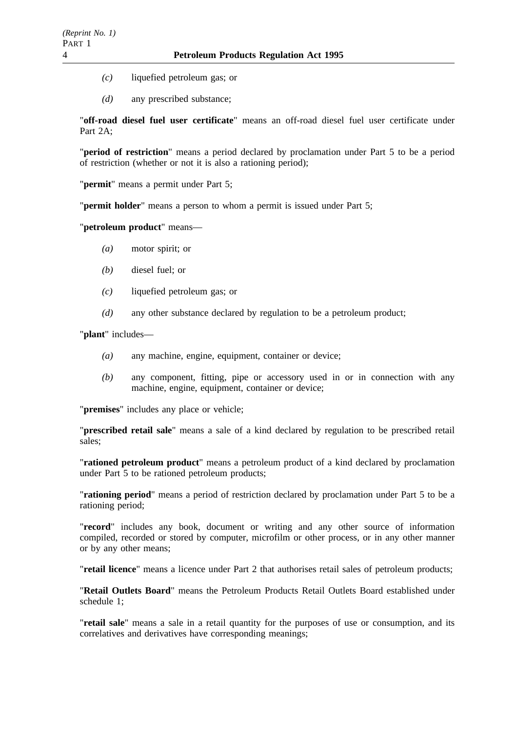*(c)* liquefied petroleum gas; or

*(d)* any prescribed substance;

"**off-road diesel fuel user certificate**" means an off-road diesel fuel user certificate under Part 2A;

"**period of restriction**" means a period declared by proclamation under Part 5 to be a period of restriction (whether or not it is also a rationing period);

"**permit**" means a permit under Part 5;

"**permit holder**" means a person to whom a permit is issued under Part 5;

"**petroleum product**" means—

*(a)* motor spirit; or

*(b)* diesel fuel; or

*(c)* liquefied petroleum gas; or

*(d)* any other substance declared by regulation to be a petroleum product;

"**plant**" includes—

*(a)* any machine, engine, equipment, container or device;

*(b)* any component, fitting, pipe or accessory used in or in connection with any machine, engine, equipment, container or device;

"**premises**" includes any place or vehicle;

"**prescribed retail sale**" means a sale of a kind declared by regulation to be prescribed retail sales;

"**rationed petroleum product**" means a petroleum product of a kind declared by proclamation under Part 5 to be rationed petroleum products;

"**rationing period**" means a period of restriction declared by proclamation under Part 5 to be a rationing period;

"**record**" includes any book, document or writing and any other source of information compiled, recorded or stored by computer, microfilm or other process, or in any other manner or by any other means;

"**retail licence**" means a licence under Part 2 that authorises retail sales of petroleum products;

"**Retail Outlets Board**" means the Petroleum Products Retail Outlets Board established under schedule 1;

"**retail sale**" means a sale in a retail quantity for the purposes of use or consumption, and its correlatives and derivatives have corresponding meanings;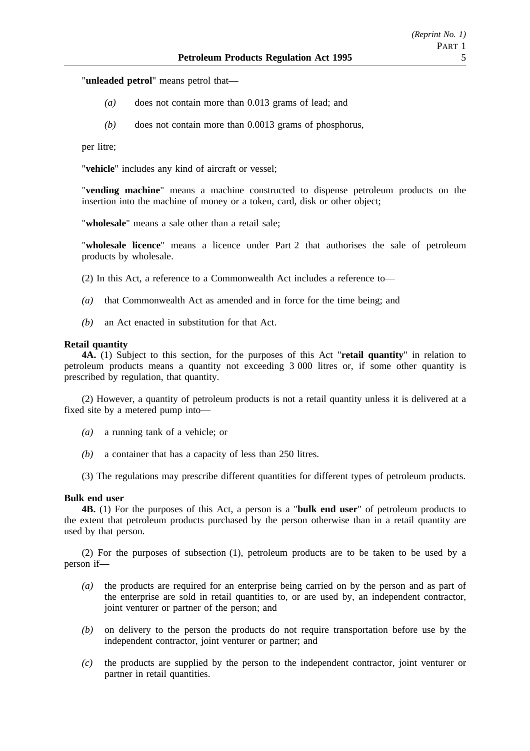"**unleaded petrol**" means petrol that—

*(a)* does not contain more than 0.013 grams of lead; and

*(b)* does not contain more than 0.0013 grams of phosphorus,

per litre;

"**vehicle**" includes any kind of aircraft or vessel;

"**vending machine**" means a machine constructed to dispense petroleum products on the insertion into the machine of money or a token, card, disk or other object;

"**wholesale**" means a sale other than a retail sale;

"**wholesale licence**" means a licence under Part 2 that authorises the sale of petroleum products by wholesale.

(2) In this Act, a reference to a Commonwealth Act includes a reference to—

*(a)* that Commonwealth Act as amended and in force for the time being; and

*(b)* an Act enacted in substitution for that Act.

**Retail quantity**

**4A.** (1) Subject to this section, for the purposes of this Act "**retail quantity**" in relation to petroleum products means a quantity not exceeding 3 000 litres or, if some other quantity is prescribed by regulation, that quantity.

(2) However, a quantity of petroleum products is not a retail quantity unless it is delivered at a fixed site by a metered pump into—

*(a)* a running tank of a vehicle; or

*(b)* a container that has a capacity of less than 250 litres.

(3) The regulations may prescribe different quantities for different types of petroleum products.

**Bulk end user**

**4B.** (1) For the purposes of this Act, a person is a "**bulk end user**" of petroleum products to the extent that petroleum products purchased by the person otherwise than in a retail quantity are used by that person.

(2) For the purposes of subsection (1), petroleum products are to be taken to be used by a person if—

*(a)* the products are required for an enterprise being carried on by the person and as part of the enterprise are sold in retail quantities to, or are used by, an independent contractor, joint venturer or partner of the person; and

*(b)* on delivery to the person the products do not require transportation before use by the independent contractor, joint venturer or partner; and

*(c)* the products are supplied by the person to the independent contractor, joint venturer or partner in retail quantities.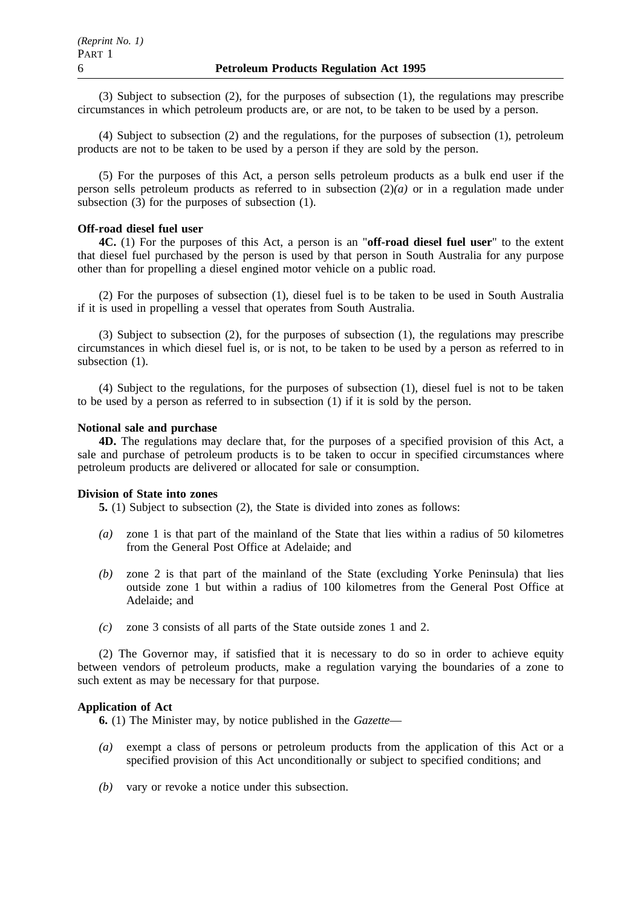(3) Subject to subsection (2), for the purposes of subsection (1), the regulations may prescribe circumstances in which petroleum products are, or are not, to be taken to be used by a person.

(4) Subject to subsection (2) and the regulations, for the purposes of subsection (1), petroleum products are not to be taken to be used by a person if they are sold by the person.

(5) For the purposes of this Act, a person sells petroleum products as a bulk end user if the person sells petroleum products as referred to in subsection (2)*(a)* or in a regulation made under subsection (3) for the purposes of subsection (1).

**Off-road diesel fuel user**

**4C.** (1) For the purposes of this Act, a person is an "**off-road diesel fuel user**" to the extent that diesel fuel purchased by the person is used by that person in South Australia for any purpose other than for propelling a diesel engined motor vehicle on a public road.

(2) For the purposes of subsection (1), diesel fuel is to be taken to be used in South Australia if it is used in propelling a vessel that operates from South Australia.

(3) Subject to subsection (2), for the purposes of subsection (1), the regulations may prescribe circumstances in which diesel fuel is, or is not, to be taken to be used by a person as referred to in subsection (1).

(4) Subject to the regulations, for the purposes of subsection (1), diesel fuel is not to be taken to be used by a person as referred to in subsection (1) if it is sold by the person.

**Notional sale and purchase**

**4D.** The regulations may declare that, for the purposes of a specified provision of this Act, a sale and purchase of petroleum products is to be taken to occur in specified circumstances where petroleum products are delivered or allocated for sale or consumption.

**Division of State into zones**

**5.** (1) Subject to subsection (2), the State is divided into zones as follows:

*(a)* zone 1 is that part of the mainland of the State that lies within a radius of 50 kilometres from the General Post Office at Adelaide; and

*(b)* zone 2 is that part of the mainland of the State (excluding Yorke Peninsula) that lies outside zone 1 but within a radius of 100 kilometres from the General Post Office at Adelaide; and

*(c)* zone 3 consists of all parts of the State outside zones 1 and 2.

(2) The Governor may, if satisfied that it is necessary to do so in order to achieve equity between vendors of petroleum products, make a regulation varying the boundaries of a zone to such extent as may be necessary for that purpose.

**Application of Act**

**6.** (1) The Minister may, by notice published in the *Gazette*—

*(a)* exempt a class of persons or petroleum products from the application of this Act or a specified provision of this Act unconditionally or subject to specified conditions; and

*(b)* vary or revoke a notice under this subsection.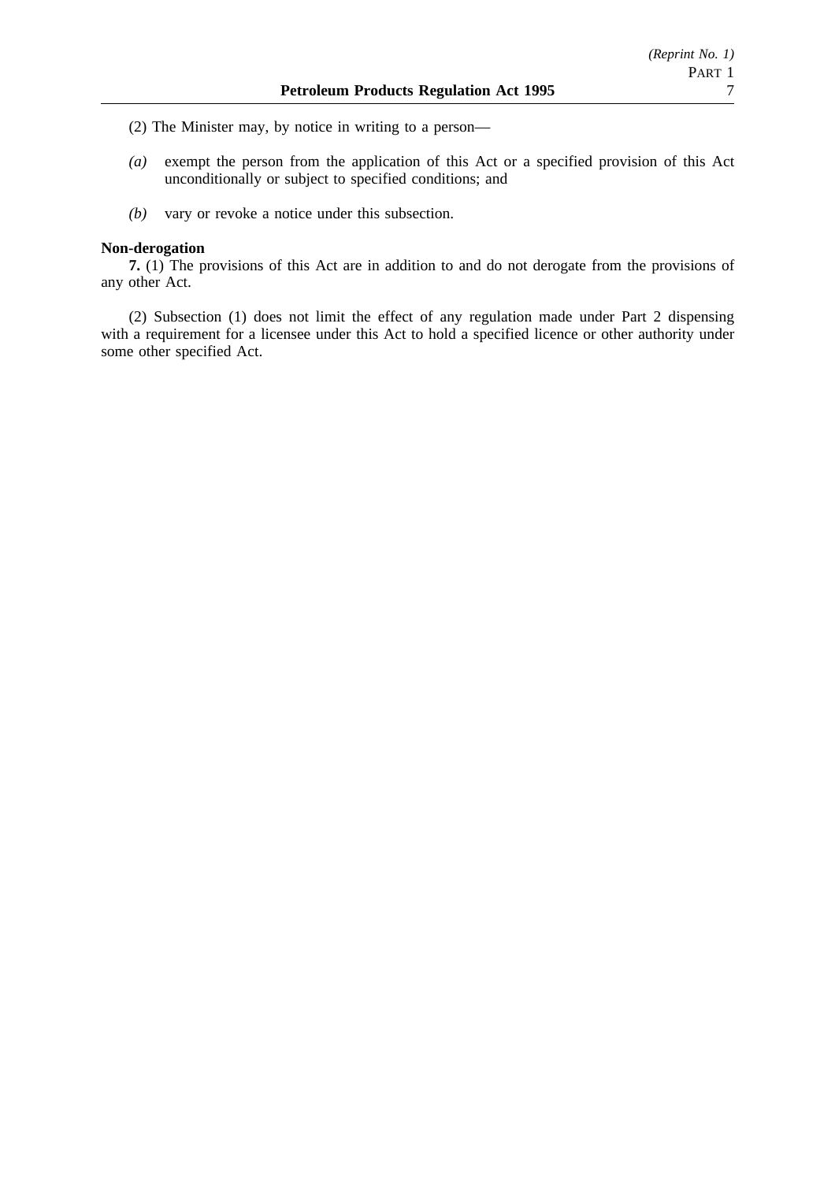(2) The Minister may, by notice in writing to a person—

*(a)* exempt the person from the application of this Act or a specified provision of this Act unconditionally or subject to specified conditions; and

*(b)* vary or revoke a notice under this subsection.

**Non-derogation**

**7.** (1) The provisions of this Act are in addition to and do not derogate from the provisions of any other Act.

(2) Subsection (1) does not limit the effect of any regulation made under Part 2 dispensing with a requirement for a licensee under this Act to hold a specified licence or other authority under some other specified Act.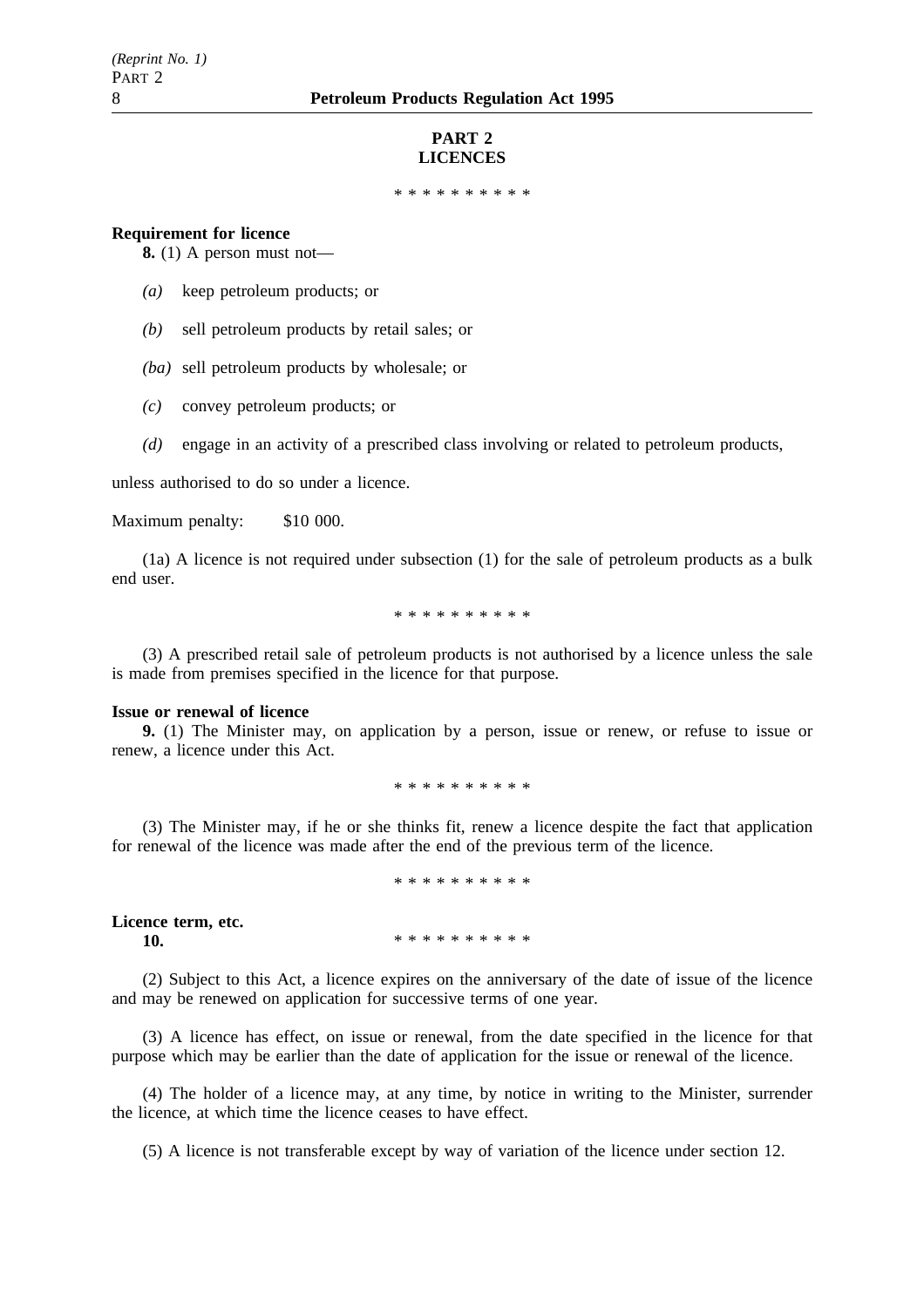## PART 2
## LICENCES

\* \* \* \* \* \* \* \* \* \*

**Requirement for licence**

**8.** (1) A person must not—

*(a)* keep petroleum products; or

*(b)* sell petroleum products by retail sales; or

*(ba)* sell petroleum products by wholesale; or

*(c)* convey petroleum products; or

*(d)* engage in an activity of a prescribed class involving or related to petroleum products,

unless authorised to do so under a licence.

Maximum penalty: $10 000.

(1a) A licence is not required under subsection (1) for the sale of petroleum products as a bulk end user.

\* \* \* \* \* \* \* \* \* \*

(3) A prescribed retail sale of petroleum products is not authorised by a licence unless the sale is made from premises specified in the licence for that purpose.

**Issue or renewal of licence**

**9.** (1) The Minister may, on application by a person, issue or renew, or refuse to issue or renew, a licence under this Act.

\* \* \* \* \* \* \* \* \* \*

(3) The Minister may, if he or she thinks fit, renew a licence despite the fact that application for renewal of the licence was made after the end of the previous term of the licence.

\* \* \* \* \* \* \* \* \* \*

**Licence term, etc.**

**10.** \* \* \* \* \* \* \* \* \* \*

(2) Subject to this Act, a licence expires on the anniversary of the date of issue of the licence and may be renewed on application for successive terms of one year.

(3) A licence has effect, on issue or renewal, from the date specified in the licence for that purpose which may be earlier than the date of application for the issue or renewal of the licence.

(4) The holder of a licence may, at any time, by notice in writing to the Minister, surrender the licence, at which time the licence ceases to have effect.

(5) A licence is not transferable except by way of variation of the licence under section 12.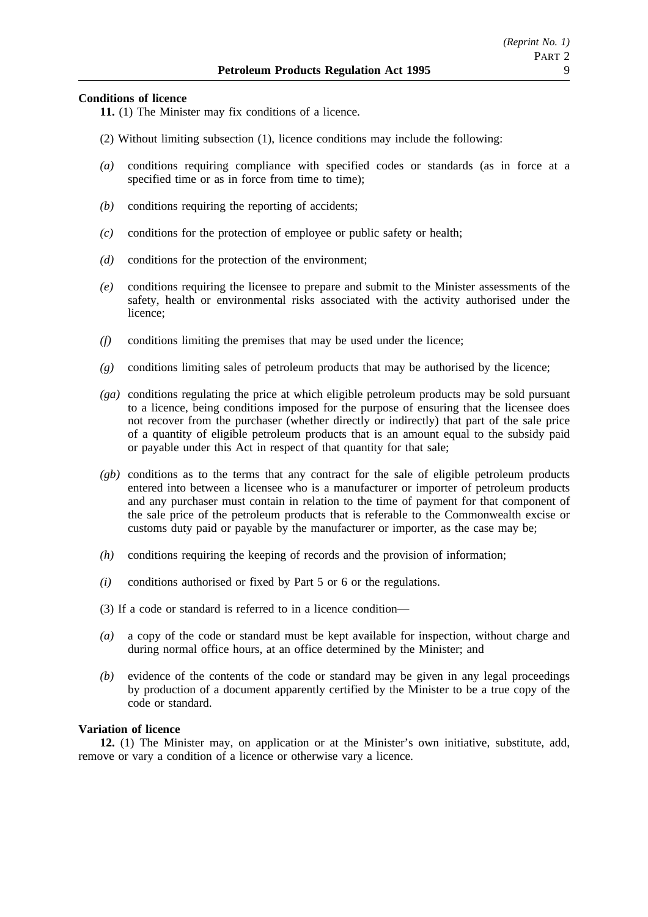**Conditions of licence**

**11.** (1) The Minister may fix conditions of a licence.

(2) Without limiting subsection (1), licence conditions may include the following:

*(a)* conditions requiring compliance with specified codes or standards (as in force at a specified time or as in force from time to time);

*(b)* conditions requiring the reporting of accidents;

*(c)* conditions for the protection of employee or public safety or health;

*(d)* conditions for the protection of the environment;

*(e)* conditions requiring the licensee to prepare and submit to the Minister assessments of the safety, health or environmental risks associated with the activity authorised under the licence;

*(f)* conditions limiting the premises that may be used under the licence;

*(g)* conditions limiting sales of petroleum products that may be authorised by the licence;

*(ga)* conditions regulating the price at which eligible petroleum products may be sold pursuant to a licence, being conditions imposed for the purpose of ensuring that the licensee does not recover from the purchaser (whether directly or indirectly) that part of the sale price of a quantity of eligible petroleum products that is an amount equal to the subsidy paid or payable under this Act in respect of that quantity for that sale;

*(gb)* conditions as to the terms that any contract for the sale of eligible petroleum products entered into between a licensee who is a manufacturer or importer of petroleum products and any purchaser must contain in relation to the time of payment for that component of the sale price of the petroleum products that is referable to the Commonwealth excise or customs duty paid or payable by the manufacturer or importer, as the case may be;

*(h)* conditions requiring the keeping of records and the provision of information;

*(i)* conditions authorised or fixed by Part 5 or 6 or the regulations.

(3) If a code or standard is referred to in a licence condition—

*(a)* a copy of the code or standard must be kept available for inspection, without charge and during normal office hours, at an office determined by the Minister; and

*(b)* evidence of the contents of the code or standard may be given in any legal proceedings by production of a document apparently certified by the Minister to be a true copy of the code or standard.

**Variation of licence**

**12.** (1) The Minister may, on application or at the Minister's own initiative, substitute, add, remove or vary a condition of a licence or otherwise vary a licence.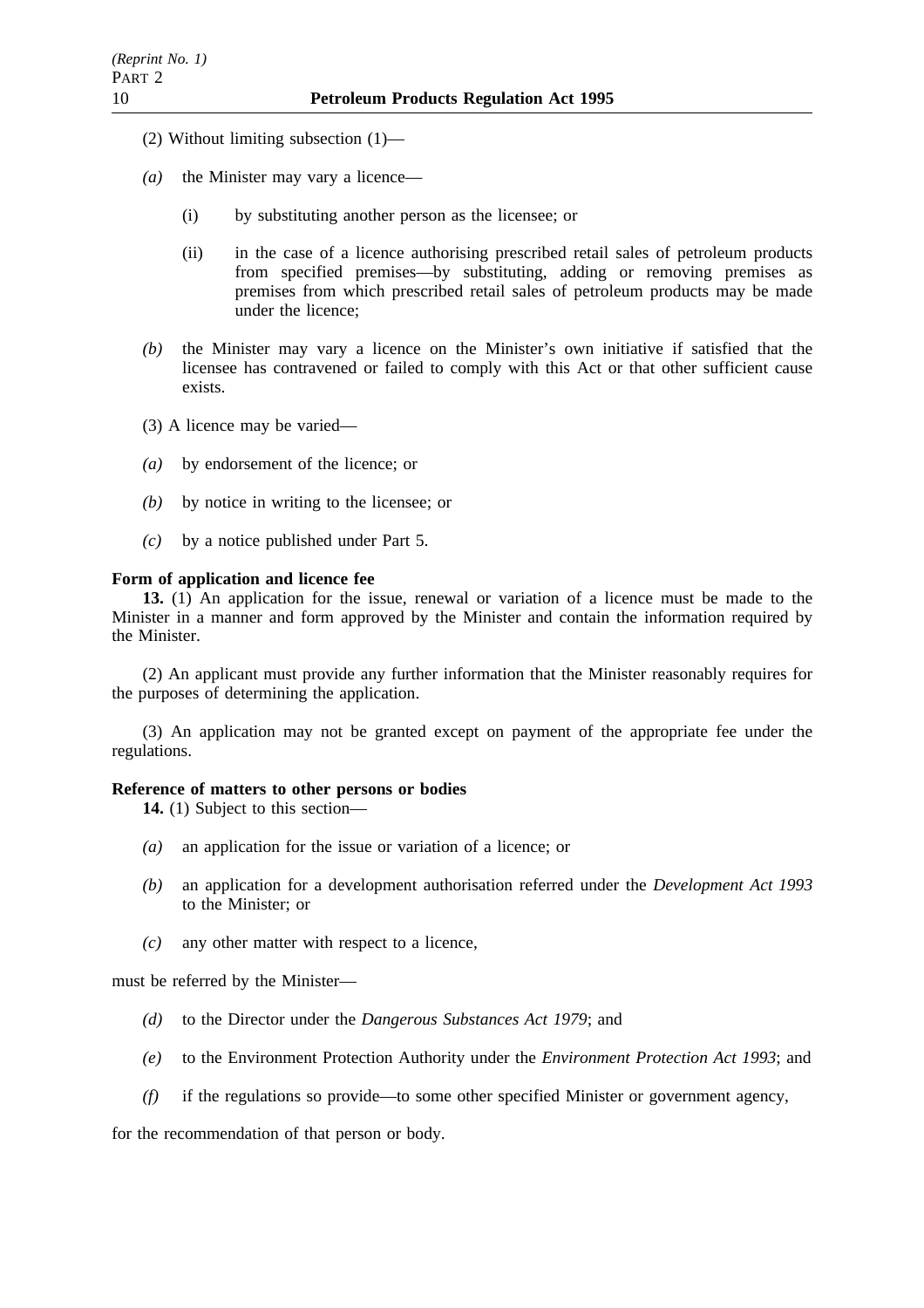(2) Without limiting subsection (1)—

*(a)* the Minister may vary a licence—

(i) by substituting another person as the licensee; or

(ii) in the case of a licence authorising prescribed retail sales of petroleum products from specified premises—by substituting, adding or removing premises as premises from which prescribed retail sales of petroleum products may be made under the licence;

*(b)* the Minister may vary a licence on the Minister's own initiative if satisfied that the licensee has contravened or failed to comply with this Act or that other sufficient cause exists.

(3) A licence may be varied—

*(a)* by endorsement of the licence; or

*(b)* by notice in writing to the licensee; or

*(c)* by a notice published under Part 5.

**Form of application and licence fee**

**13.** (1) An application for the issue, renewal or variation of a licence must be made to the Minister in a manner and form approved by the Minister and contain the information required by the Minister.

(2) An applicant must provide any further information that the Minister reasonably requires for the purposes of determining the application.

(3) An application may not be granted except on payment of the appropriate fee under the regulations.

**Reference of matters to other persons or bodies**

**14.** (1) Subject to this section—

*(a)* an application for the issue or variation of a licence; or

*(b)* an application for a development authorisation referred under the *Development Act 1993* to the Minister; or

*(c)* any other matter with respect to a licence,

must be referred by the Minister—

*(d)* to the Director under the *Dangerous Substances Act 1979*; and

*(e)* to the Environment Protection Authority under the *Environment Protection Act 1993*; and

*(f)* if the regulations so provide—to some other specified Minister or government agency,

for the recommendation of that person or body.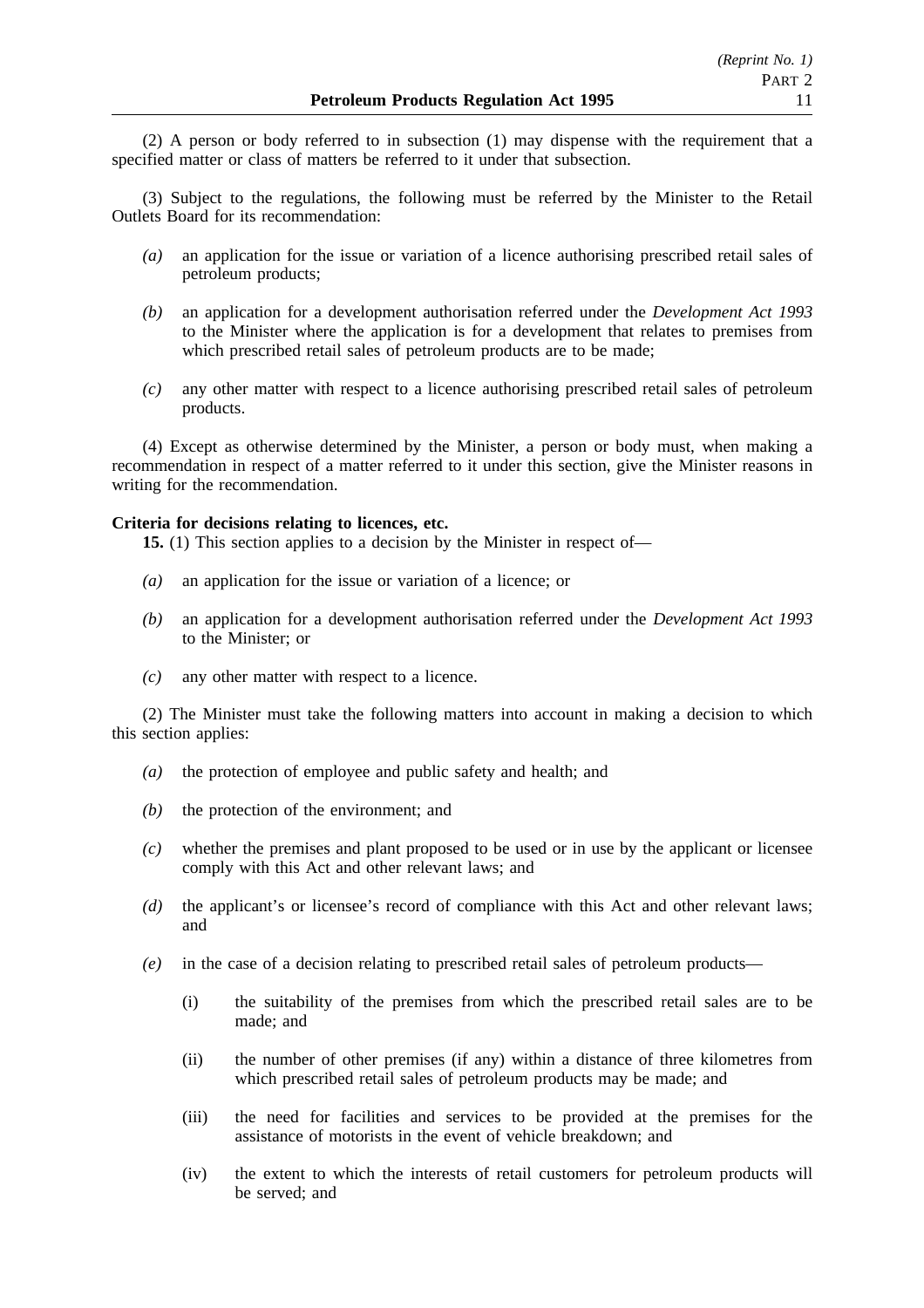(2) A person or body referred to in subsection (1) may dispense with the requirement that a specified matter or class of matters be referred to it under that subsection.

(3) Subject to the regulations, the following must be referred by the Minister to the Retail Outlets Board for its recommendation:

- *(a)* an application for the issue or variation of a licence authorising prescribed retail sales of petroleum products;
- *(b)* an application for a development authorisation referred under the *Development Act 1993* to the Minister where the application is for a development that relates to premises from which prescribed retail sales of petroleum products are to be made;
- *(c)* any other matter with respect to a licence authorising prescribed retail sales of petroleum products.

(4) Except as otherwise determined by the Minister, a person or body must, when making a recommendation in respect of a matter referred to it under this section, give the Minister reasons in writing for the recommendation.

**Criteria for decisions relating to licences, etc.**

**15.** (1) This section applies to a decision by the Minister in respect of—

- *(a)* an application for the issue or variation of a licence; or
- *(b)* an application for a development authorisation referred under the *Development Act 1993* to the Minister; or
- *(c)* any other matter with respect to a licence.

(2) The Minister must take the following matters into account in making a decision to which this section applies:

- *(a)* the protection of employee and public safety and health; and
- *(b)* the protection of the environment; and
- *(c)* whether the premises and plant proposed to be used or in use by the applicant or licensee comply with this Act and other relevant laws; and
- *(d)* the applicant's or licensee's record of compliance with this Act and other relevant laws; and
- *(e)* in the case of a decision relating to prescribed retail sales of petroleum products—
  - (i) the suitability of the premises from which the prescribed retail sales are to be made; and
  - (ii) the number of other premises (if any) within a distance of three kilometres from which prescribed retail sales of petroleum products may be made; and
  - (iii) the need for facilities and services to be provided at the premises for the assistance of motorists in the event of vehicle breakdown; and
  - (iv) the extent to which the interests of retail customers for petroleum products will be served; and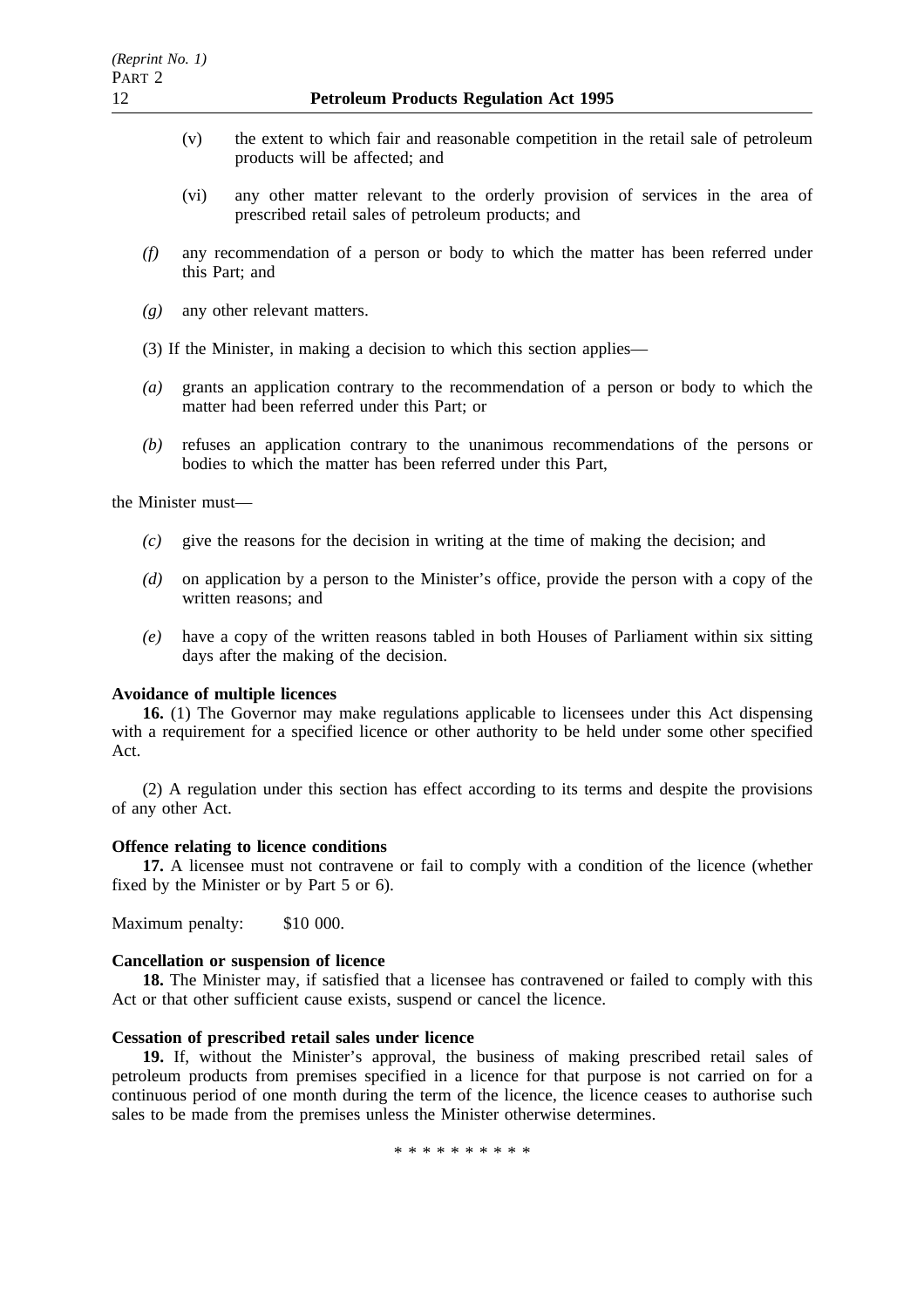(v) the extent to which fair and reasonable competition in the retail sale of petroleum products will be affected; and

(vi) any other matter relevant to the orderly provision of services in the area of prescribed retail sales of petroleum products; and

*(f)* any recommendation of a person or body to which the matter has been referred under this Part; and

*(g)* any other relevant matters.

(3) If the Minister, in making a decision to which this section applies—

*(a)* grants an application contrary to the recommendation of a person or body to which the matter had been referred under this Part; or

*(b)* refuses an application contrary to the unanimous recommendations of the persons or bodies to which the matter has been referred under this Part,

the Minister must—

*(c)* give the reasons for the decision in writing at the time of making the decision; and

*(d)* on application by a person to the Minister's office, provide the person with a copy of the written reasons; and

*(e)* have a copy of the written reasons tabled in both Houses of Parliament within six sitting days after the making of the decision.

**Avoidance of multiple licences**

**16.** (1) The Governor may make regulations applicable to licensees under this Act dispensing with a requirement for a specified licence or other authority to be held under some other specified Act.

(2) A regulation under this section has effect according to its terms and despite the provisions of any other Act.

**Offence relating to licence conditions**

**17.** A licensee must not contravene or fail to comply with a condition of the licence (whether fixed by the Minister or by Part 5 or 6).

Maximum penalty: $10 000.

**Cancellation or suspension of licence**

**18.** The Minister may, if satisfied that a licensee has contravened or failed to comply with this Act or that other sufficient cause exists, suspend or cancel the licence.

**Cessation of prescribed retail sales under licence**

**19.** If, without the Minister's approval, the business of making prescribed retail sales of petroleum products from premises specified in a licence for that purpose is not carried on for a continuous period of one month during the term of the licence, the licence ceases to authorise such sales to be made from the premises unless the Minister otherwise determines.

\* \* \* \* \* \* \* \* \* \*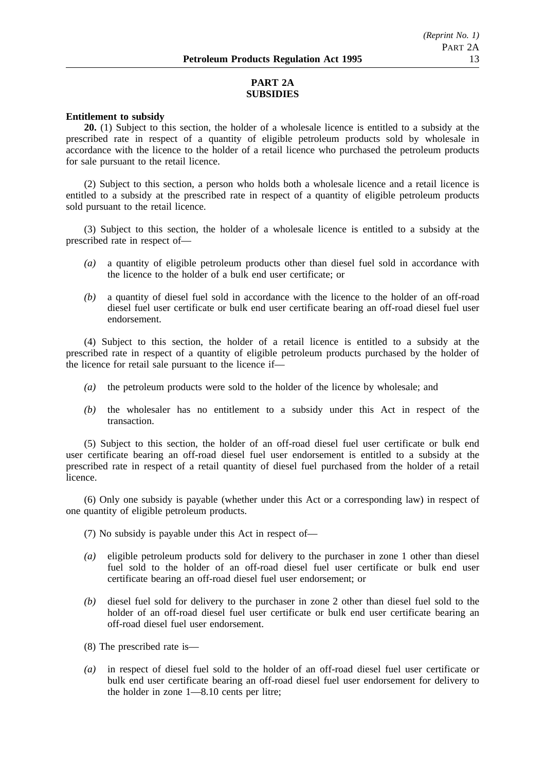## PART 2A
## SUBSIDIES

**Entitlement to subsidy**

**20.** (1) Subject to this section, the holder of a wholesale licence is entitled to a subsidy at the prescribed rate in respect of a quantity of eligible petroleum products sold by wholesale in accordance with the licence to the holder of a retail licence who purchased the petroleum products for sale pursuant to the retail licence.

(2) Subject to this section, a person who holds both a wholesale licence and a retail licence is entitled to a subsidy at the prescribed rate in respect of a quantity of eligible petroleum products sold pursuant to the retail licence.

(3) Subject to this section, the holder of a wholesale licence is entitled to a subsidy at the prescribed rate in respect of—

*(a)* a quantity of eligible petroleum products other than diesel fuel sold in accordance with the licence to the holder of a bulk end user certificate; or

*(b)* a quantity of diesel fuel sold in accordance with the licence to the holder of an off-road diesel fuel user certificate or bulk end user certificate bearing an off-road diesel fuel user endorsement.

(4) Subject to this section, the holder of a retail licence is entitled to a subsidy at the prescribed rate in respect of a quantity of eligible petroleum products purchased by the holder of the licence for retail sale pursuant to the licence if—

*(a)* the petroleum products were sold to the holder of the licence by wholesale; and

*(b)* the wholesaler has no entitlement to a subsidy under this Act in respect of the transaction.

(5) Subject to this section, the holder of an off-road diesel fuel user certificate or bulk end user certificate bearing an off-road diesel fuel user endorsement is entitled to a subsidy at the prescribed rate in respect of a retail quantity of diesel fuel purchased from the holder of a retail licence.

(6) Only one subsidy is payable (whether under this Act or a corresponding law) in respect of one quantity of eligible petroleum products.

(7) No subsidy is payable under this Act in respect of—

*(a)* eligible petroleum products sold for delivery to the purchaser in zone 1 other than diesel fuel sold to the holder of an off-road diesel fuel user certificate or bulk end user certificate bearing an off-road diesel fuel user endorsement; or

*(b)* diesel fuel sold for delivery to the purchaser in zone 2 other than diesel fuel sold to the holder of an off-road diesel fuel user certificate or bulk end user certificate bearing an off-road diesel fuel user endorsement.

(8) The prescribed rate is—

*(a)* in respect of diesel fuel sold to the holder of an off-road diesel fuel user certificate or bulk end user certificate bearing an off-road diesel fuel user endorsement for delivery to the holder in zone 1—8.10 cents per litre;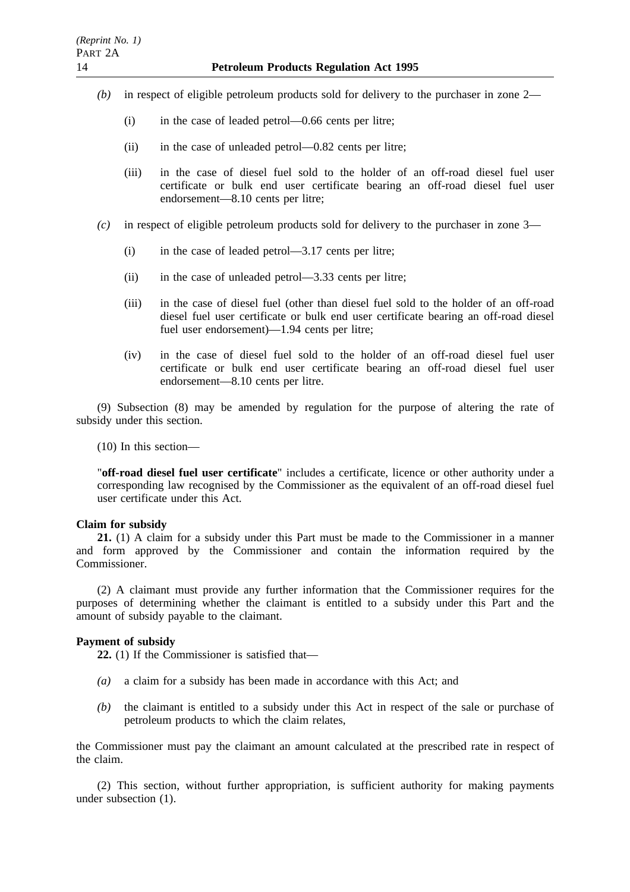*(b)* in respect of eligible petroleum products sold for delivery to the purchaser in zone 2—

(i) in the case of leaded petrol—0.66 cents per litre;

(ii) in the case of unleaded petrol—0.82 cents per litre;

(iii) in the case of diesel fuel sold to the holder of an off-road diesel fuel user certificate or bulk end user certificate bearing an off-road diesel fuel user endorsement—8.10 cents per litre;

*(c)* in respect of eligible petroleum products sold for delivery to the purchaser in zone 3—

(i) in the case of leaded petrol—3.17 cents per litre;

(ii) in the case of unleaded petrol—3.33 cents per litre;

(iii) in the case of diesel fuel (other than diesel fuel sold to the holder of an off-road diesel fuel user certificate or bulk end user certificate bearing an off-road diesel fuel user endorsement)—1.94 cents per litre;

(iv) in the case of diesel fuel sold to the holder of an off-road diesel fuel user certificate or bulk end user certificate bearing an off-road diesel fuel user endorsement—8.10 cents per litre.

(9) Subsection (8) may be amended by regulation for the purpose of altering the rate of subsidy under this section.

(10) In this section—

"**off-road diesel fuel user certificate**" includes a certificate, licence or other authority under a corresponding law recognised by the Commissioner as the equivalent of an off-road diesel fuel user certificate under this Act.

**Claim for subsidy**

**21.** (1) A claim for a subsidy under this Part must be made to the Commissioner in a manner and form approved by the Commissioner and contain the information required by the Commissioner.

(2) A claimant must provide any further information that the Commissioner requires for the purposes of determining whether the claimant is entitled to a subsidy under this Part and the amount of subsidy payable to the claimant.

**Payment of subsidy**

**22.** (1) If the Commissioner is satisfied that—

*(a)* a claim for a subsidy has been made in accordance with this Act; and

*(b)* the claimant is entitled to a subsidy under this Act in respect of the sale or purchase of petroleum products to which the claim relates,

the Commissioner must pay the claimant an amount calculated at the prescribed rate in respect of the claim.

(2) This section, without further appropriation, is sufficient authority for making payments under subsection (1).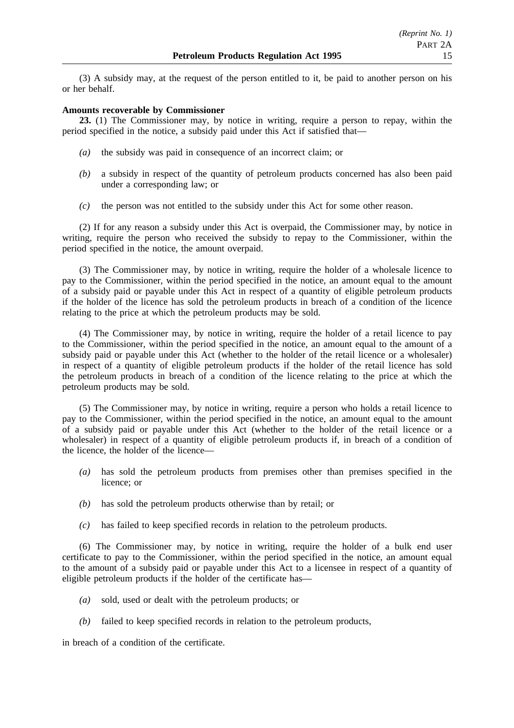(3) A subsidy may, at the request of the person entitled to it, be paid to another person on his or her behalf.

**Amounts recoverable by Commissioner**

**23.** (1) The Commissioner may, by notice in writing, require a person to repay, within the period specified in the notice, a subsidy paid under this Act if satisfied that—

*(a)* the subsidy was paid in consequence of an incorrect claim; or

*(b)* a subsidy in respect of the quantity of petroleum products concerned has also been paid under a corresponding law; or

*(c)* the person was not entitled to the subsidy under this Act for some other reason.

(2) If for any reason a subsidy under this Act is overpaid, the Commissioner may, by notice in writing, require the person who received the subsidy to repay to the Commissioner, within the period specified in the notice, the amount overpaid.

(3) The Commissioner may, by notice in writing, require the holder of a wholesale licence to pay to the Commissioner, within the period specified in the notice, an amount equal to the amount of a subsidy paid or payable under this Act in respect of a quantity of eligible petroleum products if the holder of the licence has sold the petroleum products in breach of a condition of the licence relating to the price at which the petroleum products may be sold.

(4) The Commissioner may, by notice in writing, require the holder of a retail licence to pay to the Commissioner, within the period specified in the notice, an amount equal to the amount of a subsidy paid or payable under this Act (whether to the holder of the retail licence or a wholesaler) in respect of a quantity of eligible petroleum products if the holder of the retail licence has sold the petroleum products in breach of a condition of the licence relating to the price at which the petroleum products may be sold.

(5) The Commissioner may, by notice in writing, require a person who holds a retail licence to pay to the Commissioner, within the period specified in the notice, an amount equal to the amount of a subsidy paid or payable under this Act (whether to the holder of the retail licence or a wholesaler) in respect of a quantity of eligible petroleum products if, in breach of a condition of the licence, the holder of the licence—

*(a)* has sold the petroleum products from premises other than premises specified in the licence; or

*(b)* has sold the petroleum products otherwise than by retail; or

*(c)* has failed to keep specified records in relation to the petroleum products.

(6) The Commissioner may, by notice in writing, require the holder of a bulk end user certificate to pay to the Commissioner, within the period specified in the notice, an amount equal to the amount of a subsidy paid or payable under this Act to a licensee in respect of a quantity of eligible petroleum products if the holder of the certificate has—

*(a)* sold, used or dealt with the petroleum products; or

*(b)* failed to keep specified records in relation to the petroleum products,

in breach of a condition of the certificate.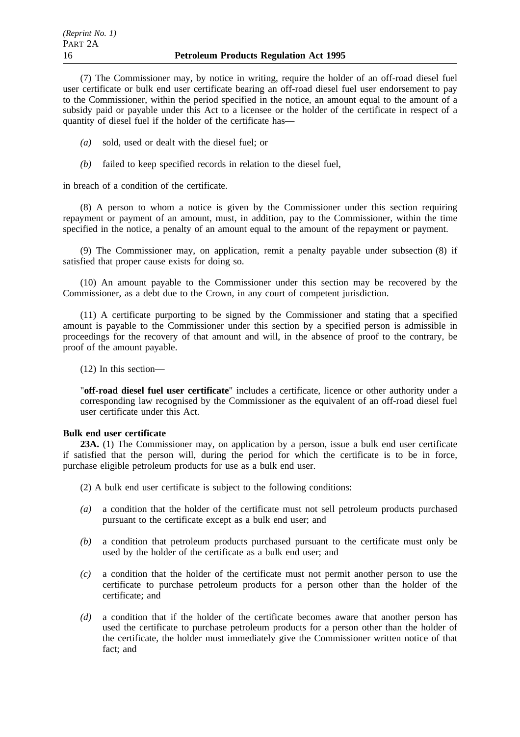(7) The Commissioner may, by notice in writing, require the holder of an off-road diesel fuel user certificate or bulk end user certificate bearing an off-road diesel fuel user endorsement to pay to the Commissioner, within the period specified in the notice, an amount equal to the amount of a subsidy paid or payable under this Act to a licensee or the holder of the certificate in respect of a quantity of diesel fuel if the holder of the certificate has—

- *(a)* sold, used or dealt with the diesel fuel; or
- *(b)* failed to keep specified records in relation to the diesel fuel,

in breach of a condition of the certificate.

(8) A person to whom a notice is given by the Commissioner under this section requiring repayment or payment of an amount, must, in addition, pay to the Commissioner, within the time specified in the notice, a penalty of an amount equal to the amount of the repayment or payment.

(9) The Commissioner may, on application, remit a penalty payable under subsection (8) if satisfied that proper cause exists for doing so.

(10) An amount payable to the Commissioner under this section may be recovered by the Commissioner, as a debt due to the Crown, in any court of competent jurisdiction.

(11) A certificate purporting to be signed by the Commissioner and stating that a specified amount is payable to the Commissioner under this section by a specified person is admissible in proceedings for the recovery of that amount and will, in the absence of proof to the contrary, be proof of the amount payable.

(12) In this section—

"**off-road diesel fuel user certificate**" includes a certificate, licence or other authority under a corresponding law recognised by the Commissioner as the equivalent of an off-road diesel fuel user certificate under this Act.

**Bulk end user certificate**

**23A.** (1) The Commissioner may, on application by a person, issue a bulk end user certificate if satisfied that the person will, during the period for which the certificate is to be in force, purchase eligible petroleum products for use as a bulk end user.

(2) A bulk end user certificate is subject to the following conditions:

- *(a)* a condition that the holder of the certificate must not sell petroleum products purchased pursuant to the certificate except as a bulk end user; and
- *(b)* a condition that petroleum products purchased pursuant to the certificate must only be used by the holder of the certificate as a bulk end user; and
- *(c)* a condition that the holder of the certificate must not permit another person to use the certificate to purchase petroleum products for a person other than the holder of the certificate; and
- *(d)* a condition that if the holder of the certificate becomes aware that another person has used the certificate to purchase petroleum products for a person other than the holder of the certificate, the holder must immediately give the Commissioner written notice of that fact; and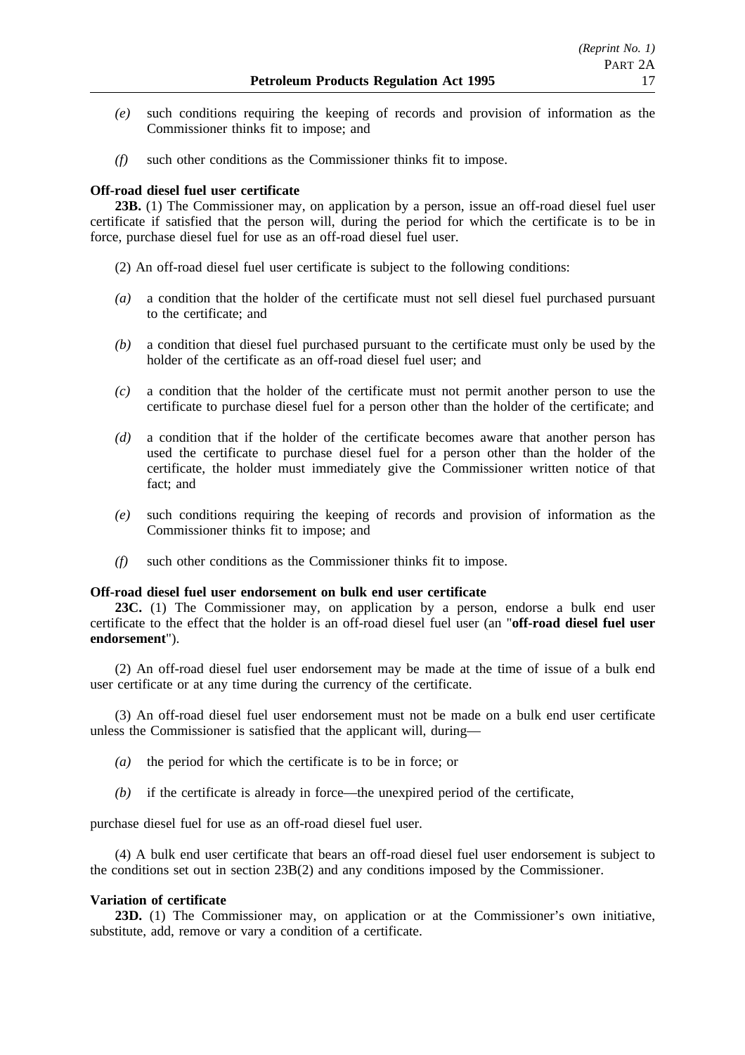*(e)* such conditions requiring the keeping of records and provision of information as the Commissioner thinks fit to impose; and

*(f)* such other conditions as the Commissioner thinks fit to impose.

**Off-road diesel fuel user certificate**

**23B.** (1) The Commissioner may, on application by a person, issue an off-road diesel fuel user certificate if satisfied that the person will, during the period for which the certificate is to be in force, purchase diesel fuel for use as an off-road diesel fuel user.

(2) An off-road diesel fuel user certificate is subject to the following conditions:

*(a)* a condition that the holder of the certificate must not sell diesel fuel purchased pursuant to the certificate; and

*(b)* a condition that diesel fuel purchased pursuant to the certificate must only be used by the holder of the certificate as an off-road diesel fuel user; and

*(c)* a condition that the holder of the certificate must not permit another person to use the certificate to purchase diesel fuel for a person other than the holder of the certificate; and

*(d)* a condition that if the holder of the certificate becomes aware that another person has used the certificate to purchase diesel fuel for a person other than the holder of the certificate, the holder must immediately give the Commissioner written notice of that fact; and

*(e)* such conditions requiring the keeping of records and provision of information as the Commissioner thinks fit to impose; and

*(f)* such other conditions as the Commissioner thinks fit to impose.

**Off-road diesel fuel user endorsement on bulk end user certificate**

**23C.** (1) The Commissioner may, on application by a person, endorse a bulk end user certificate to the effect that the holder is an off-road diesel fuel user (an "**off-road diesel fuel user endorsement**").

(2) An off-road diesel fuel user endorsement may be made at the time of issue of a bulk end user certificate or at any time during the currency of the certificate.

(3) An off-road diesel fuel user endorsement must not be made on a bulk end user certificate unless the Commissioner is satisfied that the applicant will, during—

*(a)* the period for which the certificate is to be in force; or

*(b)* if the certificate is already in force—the unexpired period of the certificate,

purchase diesel fuel for use as an off-road diesel fuel user.

(4) A bulk end user certificate that bears an off-road diesel fuel user endorsement is subject to the conditions set out in section 23B(2) and any conditions imposed by the Commissioner.

**Variation of certificate**

**23D.** (1) The Commissioner may, on application or at the Commissioner's own initiative, substitute, add, remove or vary a condition of a certificate.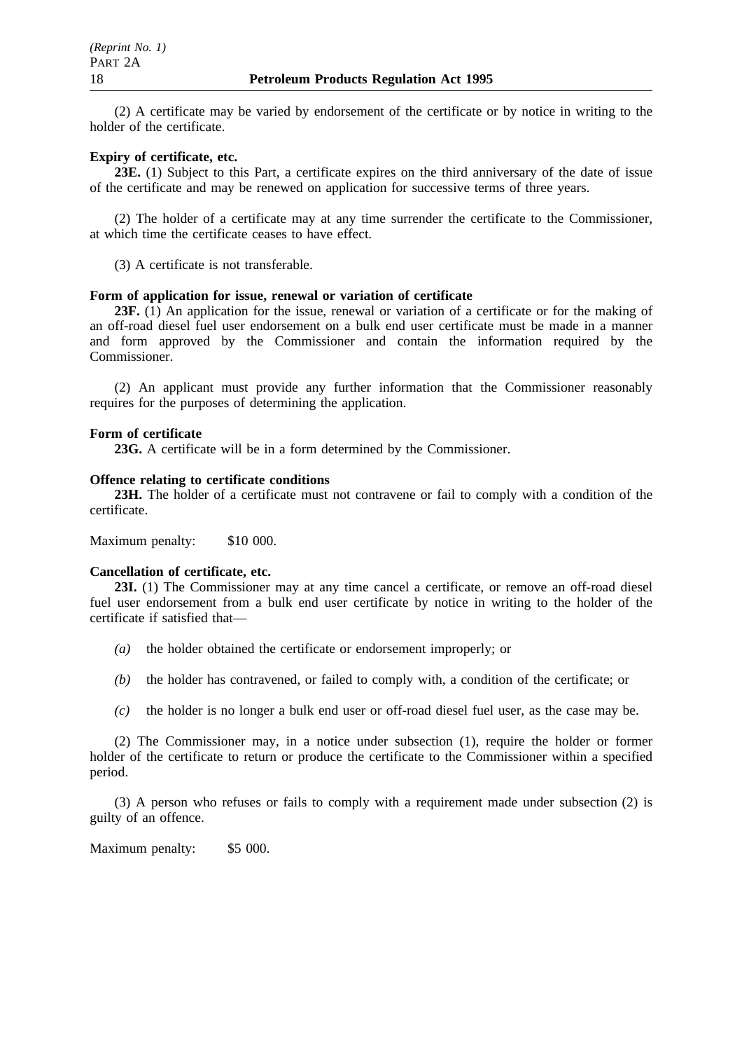(2) A certificate may be varied by endorsement of the certificate or by notice in writing to the holder of the certificate.

**Expiry of certificate, etc.**

**23E.** (1) Subject to this Part, a certificate expires on the third anniversary of the date of issue of the certificate and may be renewed on application for successive terms of three years.

(2) The holder of a certificate may at any time surrender the certificate to the Commissioner, at which time the certificate ceases to have effect.

(3) A certificate is not transferable.

**Form of application for issue, renewal or variation of certificate**

**23F.** (1) An application for the issue, renewal or variation of a certificate or for the making of an off-road diesel fuel user endorsement on a bulk end user certificate must be made in a manner and form approved by the Commissioner and contain the information required by the Commissioner.

(2) An applicant must provide any further information that the Commissioner reasonably requires for the purposes of determining the application.

**Form of certificate**

**23G.** A certificate will be in a form determined by the Commissioner.

**Offence relating to certificate conditions**

**23H.** The holder of a certificate must not contravene or fail to comply with a condition of the certificate.

Maximum penalty: $10 000.

**Cancellation of certificate, etc.**

**23I.** (1) The Commissioner may at any time cancel a certificate, or remove an off-road diesel fuel user endorsement from a bulk end user certificate by notice in writing to the holder of the certificate if satisfied that—

*(a)* the holder obtained the certificate or endorsement improperly; or

*(b)* the holder has contravened, or failed to comply with, a condition of the certificate; or

*(c)* the holder is no longer a bulk end user or off-road diesel fuel user, as the case may be.

(2) The Commissioner may, in a notice under subsection (1), require the holder or former holder of the certificate to return or produce the certificate to the Commissioner within a specified period.

(3) A person who refuses or fails to comply with a requirement made under subsection (2) is guilty of an offence.

Maximum penalty: $5 000.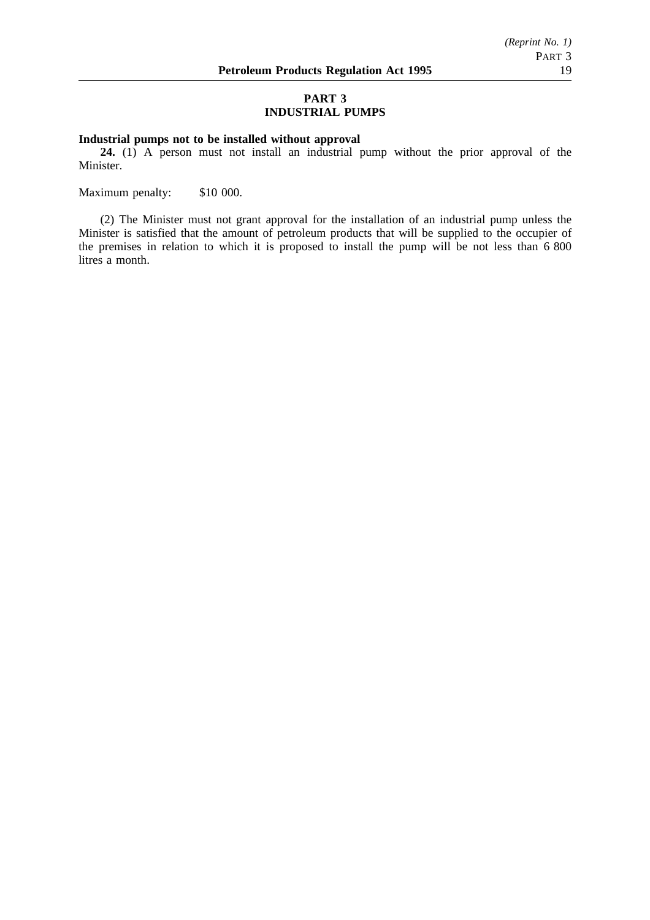## PART 3
## INDUSTRIAL PUMPS

**Industrial pumps not to be installed without approval**

**24.** (1) A person must not install an industrial pump without the prior approval of the Minister.

Maximum penalty: $10 000.

(2) The Minister must not grant approval for the installation of an industrial pump unless the Minister is satisfied that the amount of petroleum products that will be supplied to the occupier of the premises in relation to which it is proposed to install the pump will be not less than 6 800 litres a month.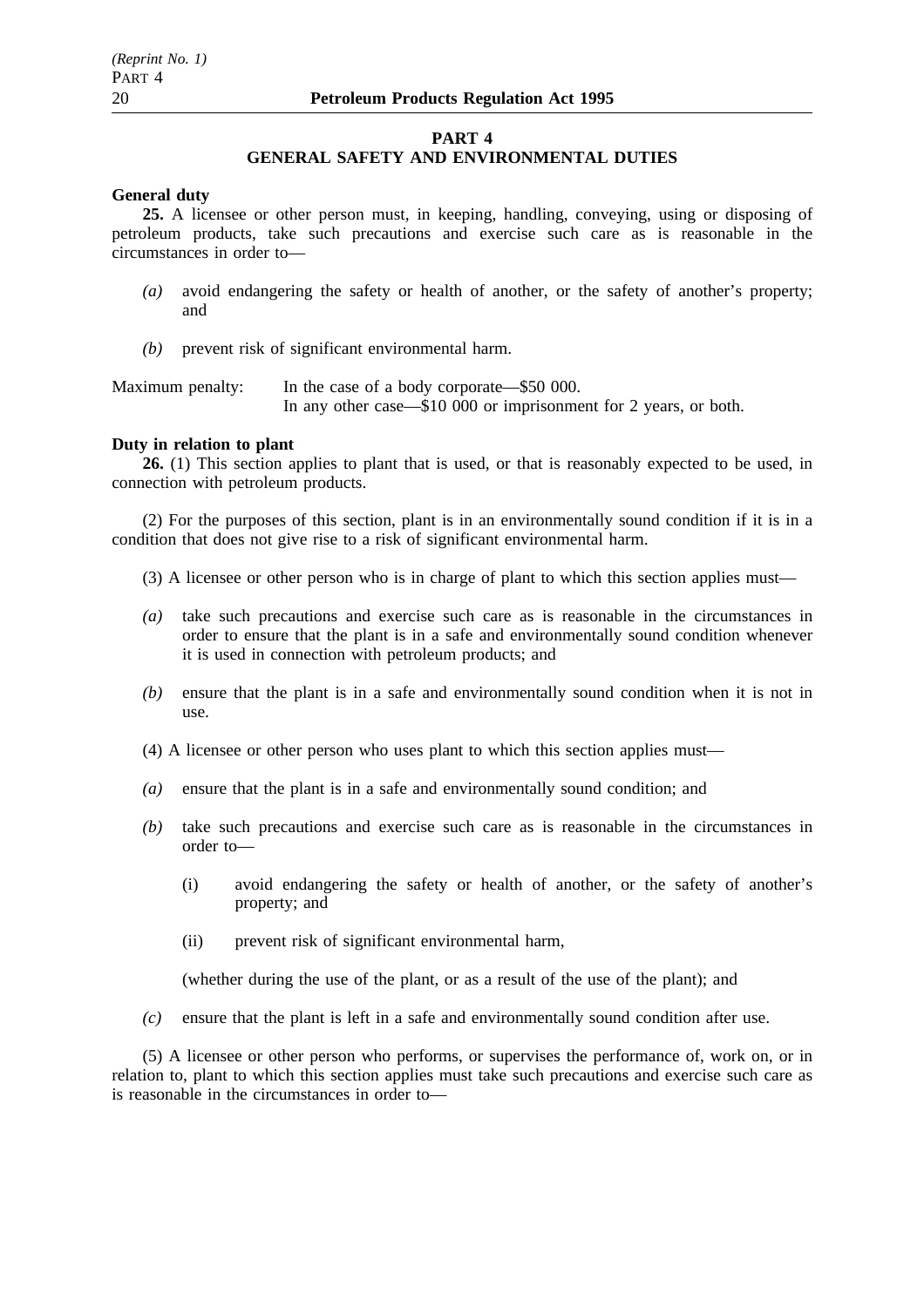## PART 4
## GENERAL SAFETY AND ENVIRONMENTAL DUTIES

**General duty**

**25.** A licensee or other person must, in keeping, handling, conveying, using or disposing of petroleum products, take such precautions and exercise such care as is reasonable in the circumstances in order to—

*(a)* avoid endangering the safety or health of another, or the safety of another's property; and

*(b)* prevent risk of significant environmental harm.

Maximum penalty: In the case of a body corporate—$50 000.
In any other case—$10 000 or imprisonment for 2 years, or both.

**Duty in relation to plant**

**26.** (1) This section applies to plant that is used, or that is reasonably expected to be used, in connection with petroleum products.

(2) For the purposes of this section, plant is in an environmentally sound condition if it is in a condition that does not give rise to a risk of significant environmental harm.

(3) A licensee or other person who is in charge of plant to which this section applies must—

*(a)* take such precautions and exercise such care as is reasonable in the circumstances in order to ensure that the plant is in a safe and environmentally sound condition whenever it is used in connection with petroleum products; and

*(b)* ensure that the plant is in a safe and environmentally sound condition when it is not in use.

(4) A licensee or other person who uses plant to which this section applies must—

*(a)* ensure that the plant is in a safe and environmentally sound condition; and

*(b)* take such precautions and exercise such care as is reasonable in the circumstances in order to—

(i) avoid endangering the safety or health of another, or the safety of another's property; and

(ii) prevent risk of significant environmental harm,

(whether during the use of the plant, or as a result of the use of the plant); and

*(c)* ensure that the plant is left in a safe and environmentally sound condition after use.

(5) A licensee or other person who performs, or supervises the performance of, work on, or in relation to, plant to which this section applies must take such precautions and exercise such care as is reasonable in the circumstances in order to—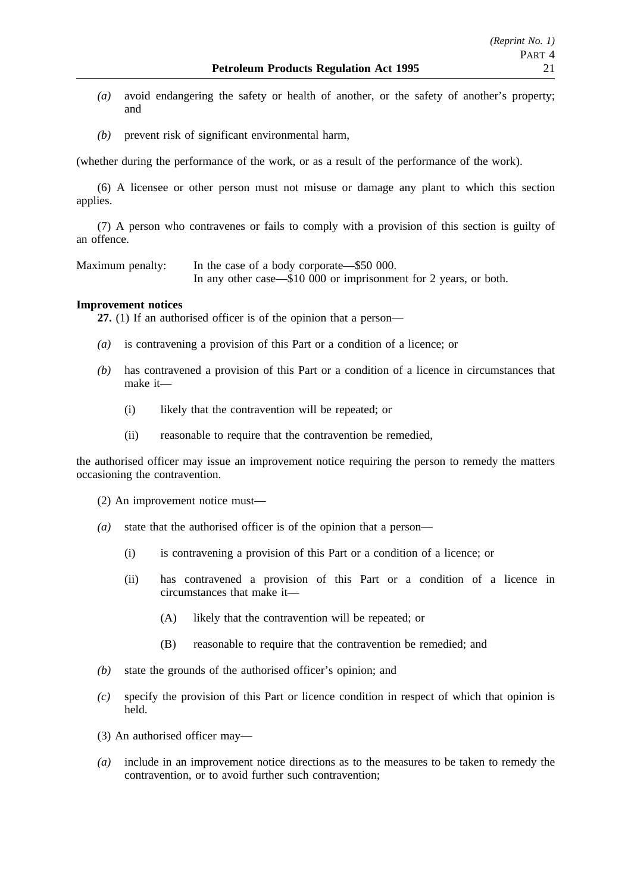*(a)* avoid endangering the safety or health of another, or the safety of another's property; and

*(b)* prevent risk of significant environmental harm,

(whether during the performance of the work, or as a result of the performance of the work).

(6) A licensee or other person must not misuse or damage any plant to which this section applies.

(7) A person who contravenes or fails to comply with a provision of this section is guilty of an offence.

Maximum penalty: In the case of a body corporate—$50 000.
In any other case—$10 000 or imprisonment for 2 years, or both.

**Improvement notices**

**27.** (1) If an authorised officer is of the opinion that a person—

*(a)* is contravening a provision of this Part or a condition of a licence; or

*(b)* has contravened a provision of this Part or a condition of a licence in circumstances that make it—

(i) likely that the contravention will be repeated; or

(ii) reasonable to require that the contravention be remedied,

the authorised officer may issue an improvement notice requiring the person to remedy the matters occasioning the contravention.

(2) An improvement notice must—

*(a)* state that the authorised officer is of the opinion that a person—

(i) is contravening a provision of this Part or a condition of a licence; or

(ii) has contravened a provision of this Part or a condition of a licence in circumstances that make it—

(A) likely that the contravention will be repeated; or

(B) reasonable to require that the contravention be remedied; and

*(b)* state the grounds of the authorised officer's opinion; and

*(c)* specify the provision of this Part or licence condition in respect of which that opinion is held.

(3) An authorised officer may—

*(a)* include in an improvement notice directions as to the measures to be taken to remedy the contravention, or to avoid further such contravention;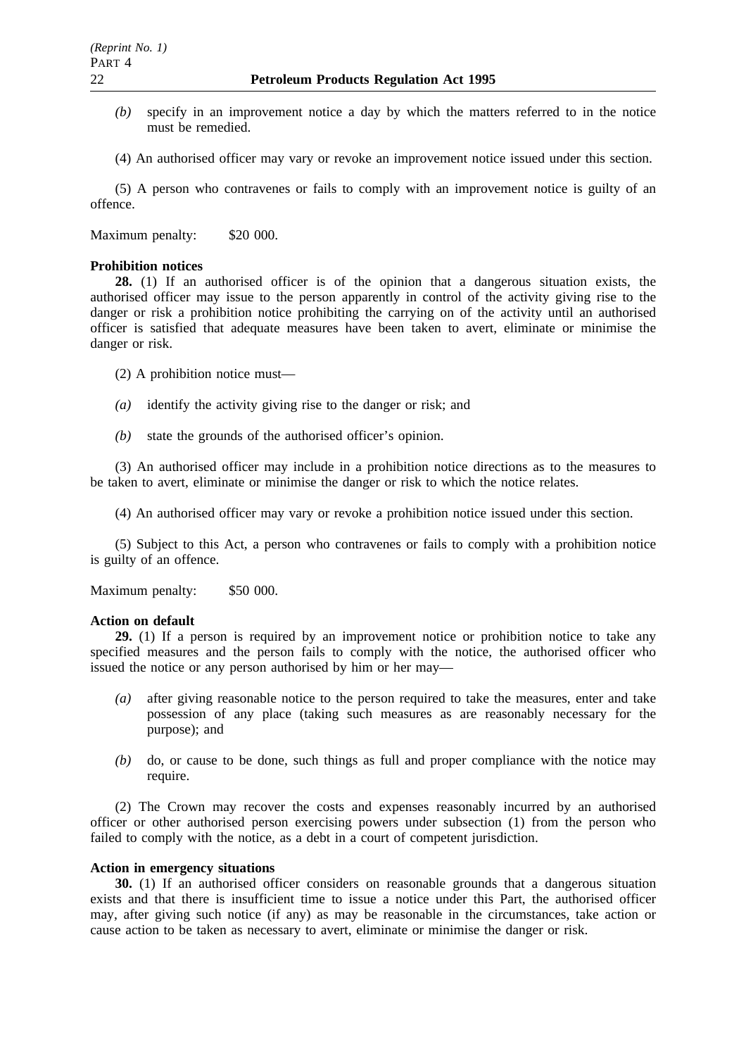*(b)* specify in an improvement notice a day by which the matters referred to in the notice must be remedied.

(4) An authorised officer may vary or revoke an improvement notice issued under this section.

(5) A person who contravenes or fails to comply with an improvement notice is guilty of an offence.

Maximum penalty: $20 000.

**Prohibition notices**

**28.** (1) If an authorised officer is of the opinion that a dangerous situation exists, the authorised officer may issue to the person apparently in control of the activity giving rise to the danger or risk a prohibition notice prohibiting the carrying on of the activity until an authorised officer is satisfied that adequate measures have been taken to avert, eliminate or minimise the danger or risk.

(2) A prohibition notice must—

*(a)* identify the activity giving rise to the danger or risk; and

*(b)* state the grounds of the authorised officer's opinion.

(3) An authorised officer may include in a prohibition notice directions as to the measures to be taken to avert, eliminate or minimise the danger or risk to which the notice relates.

(4) An authorised officer may vary or revoke a prohibition notice issued under this section.

(5) Subject to this Act, a person who contravenes or fails to comply with a prohibition notice is guilty of an offence.

Maximum penalty: $50 000.

**Action on default**

**29.** (1) If a person is required by an improvement notice or prohibition notice to take any specified measures and the person fails to comply with the notice, the authorised officer who issued the notice or any person authorised by him or her may—

*(a)* after giving reasonable notice to the person required to take the measures, enter and take possession of any place (taking such measures as are reasonably necessary for the purpose); and

*(b)* do, or cause to be done, such things as full and proper compliance with the notice may require.

(2) The Crown may recover the costs and expenses reasonably incurred by an authorised officer or other authorised person exercising powers under subsection (1) from the person who failed to comply with the notice, as a debt in a court of competent jurisdiction.

**Action in emergency situations**

**30.** (1) If an authorised officer considers on reasonable grounds that a dangerous situation exists and that there is insufficient time to issue a notice under this Part, the authorised officer may, after giving such notice (if any) as may be reasonable in the circumstances, take action or cause action to be taken as necessary to avert, eliminate or minimise the danger or risk.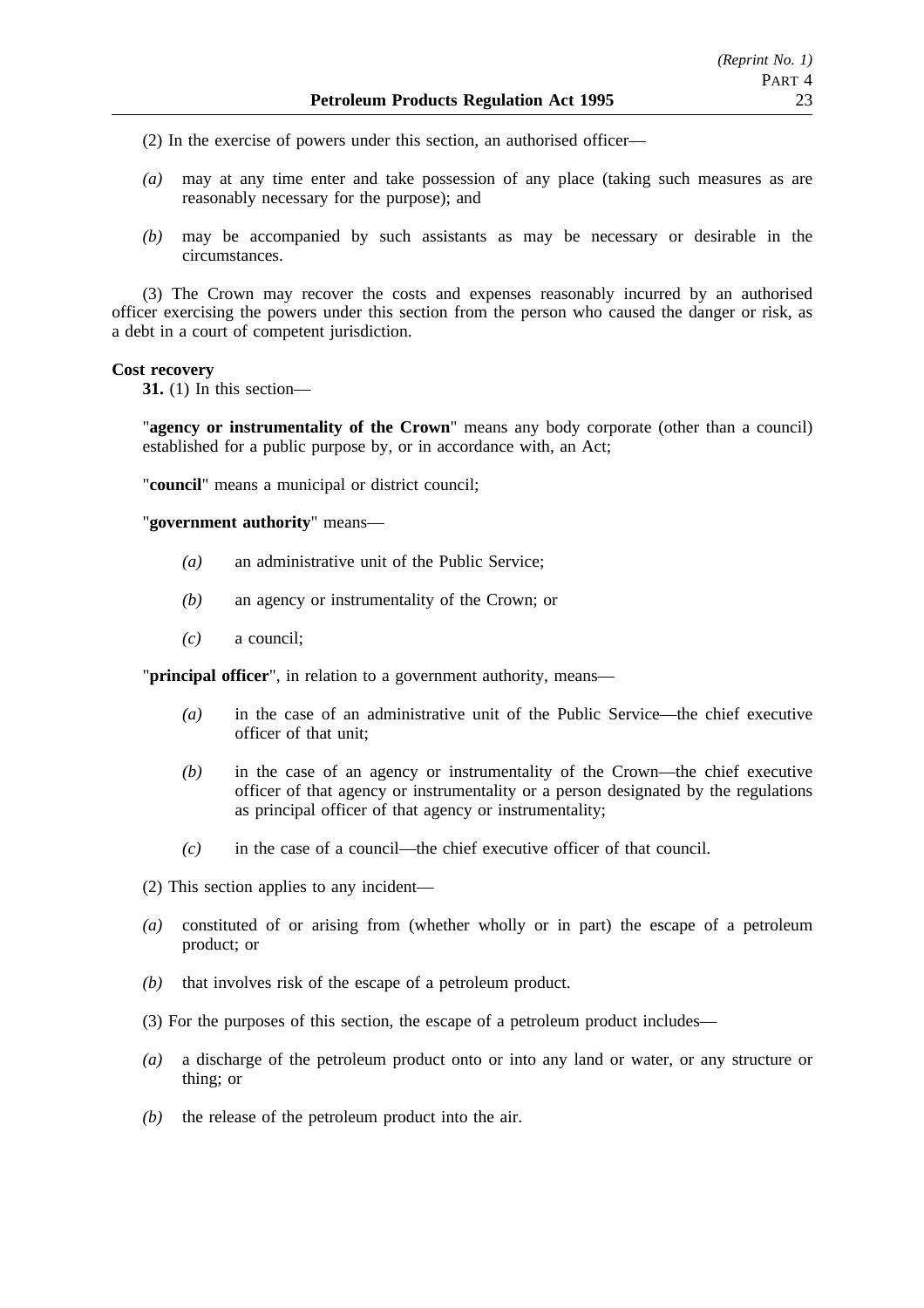(2) In the exercise of powers under this section, an authorised officer—

*(a)* may at any time enter and take possession of any place (taking such measures as are reasonably necessary for the purpose); and

*(b)* may be accompanied by such assistants as may be necessary or desirable in the circumstances.

(3) The Crown may recover the costs and expenses reasonably incurred by an authorised officer exercising the powers under this section from the person who caused the danger or risk, as a debt in a court of competent jurisdiction.

**Cost recovery**

**31.** (1) In this section—

"**agency or instrumentality of the Crown**" means any body corporate (other than a council) established for a public purpose by, or in accordance with, an Act;

"**council**" means a municipal or district council;

"**government authority**" means—

*(a)* an administrative unit of the Public Service;

*(b)* an agency or instrumentality of the Crown; or

*(c)* a council;

"**principal officer**", in relation to a government authority, means—

*(a)* in the case of an administrative unit of the Public Service—the chief executive officer of that unit;

*(b)* in the case of an agency or instrumentality of the Crown—the chief executive officer of that agency or instrumentality or a person designated by the regulations as principal officer of that agency or instrumentality;

*(c)* in the case of a council—the chief executive officer of that council.

(2) This section applies to any incident—

*(a)* constituted of or arising from (whether wholly or in part) the escape of a petroleum product; or

*(b)* that involves risk of the escape of a petroleum product.

(3) For the purposes of this section, the escape of a petroleum product includes—

*(a)* a discharge of the petroleum product onto or into any land or water, or any structure or thing; or

*(b)* the release of the petroleum product into the air.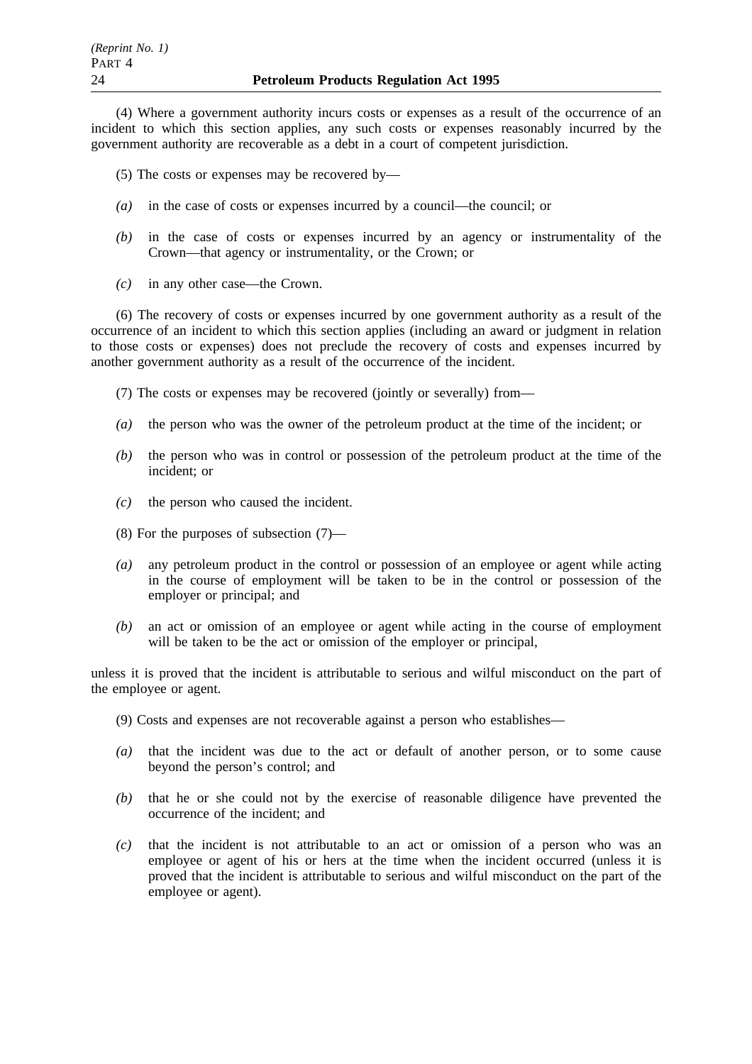(4) Where a government authority incurs costs or expenses as a result of the occurrence of an incident to which this section applies, any such costs or expenses reasonably incurred by the government authority are recoverable as a debt in a court of competent jurisdiction.

(5) The costs or expenses may be recovered by—

*(a)* in the case of costs or expenses incurred by a council—the council; or

*(b)* in the case of costs or expenses incurred by an agency or instrumentality of the Crown—that agency or instrumentality, or the Crown; or

*(c)* in any other case—the Crown.

(6) The recovery of costs or expenses incurred by one government authority as a result of the occurrence of an incident to which this section applies (including an award or judgment in relation to those costs or expenses) does not preclude the recovery of costs and expenses incurred by another government authority as a result of the occurrence of the incident.

(7) The costs or expenses may be recovered (jointly or severally) from—

*(a)* the person who was the owner of the petroleum product at the time of the incident; or

*(b)* the person who was in control or possession of the petroleum product at the time of the incident; or

*(c)* the person who caused the incident.

(8) For the purposes of subsection (7)—

*(a)* any petroleum product in the control or possession of an employee or agent while acting in the course of employment will be taken to be in the control or possession of the employer or principal; and

*(b)* an act or omission of an employee or agent while acting in the course of employment will be taken to be the act or omission of the employer or principal,

unless it is proved that the incident is attributable to serious and wilful misconduct on the part of the employee or agent.

(9) Costs and expenses are not recoverable against a person who establishes—

*(a)* that the incident was due to the act or default of another person, or to some cause beyond the person's control; and

*(b)* that he or she could not by the exercise of reasonable diligence have prevented the occurrence of the incident; and

*(c)* that the incident is not attributable to an act or omission of a person who was an employee or agent of his or hers at the time when the incident occurred (unless it is proved that the incident is attributable to serious and wilful misconduct on the part of the employee or agent).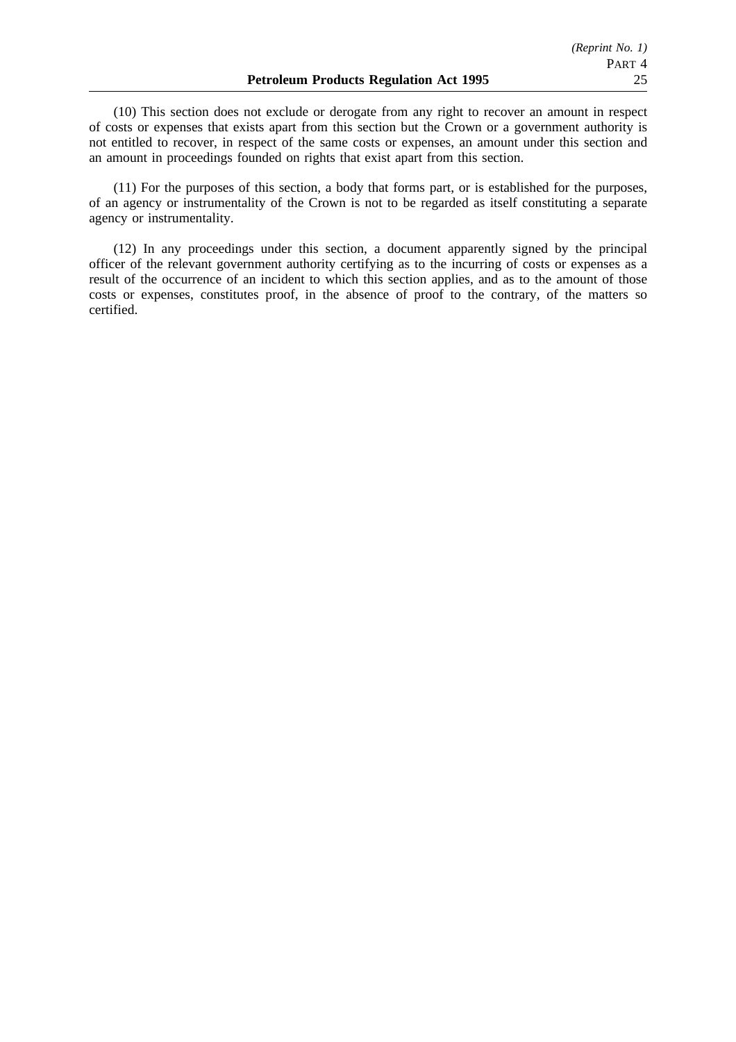(10) This section does not exclude or derogate from any right to recover an amount in respect of costs or expenses that exists apart from this section but the Crown or a government authority is not entitled to recover, in respect of the same costs or expenses, an amount under this section and an amount in proceedings founded on rights that exist apart from this section.

(11) For the purposes of this section, a body that forms part, or is established for the purposes, of an agency or instrumentality of the Crown is not to be regarded as itself constituting a separate agency or instrumentality.

(12) In any proceedings under this section, a document apparently signed by the principal officer of the relevant government authority certifying as to the incurring of costs or expenses as a result of the occurrence of an incident to which this section applies, and as to the amount of those costs or expenses, constitutes proof, in the absence of proof to the contrary, of the matters so certified.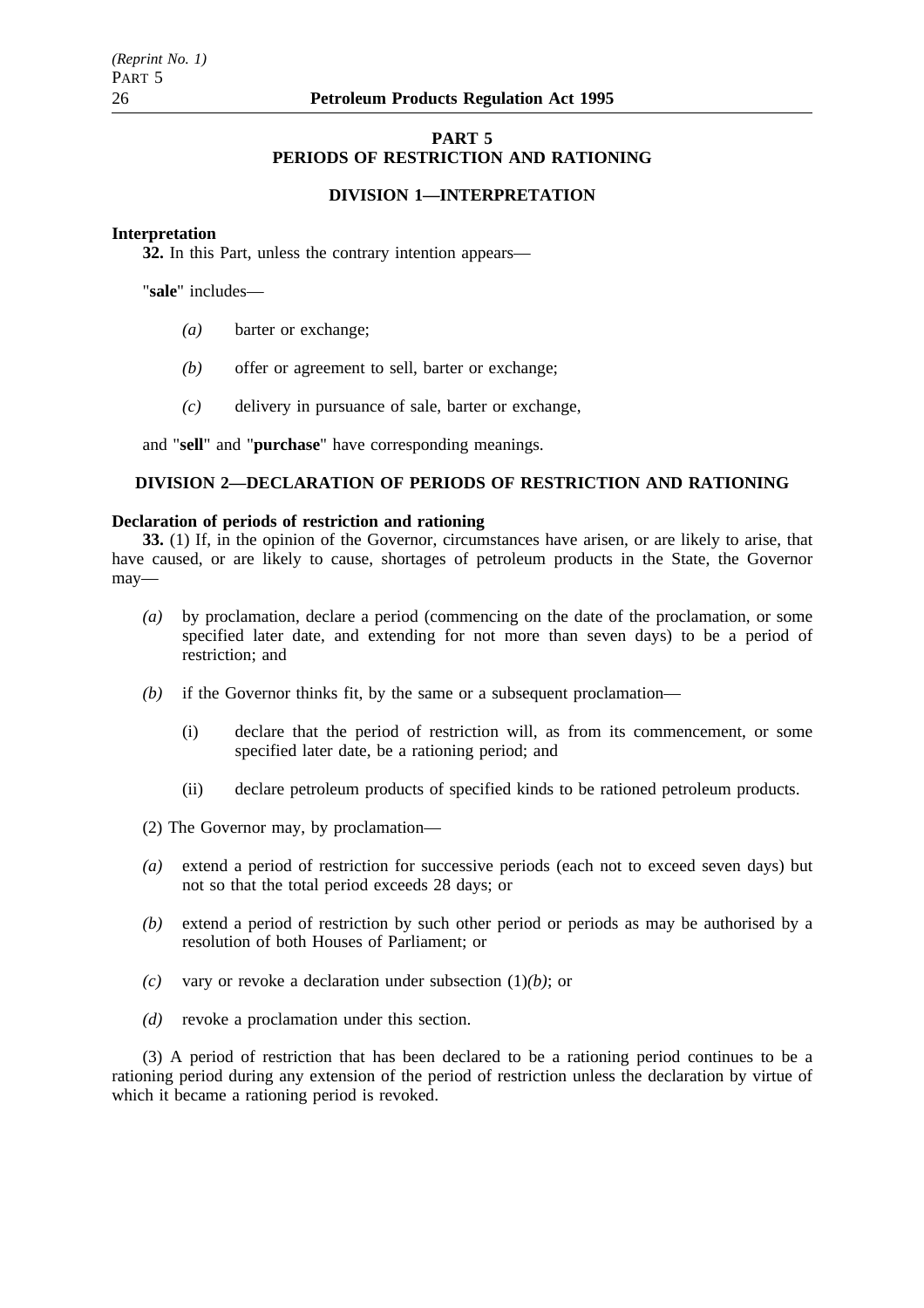## PART 5
## PERIODS OF RESTRICTION AND RATIONING

### DIVISION 1—INTERPRETATION

**Interpretation**

**32.** In this Part, unless the contrary intention appears—

"**sale**" includes—

*(a)* barter or exchange;

*(b)* offer or agreement to sell, barter or exchange;

*(c)* delivery in pursuance of sale, barter or exchange,

and "**sell**" and "**purchase**" have corresponding meanings.

### DIVISION 2—DECLARATION OF PERIODS OF RESTRICTION AND RATIONING

**Declaration of periods of restriction and rationing**

**33.** (1) If, in the opinion of the Governor, circumstances have arisen, or are likely to arise, that have caused, or are likely to cause, shortages of petroleum products in the State, the Governor may—

*(a)* by proclamation, declare a period (commencing on the date of the proclamation, or some specified later date, and extending for not more than seven days) to be a period of restriction; and

*(b)* if the Governor thinks fit, by the same or a subsequent proclamation—

(i) declare that the period of restriction will, as from its commencement, or some specified later date, be a rationing period; and

(ii) declare petroleum products of specified kinds to be rationed petroleum products.

(2) The Governor may, by proclamation—

*(a)* extend a period of restriction for successive periods (each not to exceed seven days) but not so that the total period exceeds 28 days; or

*(b)* extend a period of restriction by such other period or periods as may be authorised by a resolution of both Houses of Parliament; or

*(c)* vary or revoke a declaration under subsection (1)*(b)*; or

*(d)* revoke a proclamation under this section.

(3) A period of restriction that has been declared to be a rationing period continues to be a rationing period during any extension of the period of restriction unless the declaration by virtue of which it became a rationing period is revoked.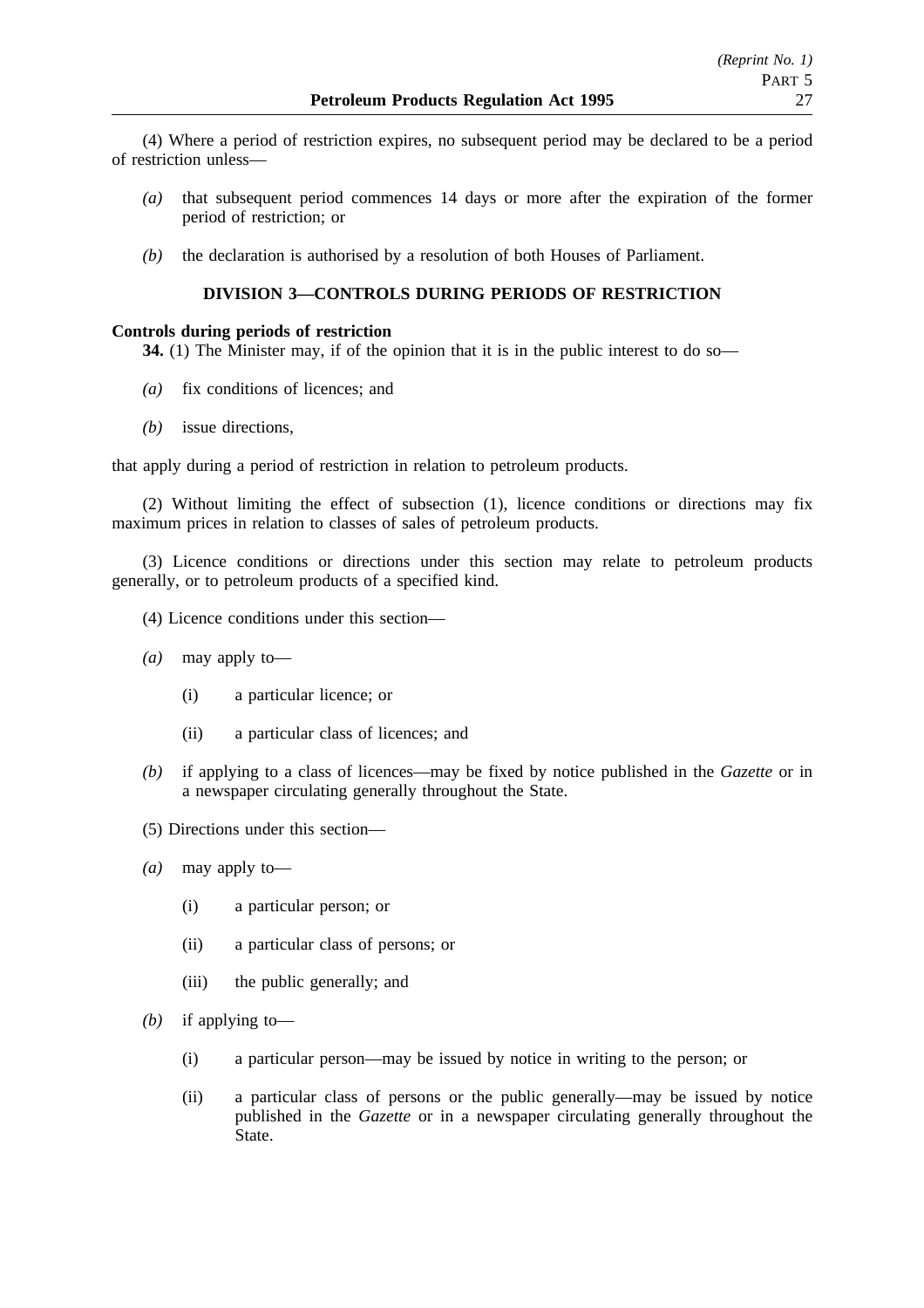(4) Where a period of restriction expires, no subsequent period may be declared to be a period of restriction unless—

*(a)* that subsequent period commences 14 days or more after the expiration of the former period of restriction; or

*(b)* the declaration is authorised by a resolution of both Houses of Parliament.

## DIVISION 3—CONTROLS DURING PERIODS OF RESTRICTION

**Controls during periods of restriction**

**34.** (1) The Minister may, if of the opinion that it is in the public interest to do so—

*(a)* fix conditions of licences; and

*(b)* issue directions,

that apply during a period of restriction in relation to petroleum products.

(2) Without limiting the effect of subsection (1), licence conditions or directions may fix maximum prices in relation to classes of sales of petroleum products.

(3) Licence conditions or directions under this section may relate to petroleum products generally, or to petroleum products of a specified kind.

(4) Licence conditions under this section—

*(a)* may apply to—

(i) a particular licence; or

(ii) a particular class of licences; and

*(b)* if applying to a class of licences—may be fixed by notice published in the *Gazette* or in a newspaper circulating generally throughout the State.

(5) Directions under this section—

*(a)* may apply to—

(i) a particular person; or

(ii) a particular class of persons; or

(iii) the public generally; and

*(b)* if applying to—

(i) a particular person—may be issued by notice in writing to the person; or

(ii) a particular class of persons or the public generally—may be issued by notice published in the *Gazette* or in a newspaper circulating generally throughout the State.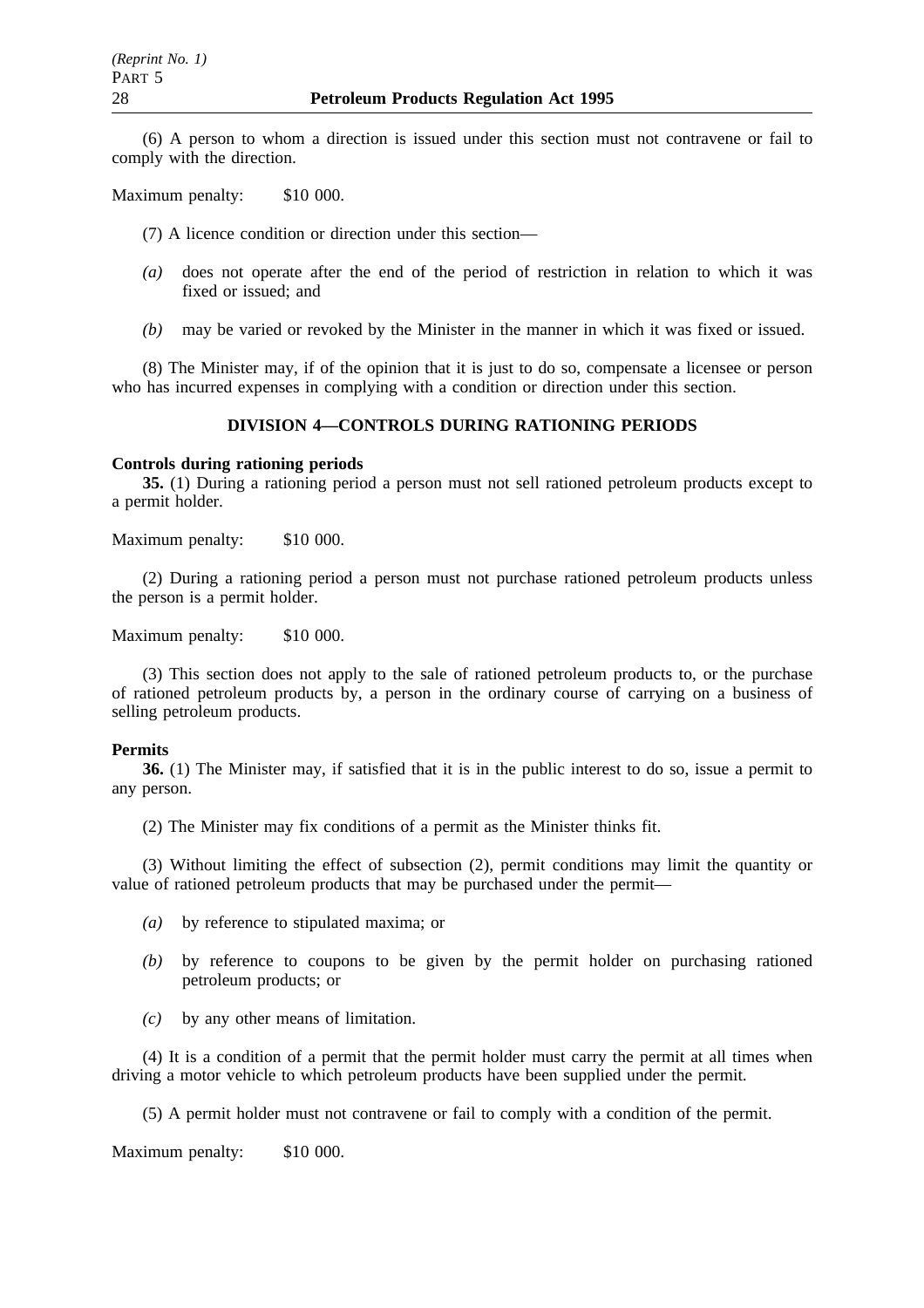(6) A person to whom a direction is issued under this section must not contravene or fail to comply with the direction.

Maximum penalty: $10 000.

(7) A licence condition or direction under this section—

*(a)* does not operate after the end of the period of restriction in relation to which it was fixed or issued; and

*(b)* may be varied or revoked by the Minister in the manner in which it was fixed or issued.

(8) The Minister may, if of the opinion that it is just to do so, compensate a licensee or person who has incurred expenses in complying with a condition or direction under this section.

## DIVISION 4—CONTROLS DURING RATIONING PERIODS

**Controls during rationing periods**

**35.** (1) During a rationing period a person must not sell rationed petroleum products except to a permit holder.

Maximum penalty: $10 000.

(2) During a rationing period a person must not purchase rationed petroleum products unless the person is a permit holder.

Maximum penalty: $10 000.

(3) This section does not apply to the sale of rationed petroleum products to, or the purchase of rationed petroleum products by, a person in the ordinary course of carrying on a business of selling petroleum products.

**Permits**

**36.** (1) The Minister may, if satisfied that it is in the public interest to do so, issue a permit to any person.

(2) The Minister may fix conditions of a permit as the Minister thinks fit.

(3) Without limiting the effect of subsection (2), permit conditions may limit the quantity or value of rationed petroleum products that may be purchased under the permit—

*(a)* by reference to stipulated maxima; or

*(b)* by reference to coupons to be given by the permit holder on purchasing rationed petroleum products; or

*(c)* by any other means of limitation.

(4) It is a condition of a permit that the permit holder must carry the permit at all times when driving a motor vehicle to which petroleum products have been supplied under the permit.

(5) A permit holder must not contravene or fail to comply with a condition of the permit.

Maximum penalty: $10 000.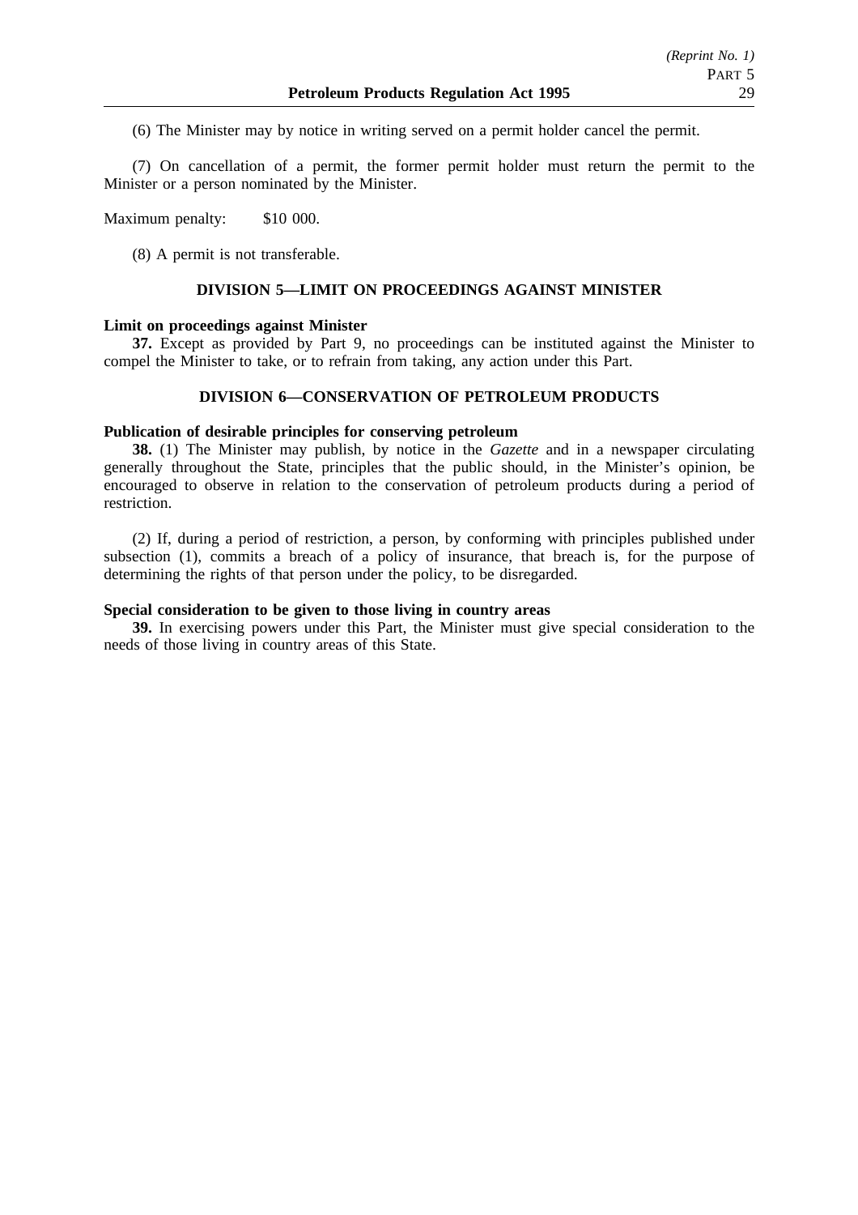(6) The Minister may by notice in writing served on a permit holder cancel the permit.

(7) On cancellation of a permit, the former permit holder must return the permit to the Minister or a person nominated by the Minister.

Maximum penalty: $10 000.

(8) A permit is not transferable.

## DIVISION 5—LIMIT ON PROCEEDINGS AGAINST MINISTER

**Limit on proceedings against Minister**

**37.** Except as provided by Part 9, no proceedings can be instituted against the Minister to compel the Minister to take, or to refrain from taking, any action under this Part.

## DIVISION 6—CONSERVATION OF PETROLEUM PRODUCTS

**Publication of desirable principles for conserving petroleum**

**38.** (1) The Minister may publish, by notice in the *Gazette* and in a newspaper circulating generally throughout the State, principles that the public should, in the Minister's opinion, be encouraged to observe in relation to the conservation of petroleum products during a period of restriction.

(2) If, during a period of restriction, a person, by conforming with principles published under subsection (1), commits a breach of a policy of insurance, that breach is, for the purpose of determining the rights of that person under the policy, to be disregarded.

**Special consideration to be given to those living in country areas**

**39.** In exercising powers under this Part, the Minister must give special consideration to the needs of those living in country areas of this State.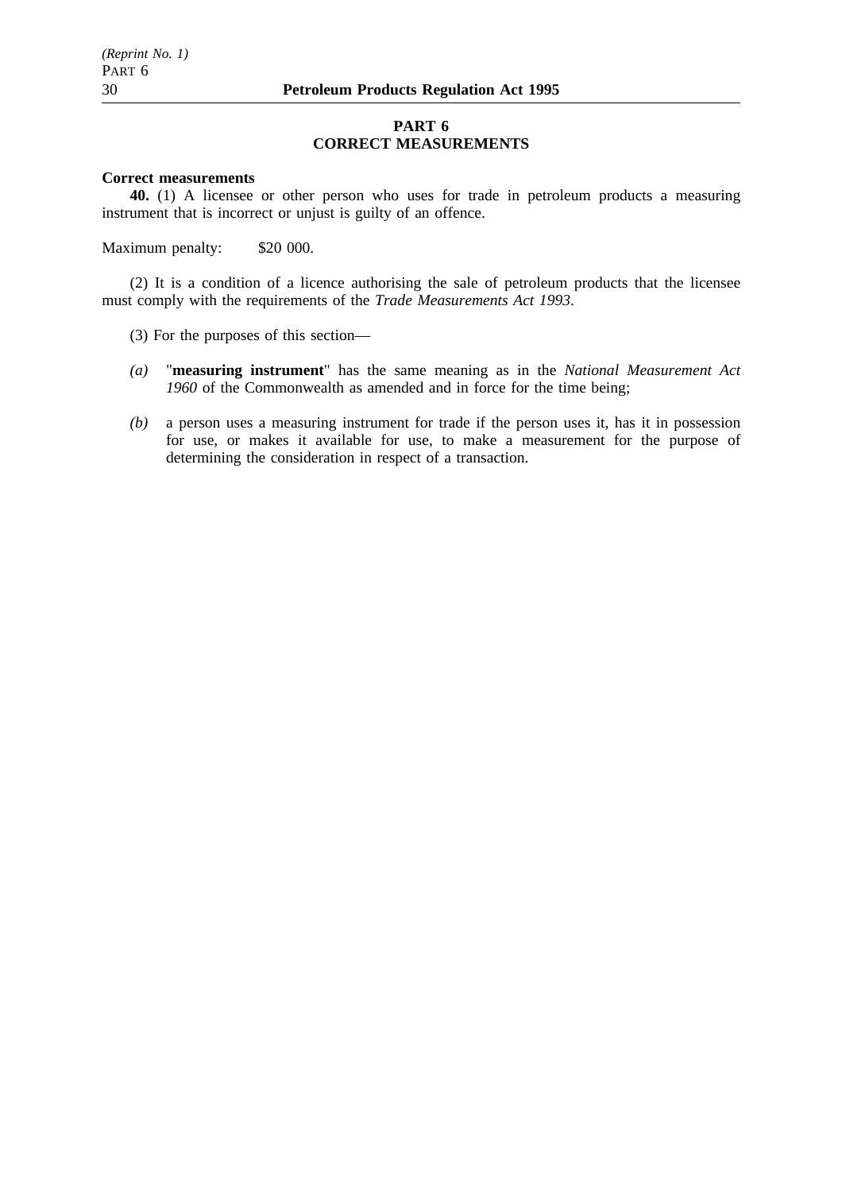## PART 6
## CORRECT MEASUREMENTS

**Correct measurements**

**40.** (1) A licensee or other person who uses for trade in petroleum products a measuring instrument that is incorrect or unjust is guilty of an offence.

Maximum penalty: $20 000.

(2) It is a condition of a licence authorising the sale of petroleum products that the licensee must comply with the requirements of the *Trade Measurements Act 1993*.

(3) For the purposes of this section—

*(a)* "**measuring instrument**" has the same meaning as in the *National Measurement Act 1960* of the Commonwealth as amended and in force for the time being;

*(b)* a person uses a measuring instrument for trade if the person uses it, has it in possession for use, or makes it available for use, to make a measurement for the purpose of determining the consideration in respect of a transaction.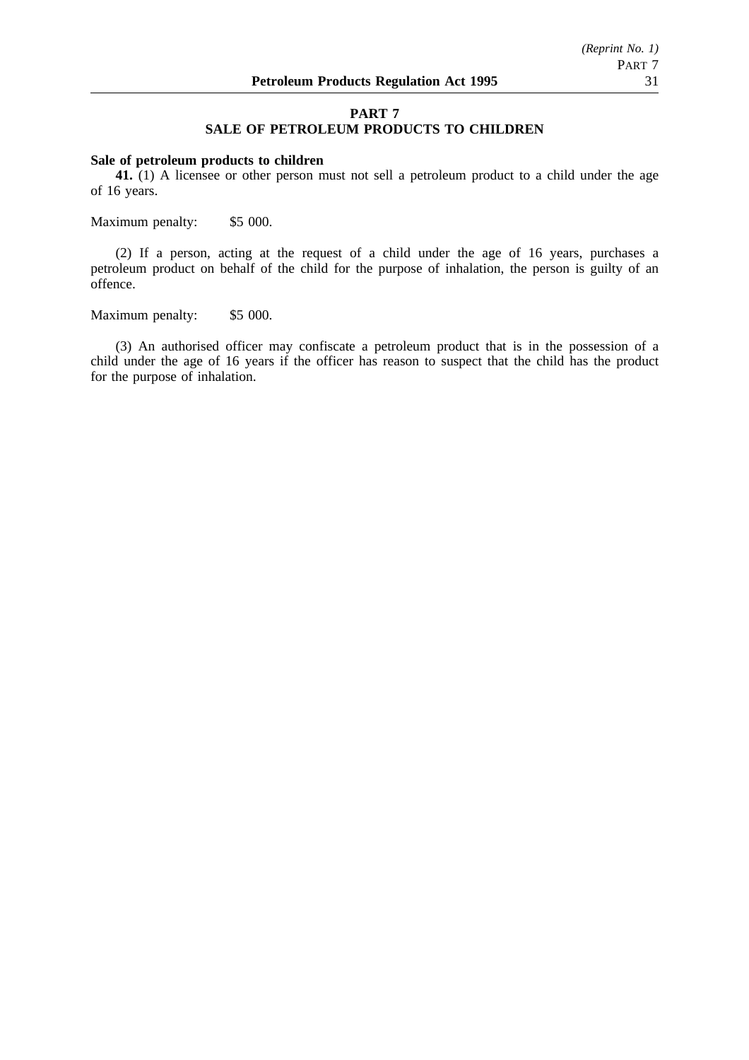## PART 7
## SALE OF PETROLEUM PRODUCTS TO CHILDREN

**Sale of petroleum products to children**

**41.** (1) A licensee or other person must not sell a petroleum product to a child under the age of 16 years.

Maximum penalty: $5 000.

(2) If a person, acting at the request of a child under the age of 16 years, purchases a petroleum product on behalf of the child for the purpose of inhalation, the person is guilty of an offence.

Maximum penalty: $5 000.

(3) An authorised officer may confiscate a petroleum product that is in the possession of a child under the age of 16 years if the officer has reason to suspect that the child has the product for the purpose of inhalation.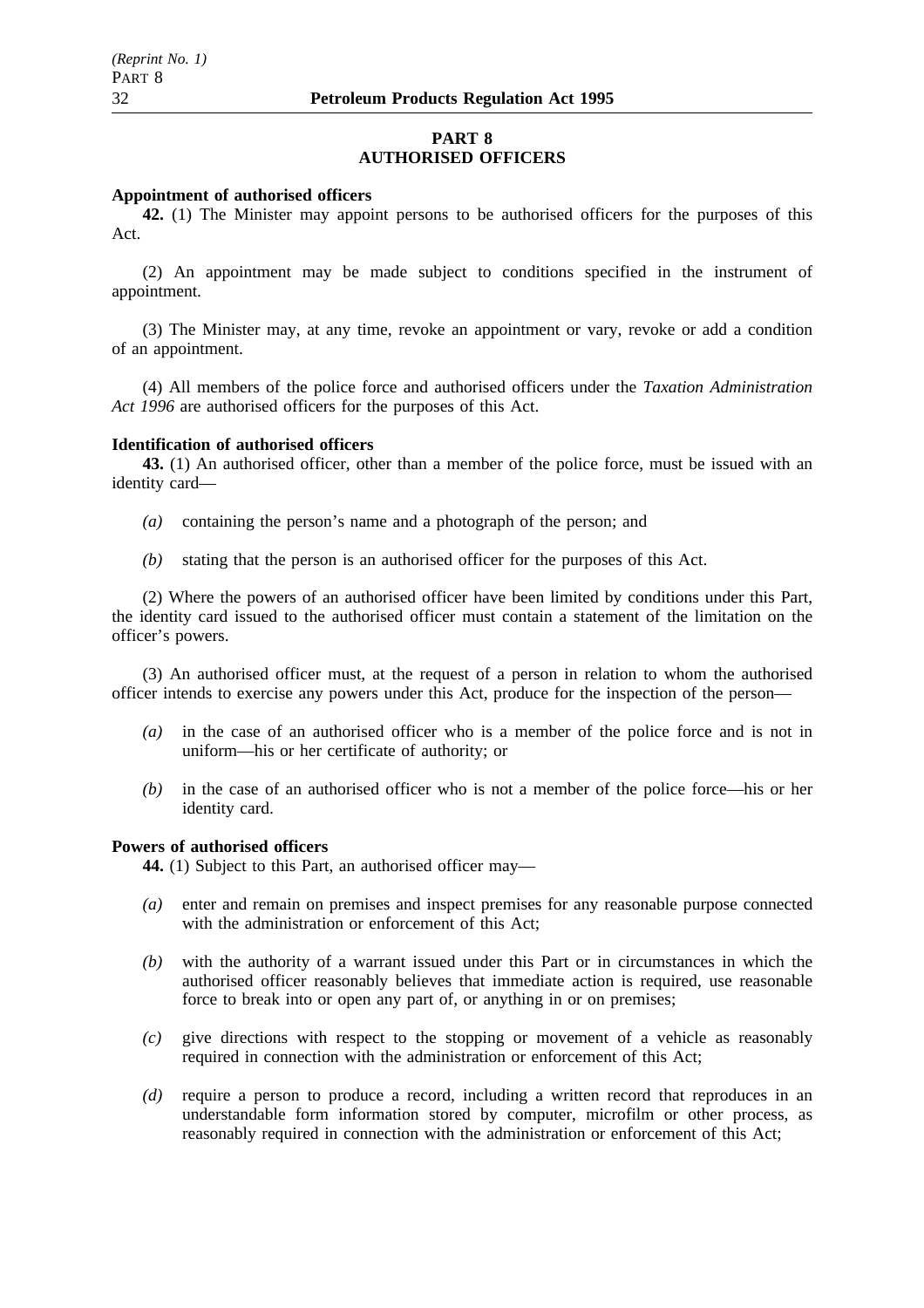## PART 8
## AUTHORISED OFFICERS

**Appointment of authorised officers**

**42.** (1) The Minister may appoint persons to be authorised officers for the purposes of this Act.

(2) An appointment may be made subject to conditions specified in the instrument of appointment.

(3) The Minister may, at any time, revoke an appointment or vary, revoke or add a condition of an appointment.

(4) All members of the police force and authorised officers under the *Taxation Administration Act 1996* are authorised officers for the purposes of this Act.

**Identification of authorised officers**

**43.** (1) An authorised officer, other than a member of the police force, must be issued with an identity card—

*(a)* containing the person's name and a photograph of the person; and

*(b)* stating that the person is an authorised officer for the purposes of this Act.

(2) Where the powers of an authorised officer have been limited by conditions under this Part, the identity card issued to the authorised officer must contain a statement of the limitation on the officer's powers.

(3) An authorised officer must, at the request of a person in relation to whom the authorised officer intends to exercise any powers under this Act, produce for the inspection of the person—

*(a)* in the case of an authorised officer who is a member of the police force and is not in uniform—his or her certificate of authority; or

*(b)* in the case of an authorised officer who is not a member of the police force—his or her identity card.

**Powers of authorised officers**

**44.** (1) Subject to this Part, an authorised officer may—

*(a)* enter and remain on premises and inspect premises for any reasonable purpose connected with the administration or enforcement of this Act;

*(b)* with the authority of a warrant issued under this Part or in circumstances in which the authorised officer reasonably believes that immediate action is required, use reasonable force to break into or open any part of, or anything in or on premises;

*(c)* give directions with respect to the stopping or movement of a vehicle as reasonably required in connection with the administration or enforcement of this Act;

*(d)* require a person to produce a record, including a written record that reproduces in an understandable form information stored by computer, microfilm or other process, as reasonably required in connection with the administration or enforcement of this Act;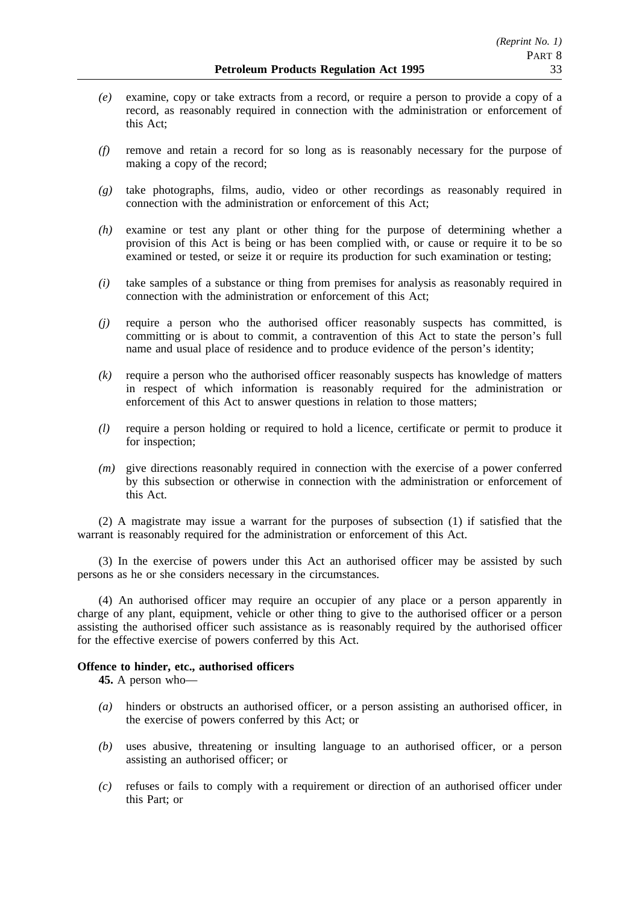*(e)* examine, copy or take extracts from a record, or require a person to provide a copy of a record, as reasonably required in connection with the administration or enforcement of this Act;

*(f)* remove and retain a record for so long as is reasonably necessary for the purpose of making a copy of the record;

*(g)* take photographs, films, audio, video or other recordings as reasonably required in connection with the administration or enforcement of this Act;

*(h)* examine or test any plant or other thing for the purpose of determining whether a provision of this Act is being or has been complied with, or cause or require it to be so examined or tested, or seize it or require its production for such examination or testing;

*(i)* take samples of a substance or thing from premises for analysis as reasonably required in connection with the administration or enforcement of this Act;

*(j)* require a person who the authorised officer reasonably suspects has committed, is committing or is about to commit, a contravention of this Act to state the person's full name and usual place of residence and to produce evidence of the person's identity;

*(k)* require a person who the authorised officer reasonably suspects has knowledge of matters in respect of which information is reasonably required for the administration or enforcement of this Act to answer questions in relation to those matters;

*(l)* require a person holding or required to hold a licence, certificate or permit to produce it for inspection;

*(m)* give directions reasonably required in connection with the exercise of a power conferred by this subsection or otherwise in connection with the administration or enforcement of this Act.

(2) A magistrate may issue a warrant for the purposes of subsection (1) if satisfied that the warrant is reasonably required for the administration or enforcement of this Act.

(3) In the exercise of powers under this Act an authorised officer may be assisted by such persons as he or she considers necessary in the circumstances.

(4) An authorised officer may require an occupier of any place or a person apparently in charge of any plant, equipment, vehicle or other thing to give to the authorised officer or a person assisting the authorised officer such assistance as is reasonably required by the authorised officer for the effective exercise of powers conferred by this Act.

**Offence to hinder, etc., authorised officers**

**45.** A person who—

*(a)* hinders or obstructs an authorised officer, or a person assisting an authorised officer, in the exercise of powers conferred by this Act; or

*(b)* uses abusive, threatening or insulting language to an authorised officer, or a person assisting an authorised officer; or

*(c)* refuses or fails to comply with a requirement or direction of an authorised officer under this Part; or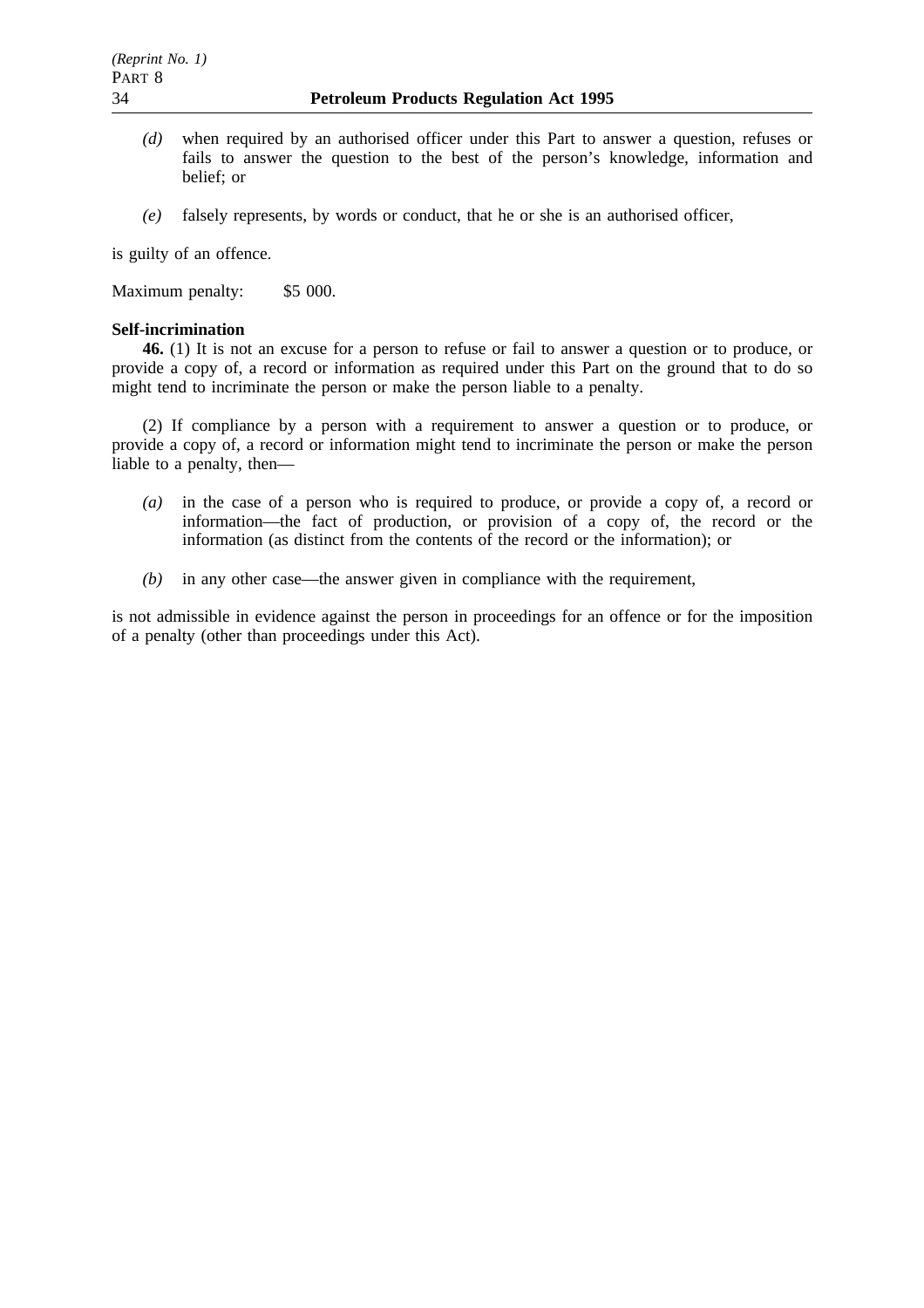*(d)* when required by an authorised officer under this Part to answer a question, refuses or fails to answer the question to the best of the person's knowledge, information and belief; or

*(e)* falsely represents, by words or conduct, that he or she is an authorised officer,

is guilty of an offence.

Maximum penalty: $5 000.

**Self-incrimination**

**46.** (1) It is not an excuse for a person to refuse or fail to answer a question or to produce, or provide a copy of, a record or information as required under this Part on the ground that to do so might tend to incriminate the person or make the person liable to a penalty.

(2) If compliance by a person with a requirement to answer a question or to produce, or provide a copy of, a record or information might tend to incriminate the person or make the person liable to a penalty, then—

*(a)* in the case of a person who is required to produce, or provide a copy of, a record or information—the fact of production, or provision of a copy of, the record or the information (as distinct from the contents of the record or the information); or

*(b)* in any other case—the answer given in compliance with the requirement,

is not admissible in evidence against the person in proceedings for an offence or for the imposition of a penalty (other than proceedings under this Act).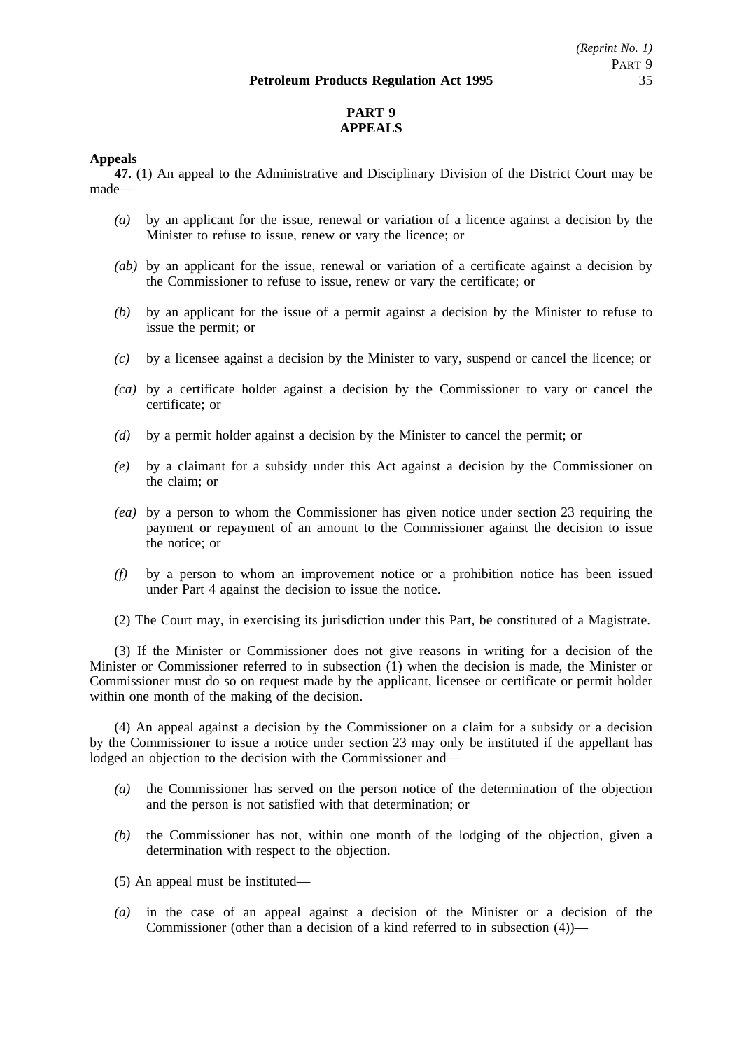## PART 9
## APPEALS

**Appeals**

**47.** (1) An appeal to the Administrative and Disciplinary Division of the District Court may be made—

- *(a)* by an applicant for the issue, renewal or variation of a licence against a decision by the Minister to refuse to issue, renew or vary the licence; or
- *(ab)* by an applicant for the issue, renewal or variation of a certificate against a decision by the Commissioner to refuse to issue, renew or vary the certificate; or
- *(b)* by an applicant for the issue of a permit against a decision by the Minister to refuse to issue the permit; or
- *(c)* by a licensee against a decision by the Minister to vary, suspend or cancel the licence; or
- *(ca)* by a certificate holder against a decision by the Commissioner to vary or cancel the certificate; or
- *(d)* by a permit holder against a decision by the Minister to cancel the permit; or
- *(e)* by a claimant for a subsidy under this Act against a decision by the Commissioner on the claim; or
- *(ea)* by a person to whom the Commissioner has given notice under section 23 requiring the payment or repayment of an amount to the Commissioner against the decision to issue the notice; or
- *(f)* by a person to whom an improvement notice or a prohibition notice has been issued under Part 4 against the decision to issue the notice.

(2) The Court may, in exercising its jurisdiction under this Part, be constituted of a Magistrate.

(3) If the Minister or Commissioner does not give reasons in writing for a decision of the Minister or Commissioner referred to in subsection (1) when the decision is made, the Minister or Commissioner must do so on request made by the applicant, licensee or certificate or permit holder within one month of the making of the decision.

(4) An appeal against a decision by the Commissioner on a claim for a subsidy or a decision by the Commissioner to issue a notice under section 23 may only be instituted if the appellant has lodged an objection to the decision with the Commissioner and—

- *(a)* the Commissioner has served on the person notice of the determination of the objection and the person is not satisfied with that determination; or
- *(b)* the Commissioner has not, within one month of the lodging of the objection, given a determination with respect to the objection.

(5) An appeal must be instituted—

- *(a)* in the case of an appeal against a decision of the Minister or a decision of the Commissioner (other than a decision of a kind referred to in subsection (4))—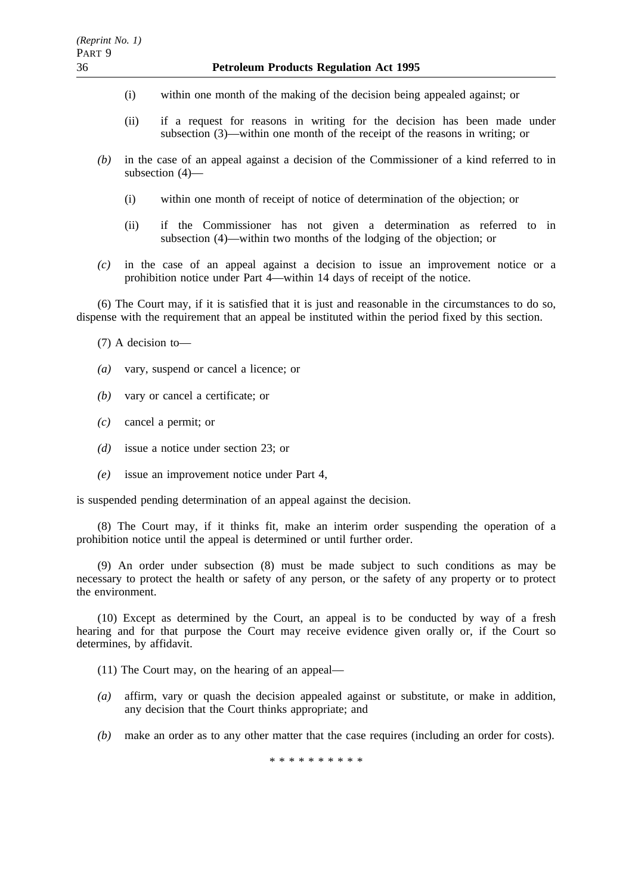(i) within one month of the making of the decision being appealed against; or

(ii) if a request for reasons in writing for the decision has been made under subsection (3)—within one month of the receipt of the reasons in writing; or

*(b)* in the case of an appeal against a decision of the Commissioner of a kind referred to in subsection (4)—

(i) within one month of receipt of notice of determination of the objection; or

(ii) if the Commissioner has not given a determination as referred to in subsection (4)—within two months of the lodging of the objection; or

*(c)* in the case of an appeal against a decision to issue an improvement notice or a prohibition notice under Part 4—within 14 days of receipt of the notice.

(6) The Court may, if it is satisfied that it is just and reasonable in the circumstances to do so, dispense with the requirement that an appeal be instituted within the period fixed by this section.

(7) A decision to—

*(a)* vary, suspend or cancel a licence; or

*(b)* vary or cancel a certificate; or

*(c)* cancel a permit; or

*(d)* issue a notice under section 23; or

*(e)* issue an improvement notice under Part 4,

is suspended pending determination of an appeal against the decision.

(8) The Court may, if it thinks fit, make an interim order suspending the operation of a prohibition notice until the appeal is determined or until further order.

(9) An order under subsection (8) must be made subject to such conditions as may be necessary to protect the health or safety of any person, or the safety of any property or to protect the environment.

(10) Except as determined by the Court, an appeal is to be conducted by way of a fresh hearing and for that purpose the Court may receive evidence given orally or, if the Court so determines, by affidavit.

(11) The Court may, on the hearing of an appeal—

*(a)* affirm, vary or quash the decision appealed against or substitute, or make in addition, any decision that the Court thinks appropriate; and

*(b)* make an order as to any other matter that the case requires (including an order for costs).

\* \* \* \* \* \* \* \* \* \*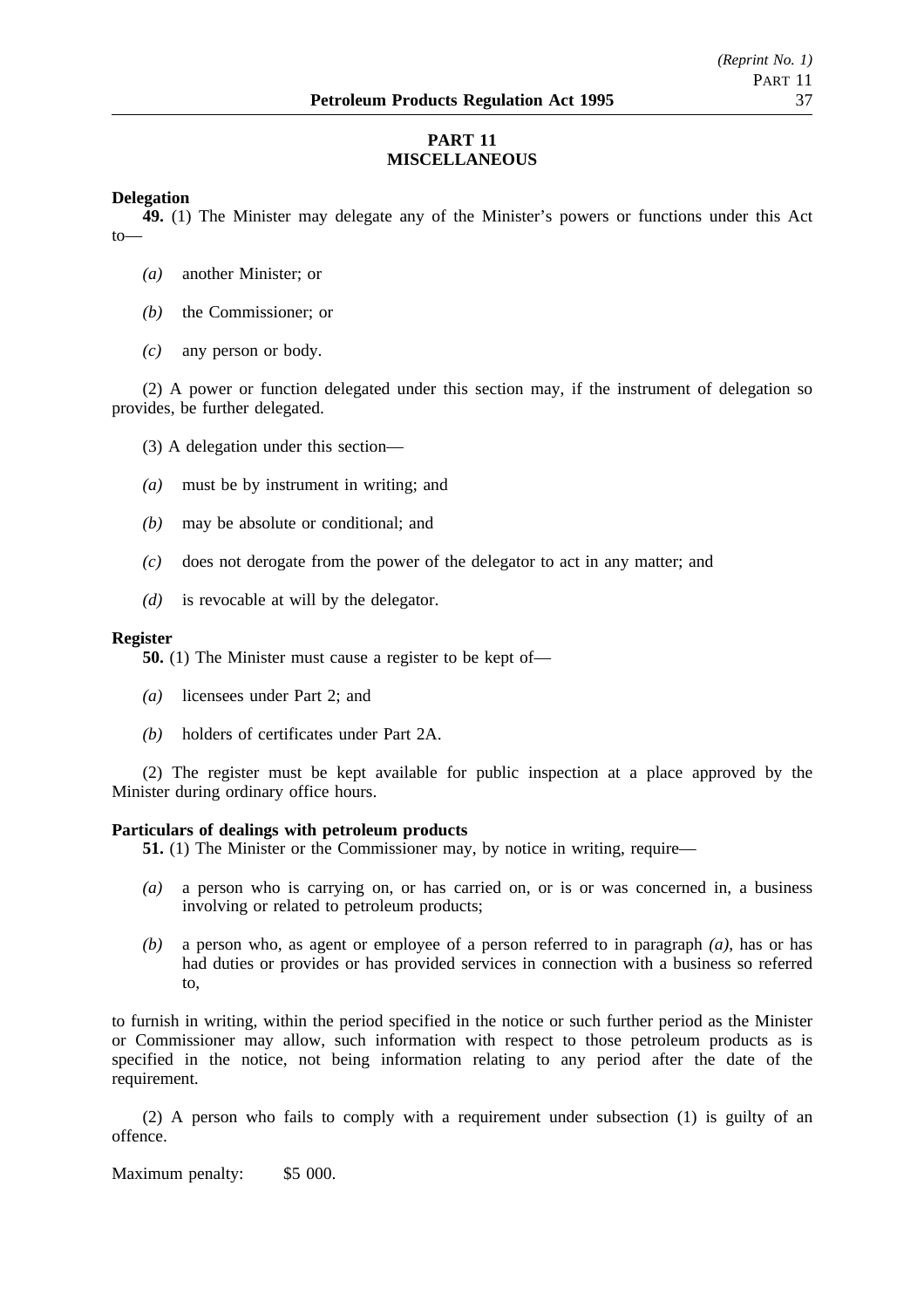## PART 11
## MISCELLANEOUS

**Delegation**

**49.** (1) The Minister may delegate any of the Minister's powers or functions under this Act to—

*(a)* another Minister; or

*(b)* the Commissioner; or

*(c)* any person or body.

(2) A power or function delegated under this section may, if the instrument of delegation so provides, be further delegated.

(3) A delegation under this section—

*(a)* must be by instrument in writing; and

*(b)* may be absolute or conditional; and

*(c)* does not derogate from the power of the delegator to act in any matter; and

*(d)* is revocable at will by the delegator.

**Register**

**50.** (1) The Minister must cause a register to be kept of—

*(a)* licensees under Part 2; and

*(b)* holders of certificates under Part 2A.

(2) The register must be kept available for public inspection at a place approved by the Minister during ordinary office hours.

**Particulars of dealings with petroleum products**

**51.** (1) The Minister or the Commissioner may, by notice in writing, require—

*(a)* a person who is carrying on, or has carried on, or is or was concerned in, a business involving or related to petroleum products;

*(b)* a person who, as agent or employee of a person referred to in paragraph *(a)*, has or has had duties or provides or has provided services in connection with a business so referred to,

to furnish in writing, within the period specified in the notice or such further period as the Minister or Commissioner may allow, such information with respect to those petroleum products as is specified in the notice, not being information relating to any period after the date of the requirement.

(2) A person who fails to comply with a requirement under subsection (1) is guilty of an offence.

Maximum penalty: $5 000.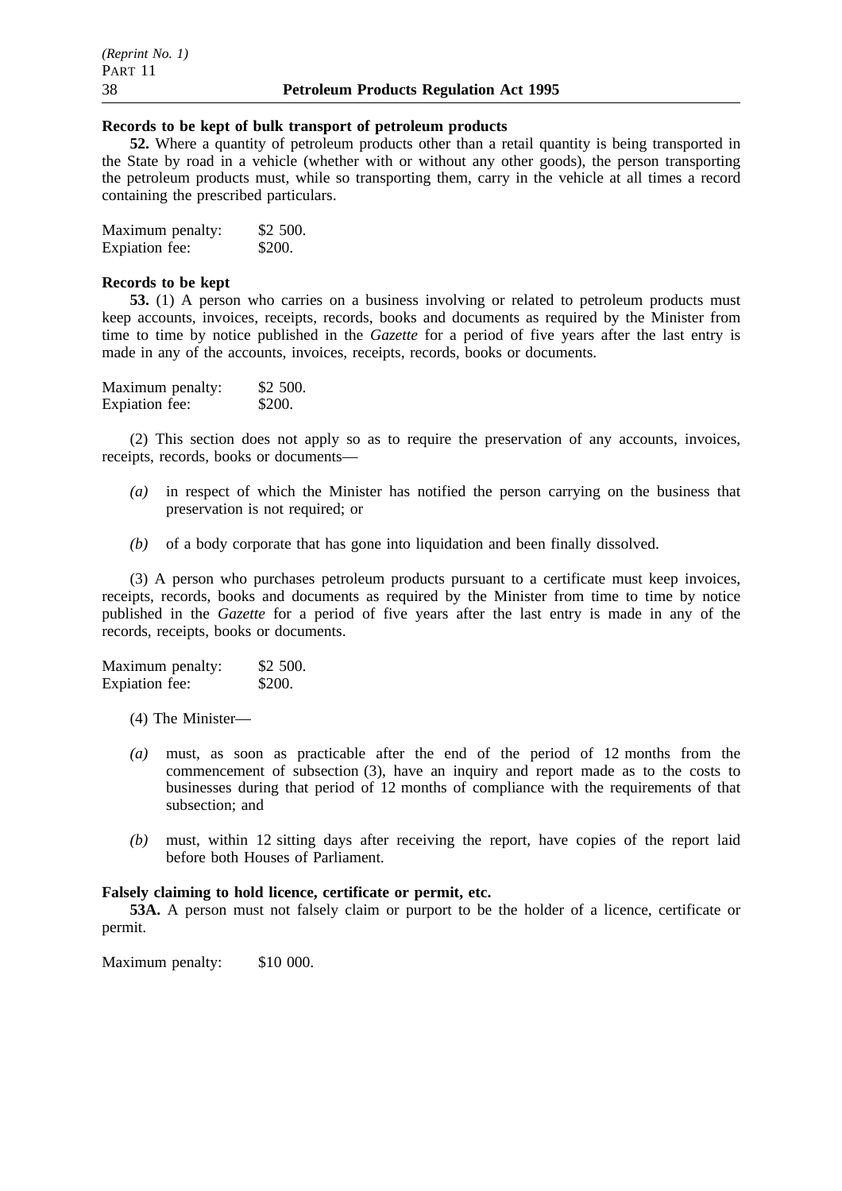**Records to be kept of bulk transport of petroleum products**

**52.** Where a quantity of petroleum products other than a retail quantity is being transported in the State by road in a vehicle (whether with or without any other goods), the person transporting the petroleum products must, while so transporting them, carry in the vehicle at all times a record containing the prescribed particulars.

Maximum penalty: $2 500.
Expiation fee: $200.

**Records to be kept**

**53.** (1) A person who carries on a business involving or related to petroleum products must keep accounts, invoices, receipts, records, books and documents as required by the Minister from time to time by notice published in the *Gazette* for a period of five years after the last entry is made in any of the accounts, invoices, receipts, records, books or documents.

Maximum penalty: $2 500.
Expiation fee: $200.

(2) This section does not apply so as to require the preservation of any accounts, invoices, receipts, records, books or documents—

*(a)* in respect of which the Minister has notified the person carrying on the business that preservation is not required; or

*(b)* of a body corporate that has gone into liquidation and been finally dissolved.

(3) A person who purchases petroleum products pursuant to a certificate must keep invoices, receipts, records, books and documents as required by the Minister from time to time by notice published in the *Gazette* for a period of five years after the last entry is made in any of the records, receipts, books or documents.

Maximum penalty: $2 500.
Expiation fee: $200.

(4) The Minister—

*(a)* must, as soon as practicable after the end of the period of 12 months from the commencement of subsection (3), have an inquiry and report made as to the costs to businesses during that period of 12 months of compliance with the requirements of that subsection; and

*(b)* must, within 12 sitting days after receiving the report, have copies of the report laid before both Houses of Parliament.

**Falsely claiming to hold licence, certificate or permit, etc.**

**53A.** A person must not falsely claim or purport to be the holder of a licence, certificate or permit.

Maximum penalty: $10 000.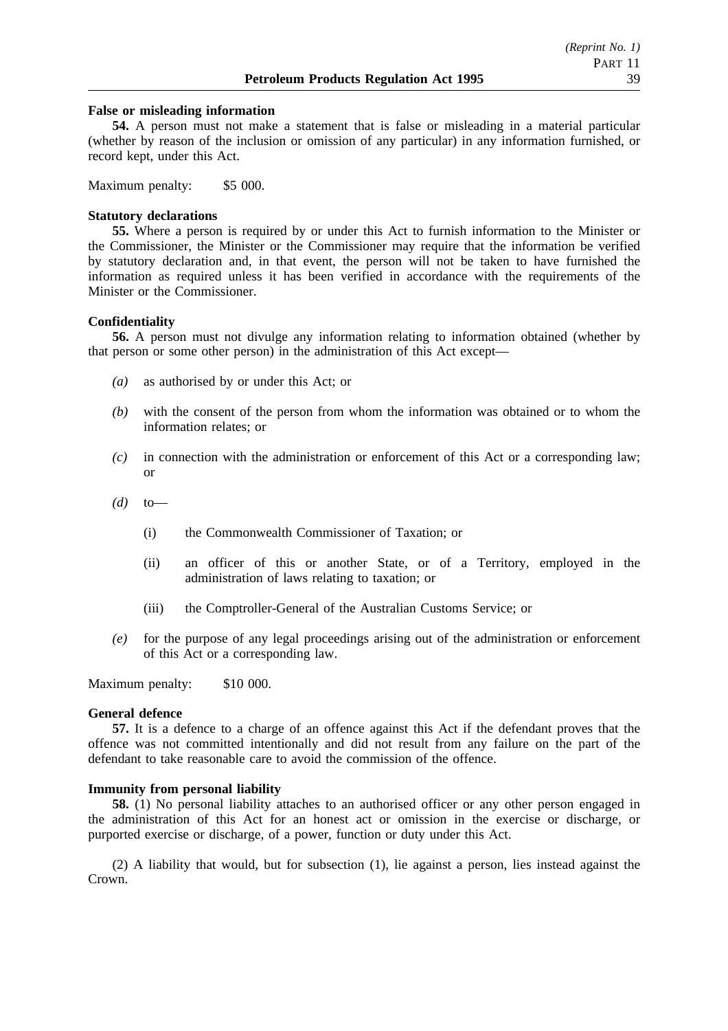**False or misleading information**

**54.** A person must not make a statement that is false or misleading in a material particular (whether by reason of the inclusion or omission of any particular) in any information furnished, or record kept, under this Act.

Maximum penalty: $5 000.

**Statutory declarations**

**55.** Where a person is required by or under this Act to furnish information to the Minister or the Commissioner, the Minister or the Commissioner may require that the information be verified by statutory declaration and, in that event, the person will not be taken to have furnished the information as required unless it has been verified in accordance with the requirements of the Minister or the Commissioner.

**Confidentiality**

**56.** A person must not divulge any information relating to information obtained (whether by that person or some other person) in the administration of this Act except—

*(a)* as authorised by or under this Act; or

*(b)* with the consent of the person from whom the information was obtained or to whom the information relates; or

*(c)* in connection with the administration or enforcement of this Act or a corresponding law; or

*(d)* to—

(i) the Commonwealth Commissioner of Taxation; or

(ii) an officer of this or another State, or of a Territory, employed in the administration of laws relating to taxation; or

(iii) the Comptroller-General of the Australian Customs Service; or

*(e)* for the purpose of any legal proceedings arising out of the administration or enforcement of this Act or a corresponding law.

Maximum penalty: $10 000.

**General defence**

**57.** It is a defence to a charge of an offence against this Act if the defendant proves that the offence was not committed intentionally and did not result from any failure on the part of the defendant to take reasonable care to avoid the commission of the offence.

**Immunity from personal liability**

**58.** (1) No personal liability attaches to an authorised officer or any other person engaged in the administration of this Act for an honest act or omission in the exercise or discharge, or purported exercise or discharge, of a power, function or duty under this Act.

(2) A liability that would, but for subsection (1), lie against a person, lies instead against the Crown.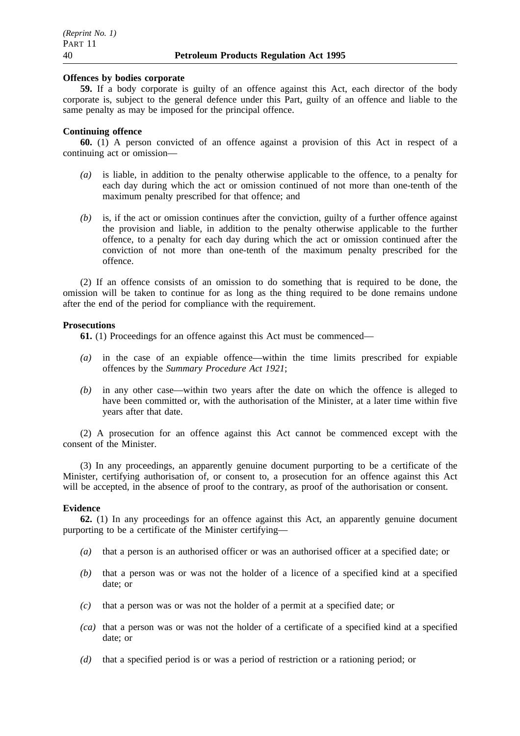**Offences by bodies corporate**

**59.** If a body corporate is guilty of an offence against this Act, each director of the body corporate is, subject to the general defence under this Part, guilty of an offence and liable to the same penalty as may be imposed for the principal offence.

**Continuing offence**

**60.** (1) A person convicted of an offence against a provision of this Act in respect of a continuing act or omission—

*(a)* is liable, in addition to the penalty otherwise applicable to the offence, to a penalty for each day during which the act or omission continued of not more than one-tenth of the maximum penalty prescribed for that offence; and

*(b)* is, if the act or omission continues after the conviction, guilty of a further offence against the provision and liable, in addition to the penalty otherwise applicable to the further offence, to a penalty for each day during which the act or omission continued after the conviction of not more than one-tenth of the maximum penalty prescribed for the offence.

(2) If an offence consists of an omission to do something that is required to be done, the omission will be taken to continue for as long as the thing required to be done remains undone after the end of the period for compliance with the requirement.

**Prosecutions**

**61.** (1) Proceedings for an offence against this Act must be commenced—

*(a)* in the case of an expiable offence—within the time limits prescribed for expiable offences by the *Summary Procedure Act 1921*;

*(b)* in any other case—within two years after the date on which the offence is alleged to have been committed or, with the authorisation of the Minister, at a later time within five years after that date.

(2) A prosecution for an offence against this Act cannot be commenced except with the consent of the Minister.

(3) In any proceedings, an apparently genuine document purporting to be a certificate of the Minister, certifying authorisation of, or consent to, a prosecution for an offence against this Act will be accepted, in the absence of proof to the contrary, as proof of the authorisation or consent.

**Evidence**

**62.** (1) In any proceedings for an offence against this Act, an apparently genuine document purporting to be a certificate of the Minister certifying—

*(a)* that a person is an authorised officer or was an authorised officer at a specified date; or

*(b)* that a person was or was not the holder of a licence of a specified kind at a specified date; or

*(c)* that a person was or was not the holder of a permit at a specified date; or

*(ca)* that a person was or was not the holder of a certificate of a specified kind at a specified date; or

*(d)* that a specified period is or was a period of restriction or a rationing period; or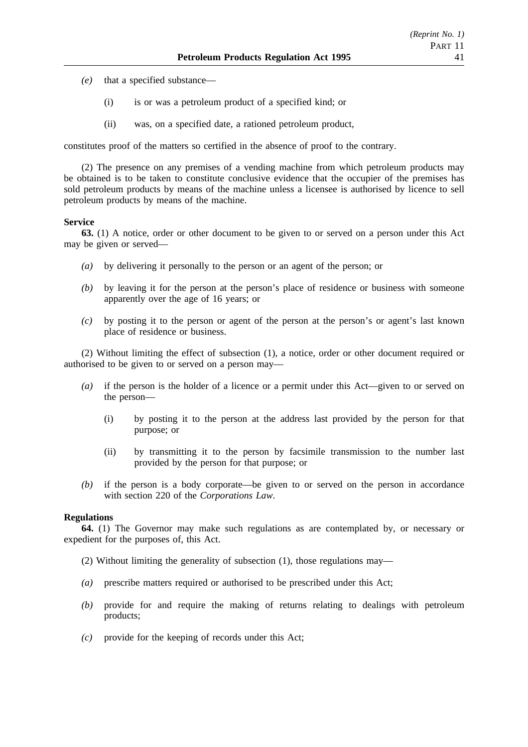*(e)* that a specified substance—

(i) is or was a petroleum product of a specified kind; or

(ii) was, on a specified date, a rationed petroleum product,

constitutes proof of the matters so certified in the absence of proof to the contrary.

(2) The presence on any premises of a vending machine from which petroleum products may be obtained is to be taken to constitute conclusive evidence that the occupier of the premises has sold petroleum products by means of the machine unless a licensee is authorised by licence to sell petroleum products by means of the machine.

**Service**

**63.** (1) A notice, order or other document to be given to or served on a person under this Act may be given or served—

*(a)* by delivering it personally to the person or an agent of the person; or

*(b)* by leaving it for the person at the person's place of residence or business with someone apparently over the age of 16 years; or

*(c)* by posting it to the person or agent of the person at the person's or agent's last known place of residence or business.

(2) Without limiting the effect of subsection (1), a notice, order or other document required or authorised to be given to or served on a person may—

*(a)* if the person is the holder of a licence or a permit under this Act—given to or served on the person—

(i) by posting it to the person at the address last provided by the person for that purpose; or

(ii) by transmitting it to the person by facsimile transmission to the number last provided by the person for that purpose; or

*(b)* if the person is a body corporate—be given to or served on the person in accordance with section 220 of the *Corporations Law*.

**Regulations**

**64.** (1) The Governor may make such regulations as are contemplated by, or necessary or expedient for the purposes of, this Act.

(2) Without limiting the generality of subsection (1), those regulations may—

*(a)* prescribe matters required or authorised to be prescribed under this Act;

*(b)* provide for and require the making of returns relating to dealings with petroleum products;

*(c)* provide for the keeping of records under this Act;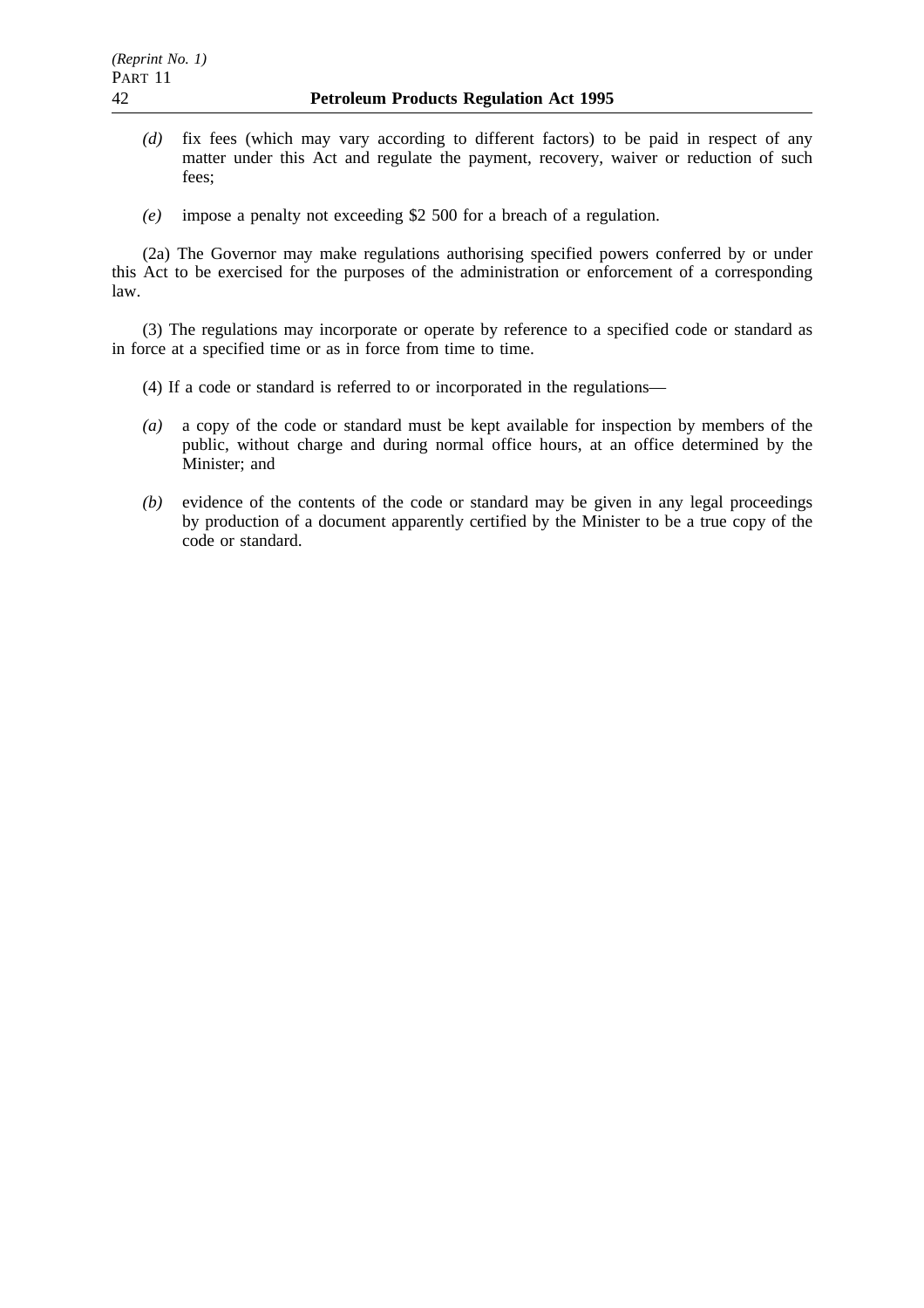*(d)* fix fees (which may vary according to different factors) to be paid in respect of any matter under this Act and regulate the payment, recovery, waiver or reduction of such fees;

*(e)* impose a penalty not exceeding $2 500 for a breach of a regulation.

(2a) The Governor may make regulations authorising specified powers conferred by or under this Act to be exercised for the purposes of the administration or enforcement of a corresponding law.

(3) The regulations may incorporate or operate by reference to a specified code or standard as in force at a specified time or as in force from time to time.

(4) If a code or standard is referred to or incorporated in the regulations—

*(a)* a copy of the code or standard must be kept available for inspection by members of the public, without charge and during normal office hours, at an office determined by the Minister; and

*(b)* evidence of the contents of the code or standard may be given in any legal proceedings by production of a document apparently certified by the Minister to be a true copy of the code or standard.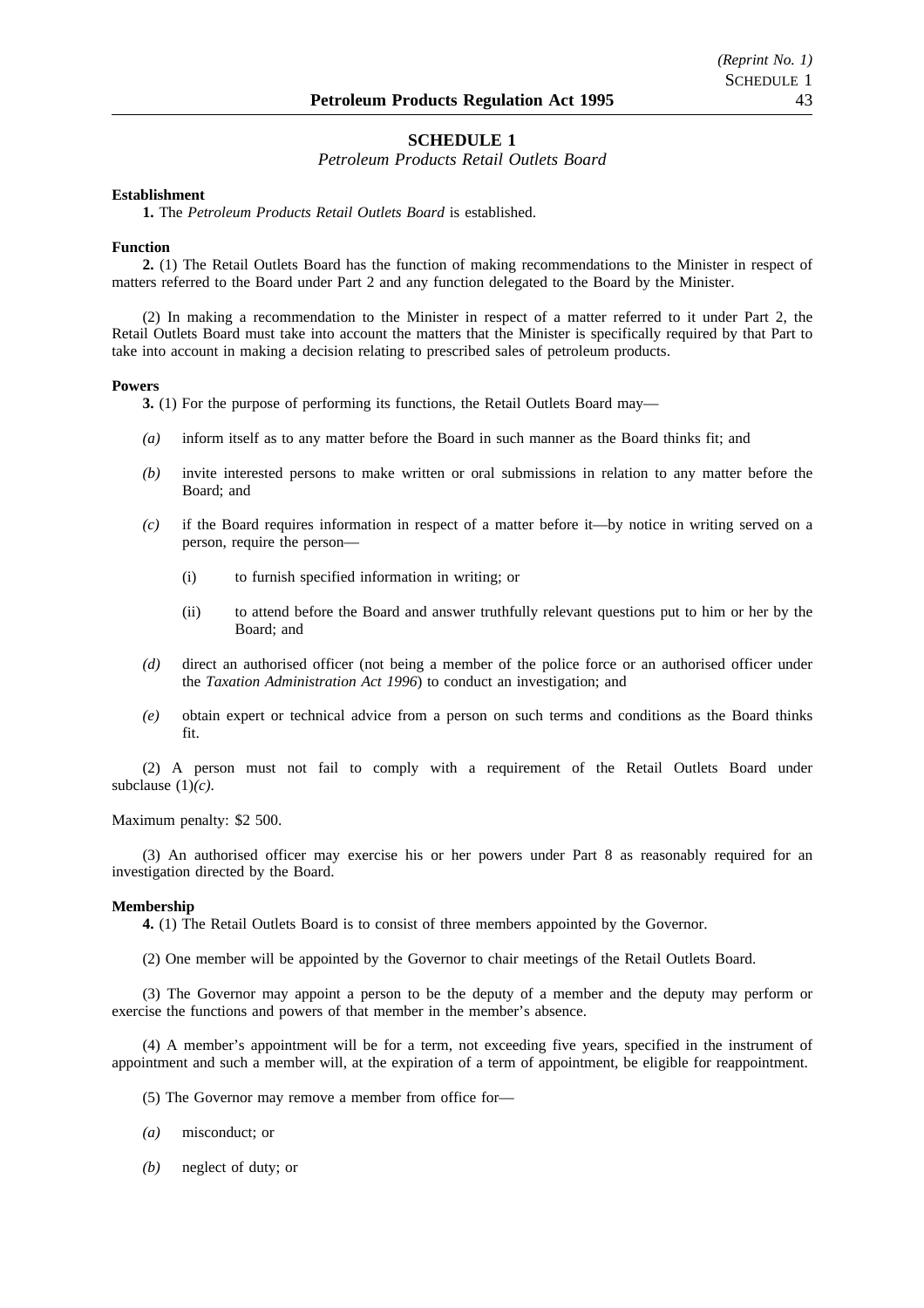## SCHEDULE 1

*Petroleum Products Retail Outlets Board*

**Establishment**

**1.** The *Petroleum Products Retail Outlets Board* is established.

**Function**

**2.** (1) The Retail Outlets Board has the function of making recommendations to the Minister in respect of matters referred to the Board under Part 2 and any function delegated to the Board by the Minister.

(2) In making a recommendation to the Minister in respect of a matter referred to it under Part 2, the Retail Outlets Board must take into account the matters that the Minister is specifically required by that Part to take into account in making a decision relating to prescribed sales of petroleum products.

**Powers**

**3.** (1) For the purpose of performing its functions, the Retail Outlets Board may—

*(a)* inform itself as to any matter before the Board in such manner as the Board thinks fit; and

*(b)* invite interested persons to make written or oral submissions in relation to any matter before the Board; and

*(c)* if the Board requires information in respect of a matter before it—by notice in writing served on a person, require the person—

(i) to furnish specified information in writing; or

(ii) to attend before the Board and answer truthfully relevant questions put to him or her by the Board; and

*(d)* direct an authorised officer (not being a member of the police force or an authorised officer under the *Taxation Administration Act 1996*) to conduct an investigation; and

*(e)* obtain expert or technical advice from a person on such terms and conditions as the Board thinks fit.

(2) A person must not fail to comply with a requirement of the Retail Outlets Board under subclause (1)*(c)*.

Maximum penalty: $2 500.

(3) An authorised officer may exercise his or her powers under Part 8 as reasonably required for an investigation directed by the Board.

**Membership**

**4.** (1) The Retail Outlets Board is to consist of three members appointed by the Governor.

(2) One member will be appointed by the Governor to chair meetings of the Retail Outlets Board.

(3) The Governor may appoint a person to be the deputy of a member and the deputy may perform or exercise the functions and powers of that member in the member's absence.

(4) A member's appointment will be for a term, not exceeding five years, specified in the instrument of appointment and such a member will, at the expiration of a term of appointment, be eligible for reappointment.

(5) The Governor may remove a member from office for—

*(a)* misconduct; or

*(b)* neglect of duty; or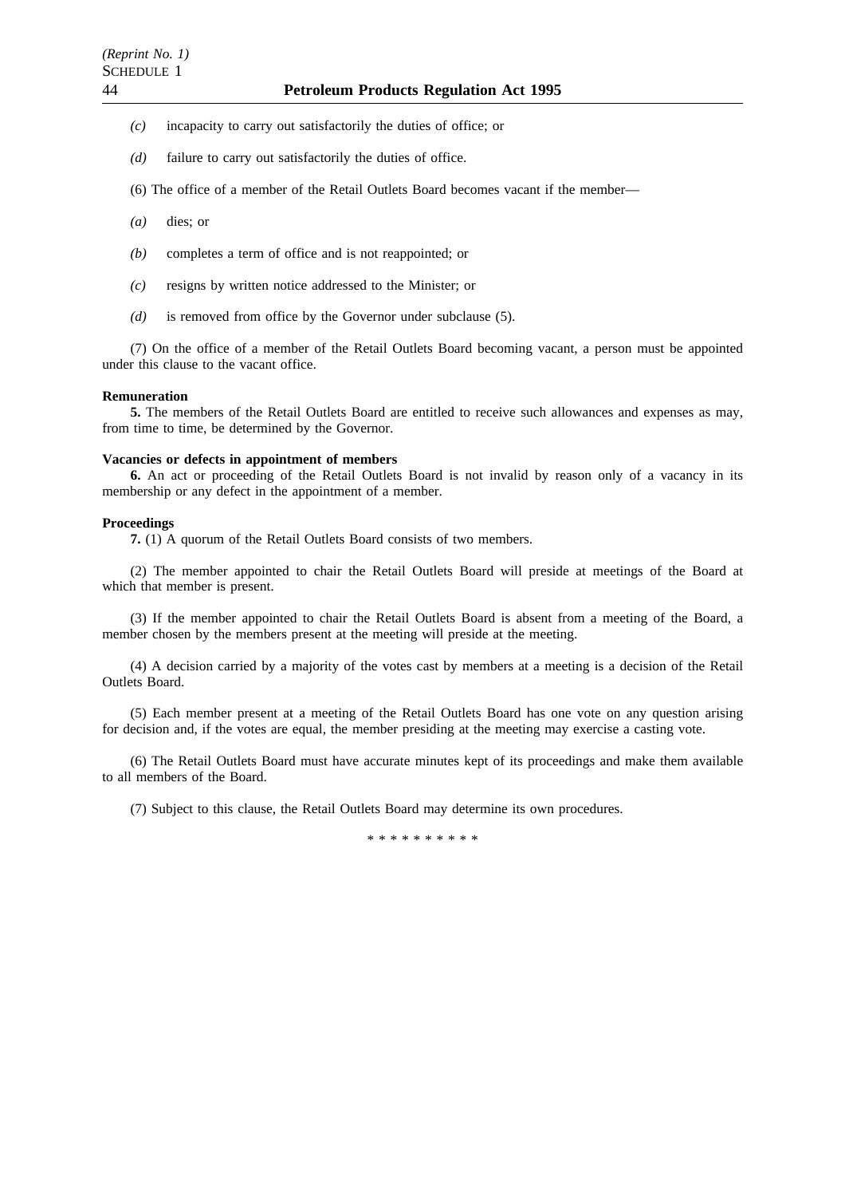*(c)* incapacity to carry out satisfactorily the duties of office; or

*(d)* failure to carry out satisfactorily the duties of office.

(6) The office of a member of the Retail Outlets Board becomes vacant if the member—

*(a)* dies; or

*(b)* completes a term of office and is not reappointed; or

*(c)* resigns by written notice addressed to the Minister; or

*(d)* is removed from office by the Governor under subclause (5).

(7) On the office of a member of the Retail Outlets Board becoming vacant, a person must be appointed under this clause to the vacant office.

**Remuneration**

**5.** The members of the Retail Outlets Board are entitled to receive such allowances and expenses as may, from time to time, be determined by the Governor.

**Vacancies or defects in appointment of members**

**6.** An act or proceeding of the Retail Outlets Board is not invalid by reason only of a vacancy in its membership or any defect in the appointment of a member.

**Proceedings**

**7.** (1) A quorum of the Retail Outlets Board consists of two members.

(2) The member appointed to chair the Retail Outlets Board will preside at meetings of the Board at which that member is present.

(3) If the member appointed to chair the Retail Outlets Board is absent from a meeting of the Board, a member chosen by the members present at the meeting will preside at the meeting.

(4) A decision carried by a majority of the votes cast by members at a meeting is a decision of the Retail Outlets Board.

(5) Each member present at a meeting of the Retail Outlets Board has one vote on any question arising for decision and, if the votes are equal, the member presiding at the meeting may exercise a casting vote.

(6) The Retail Outlets Board must have accurate minutes kept of its proceedings and make them available to all members of the Board.

(7) Subject to this clause, the Retail Outlets Board may determine its own procedures.

* * * * * * * * * *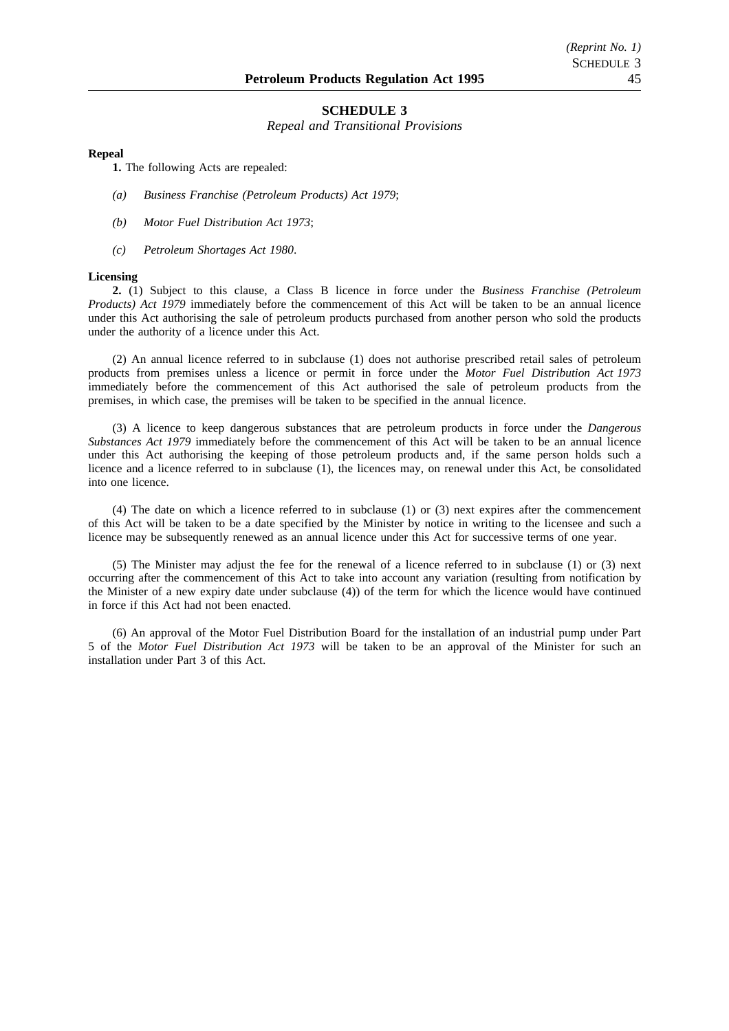## SCHEDULE 3

*Repeal and Transitional Provisions*

**Repeal**

**1.** The following Acts are repealed:

*(a)* *Business Franchise (Petroleum Products) Act 1979*;

*(b)* *Motor Fuel Distribution Act 1973*;

*(c)* *Petroleum Shortages Act 1980*.

**Licensing**

**2.** (1) Subject to this clause, a Class B licence in force under the *Business Franchise (Petroleum Products) Act 1979* immediately before the commencement of this Act will be taken to be an annual licence under this Act authorising the sale of petroleum products purchased from another person who sold the products under the authority of a licence under this Act.

(2) An annual licence referred to in subclause (1) does not authorise prescribed retail sales of petroleum products from premises unless a licence or permit in force under the *Motor Fuel Distribution Act 1973* immediately before the commencement of this Act authorised the sale of petroleum products from the premises, in which case, the premises will be taken to be specified in the annual licence.

(3) A licence to keep dangerous substances that are petroleum products in force under the *Dangerous Substances Act 1979* immediately before the commencement of this Act will be taken to be an annual licence under this Act authorising the keeping of those petroleum products and, if the same person holds such a licence and a licence referred to in subclause (1), the licences may, on renewal under this Act, be consolidated into one licence.

(4) The date on which a licence referred to in subclause (1) or (3) next expires after the commencement of this Act will be taken to be a date specified by the Minister by notice in writing to the licensee and such a licence may be subsequently renewed as an annual licence under this Act for successive terms of one year.

(5) The Minister may adjust the fee for the renewal of a licence referred to in subclause (1) or (3) next occurring after the commencement of this Act to take into account any variation (resulting from notification by the Minister of a new expiry date under subclause (4)) of the term for which the licence would have continued in force if this Act had not been enacted.

(6) An approval of the Motor Fuel Distribution Board for the installation of an industrial pump under Part 5 of the *Motor Fuel Distribution Act 1973* will be taken to be an approval of the Minister for such an installation under Part 3 of this Act.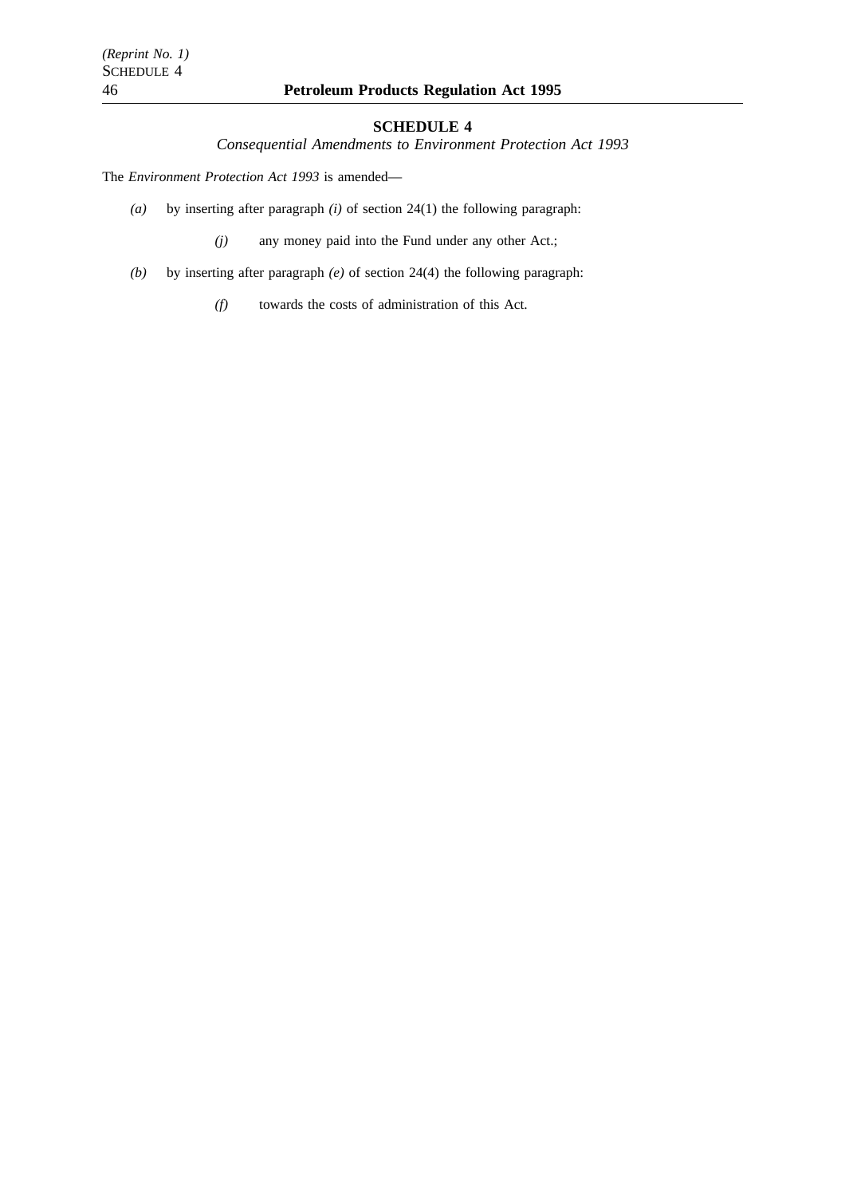## SCHEDULE 4

*Consequential Amendments to Environment Protection Act 1993*

The *Environment Protection Act 1993* is amended—

*(a)* by inserting after paragraph *(i)* of section 24(1) the following paragraph:

> *(j)* any money paid into the Fund under any other Act.;

*(b)* by inserting after paragraph *(e)* of section 24(4) the following paragraph:

> *(f)* towards the costs of administration of this Act.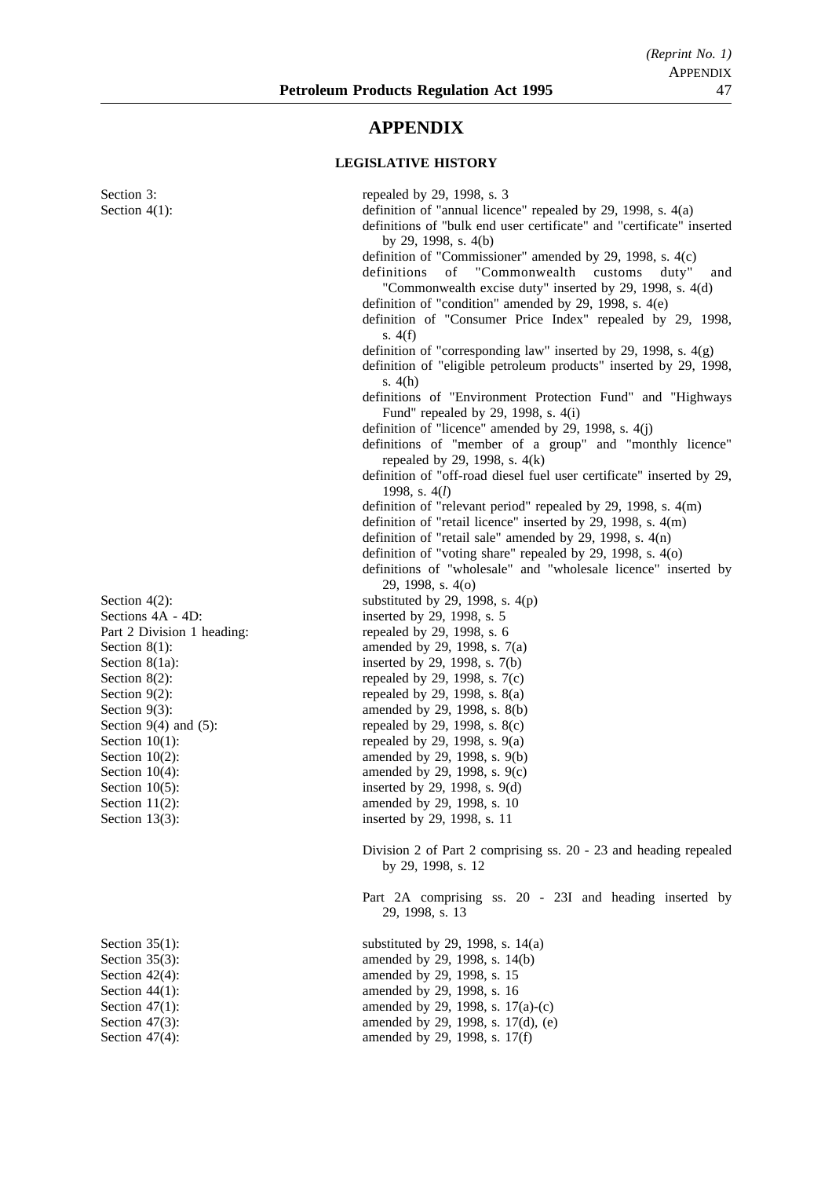# APPENDIX

## LEGISLATIVE HISTORY

| | |
|---|---|
| Section 3: | repealed by 29, 1998, s. 3 |
| Section 4(1): | definition of "annual licence" repealed by 29, 1998, s. 4(a) |
| | definitions of "bulk end user certificate" and "certificate" inserted by 29, 1998, s. 4(b) |
| | definition of "Commissioner" amended by 29, 1998, s. 4(c) |
| | definitions of "Commonwealth customs duty" and "Commonwealth excise duty" inserted by 29, 1998, s. 4(d) |
| | definition of "condition" amended by 29, 1998, s. 4(e) |
| | definition of "Consumer Price Index" repealed by 29, 1998, s. 4(f) |
| | definition of "corresponding law" inserted by 29, 1998, s. 4(g) |
| | definition of "eligible petroleum products" inserted by 29, 1998, s. 4(h) |
| | definitions of "Environment Protection Fund" and "Highways Fund" repealed by 29, 1998, s. 4(i) |
| | definition of "licence" amended by 29, 1998, s. 4(j) |
| | definitions of "member of a group" and "monthly licence" repealed by 29, 1998, s. 4(k) |
| | definition of "off-road diesel fuel user certificate" inserted by 29, 1998, s. 4(*l*) |
| | definition of "relevant period" repealed by 29, 1998, s. 4(m) |
| | definition of "retail licence" inserted by 29, 1998, s. 4(m) |
| | definition of "retail sale" amended by 29, 1998, s. 4(n) |
| | definition of "voting share" repealed by 29, 1998, s. 4(o) |
| | definitions of "wholesale" and "wholesale licence" inserted by 29, 1998, s. 4(o) |
| Section 4(2): | substituted by 29, 1998, s. 4(p) |
| Sections 4A - 4D: | inserted by 29, 1998, s. 5 |
| Part 2 Division 1 heading: | repealed by 29, 1998, s. 6 |
| Section 8(1): | amended by 29, 1998, s. 7(a) |
| Section 8(1a): | inserted by 29, 1998, s. 7(b) |
| Section 8(2): | repealed by 29, 1998, s. 7(c) |
| Section 9(2): | repealed by 29, 1998, s. 8(a) |
| Section 9(3): | amended by 29, 1998, s. 8(b) |
| Section 9(4) and (5): | repealed by 29, 1998, s. 8(c) |
| Section 10(1): | repealed by 29, 1998, s. 9(a) |
| Section 10(2): | amended by 29, 1998, s. 9(b) |
| Section 10(4): | amended by 29, 1998, s. 9(c) |
| Section 10(5): | inserted by 29, 1998, s. 9(d) |
| Section 11(2): | amended by 29, 1998, s. 10 |
| Section 13(3): | inserted by 29, 1998, s. 11 |
| | Division 2 of Part 2 comprising ss. 20 - 23 and heading repealed by 29, 1998, s. 12 |
| | Part 2A comprising ss. 20 - 23I and heading inserted by 29, 1998, s. 13 |
| Section 35(1): | substituted by 29, 1998, s. 14(a) |
| Section 35(3): | amended by 29, 1998, s. 14(b) |
| Section 42(4): | amended by 29, 1998, s. 15 |
| Section 44(1): | amended by 29, 1998, s. 16 |
| Section 47(1): | amended by 29, 1998, s. 17(a)-(c) |
| Section 47(3): | amended by 29, 1998, s. 17(d), (e) |
| Section 47(4): | amended by 29, 1998, s. 17(f) |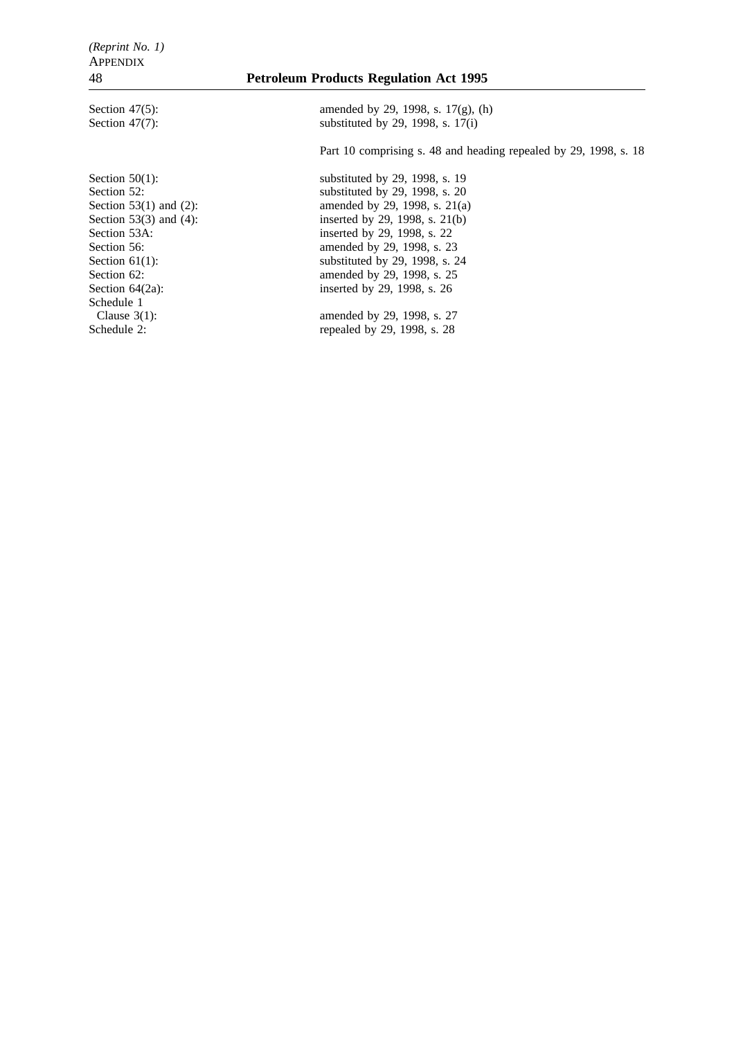| | |
|---|---|
| Section 47(5): | amended by 29, 1998, s. 17(g), (h) |
| Section 47(7): | substituted by 29, 1998, s. 17(i) |
| | Part 10 comprising s. 48 and heading repealed by 29, 1998, s. 18 |
| Section 50(1): | substituted by 29, 1998, s. 19 |
| Section 52: | substituted by 29, 1998, s. 20 |
| Section 53(1) and (2): | amended by 29, 1998, s. 21(a) |
| Section 53(3) and (4): | inserted by 29, 1998, s. 21(b) |
| Section 53A: | inserted by 29, 1998, s. 22 |
| Section 56: | amended by 29, 1998, s. 23 |
| Section 61(1): | substituted by 29, 1998, s. 24 |
| Section 62: | amended by 29, 1998, s. 25 |
| Section 64(2a): | inserted by 29, 1998, s. 26 |
| Schedule 1 | |
| Clause 3(1): | amended by 29, 1998, s. 27 |
| Schedule 2: | repealed by 29, 1998, s. 28 |